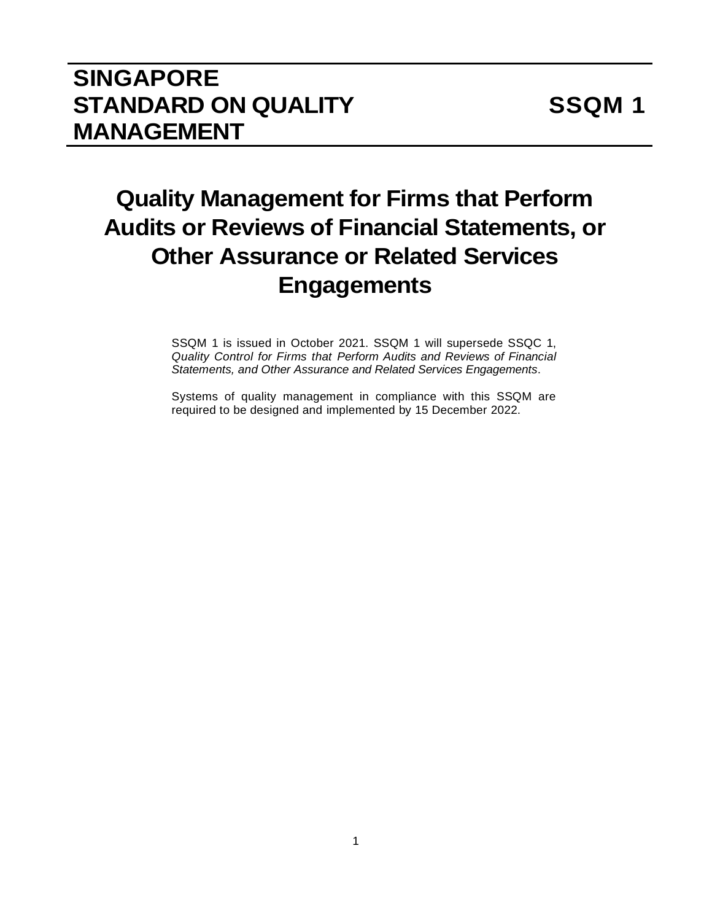# SINGAPORE STANDARD ON QUALITY MANAGEMENT

# SSQM 1

## Quality Management for Firms that Perform Audits or Reviews of Financial Statements, or Other Assurance or Related Services Engagements

SSQM 1 is issued in October 2021. SSQM 1 will supersede SSQC 1, *Quality Control for Firms that Perform Audits and Reviews of Financial Statements, and Other Assurance and Related Services Engagements*.

Systems of quality management in compliance with this SSQM are required to be designed and implemented by 15 December 2022.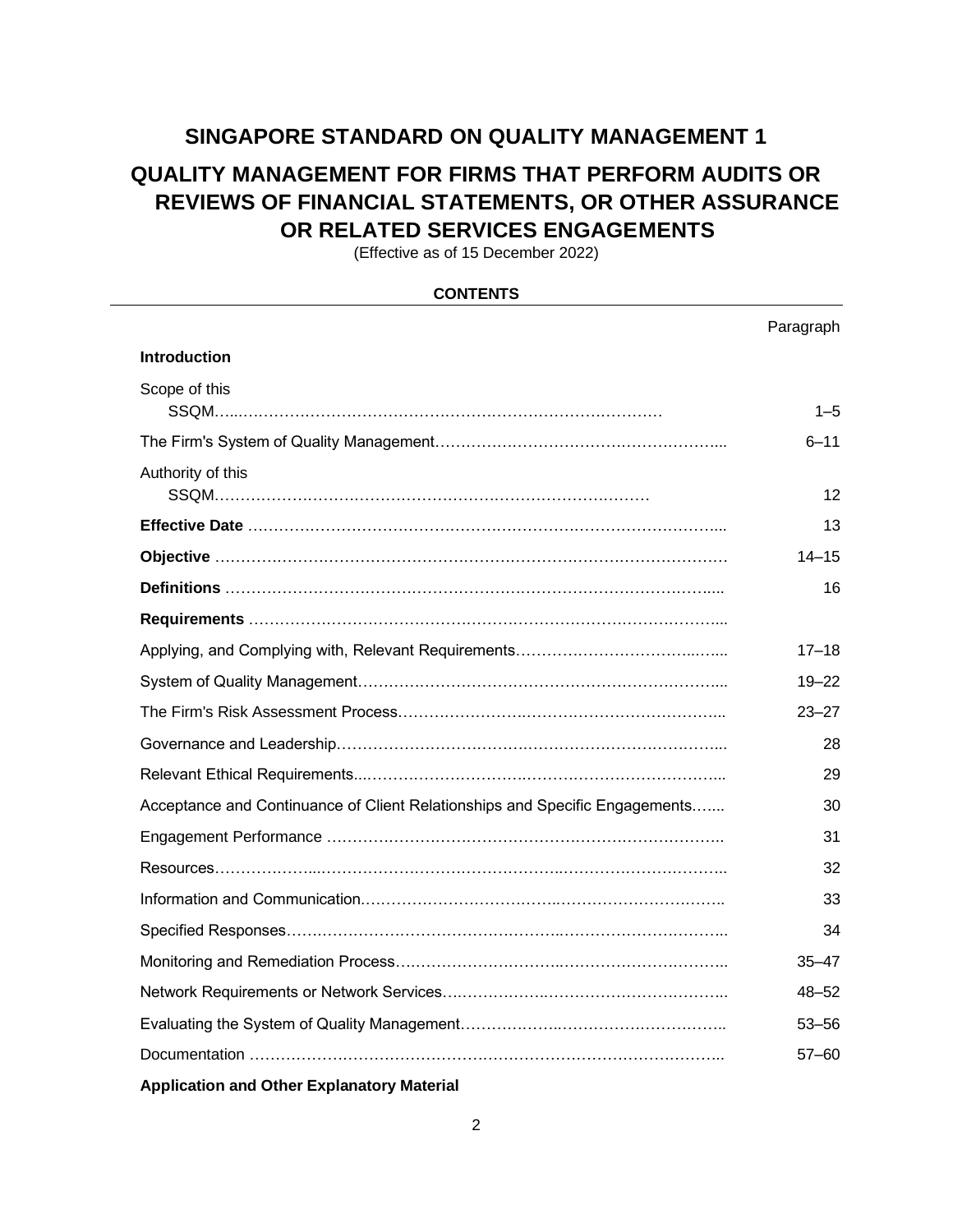# SINGAPORE STANDARD ON QUALITY MANAGEMENT 1

# QUALITY MANAGEMENT FOR FIRMS THAT PERFORM AUDITS OR REVIEWS OF FINANCIAL STATEMENTS, OR OTHER ASSURANCE OR RELATED SERVICES ENGAGEMENTS

(Effective as of 15 December 2022)

**CONTENTS**

| | Paragraph |
|---|---|
| **Introduction** | |
| Scope of this SSQM | 1–5 |
| The Firm's System of Quality Management | 6–11 |
| Authority of this SSQM | 12 |
| **Effective Date** | 13 |
| **Objective** | 14–15 |
| **Definitions** | 16 |
| **Requirements** | |
| Applying, and Complying with, Relevant Requirements | 17–18 |
| System of Quality Management | 19–22 |
| The Firm's Risk Assessment Process | 23–27 |
| Governance and Leadership | 28 |
| Relevant Ethical Requirements | 29 |
| Acceptance and Continuance of Client Relationships and Specific Engagements | 30 |
| Engagement Performance | 31 |
| Resources | 32 |
| Information and Communication | 33 |
| Specified Responses | 34 |
| Monitoring and Remediation Process | 35–47 |
| Network Requirements or Network Services | 48–52 |
| Evaluating the System of Quality Management | 53–56 |
| Documentation | 57–60 |
| **Application and Other Explanatory Material** | |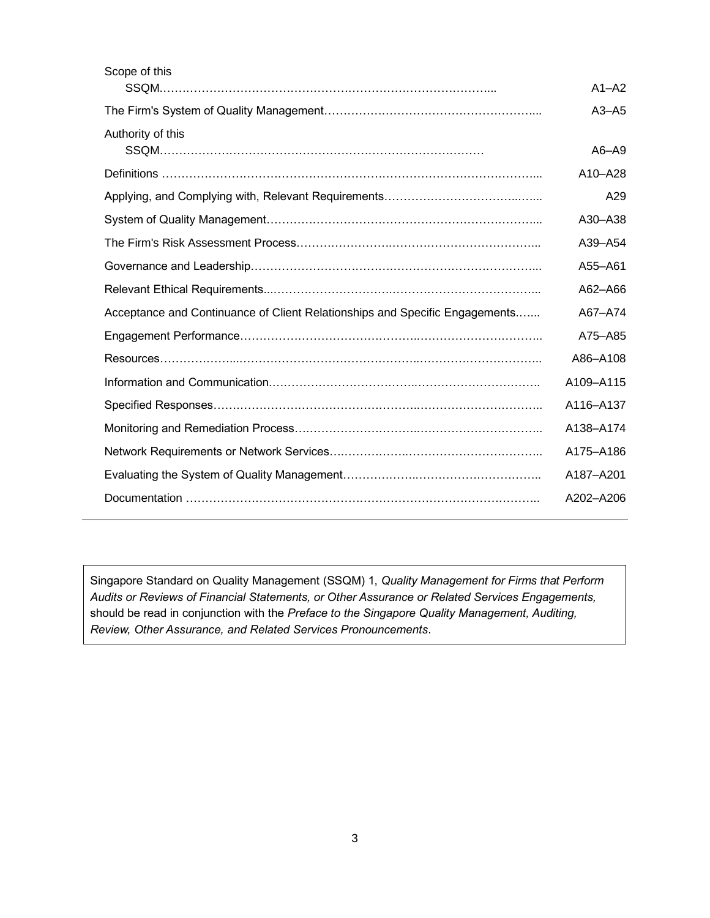| | |
|---|---|
| Scope of this SSQM | A1–A2 |
| The Firm's System of Quality Management | A3–A5 |
| Authority of this SSQM | A6–A9 |
| Definitions | A10–A28 |
| Applying, and Complying with, Relevant Requirements | A29 |
| System of Quality Management | A30–A38 |
| The Firm's Risk Assessment Process | A39–A54 |
| Governance and Leadership | A55–A61 |
| Relevant Ethical Requirements | A62–A66 |
| Acceptance and Continuance of Client Relationships and Specific Engagements | A67–A74 |
| Engagement Performance | A75–A85 |
| Resources | A86–A108 |
| Information and Communication | A109–A115 |
| Specified Responses | A116–A137 |
| Monitoring and Remediation Process | A138–A174 |
| Network Requirements or Network Services | A175–A186 |
| Evaluating the System of Quality Management | A187–A201 |
| Documentation | A202–A206 |

Singapore Standard on Quality Management (SSQM) 1, *Quality Management for Firms that Perform Audits or Reviews of Financial Statements, or Other Assurance or Related Services Engagements,* should be read in conjunction with the *Preface to the Singapore Quality Management, Auditing, Review, Other Assurance, and Related Services Pronouncements*.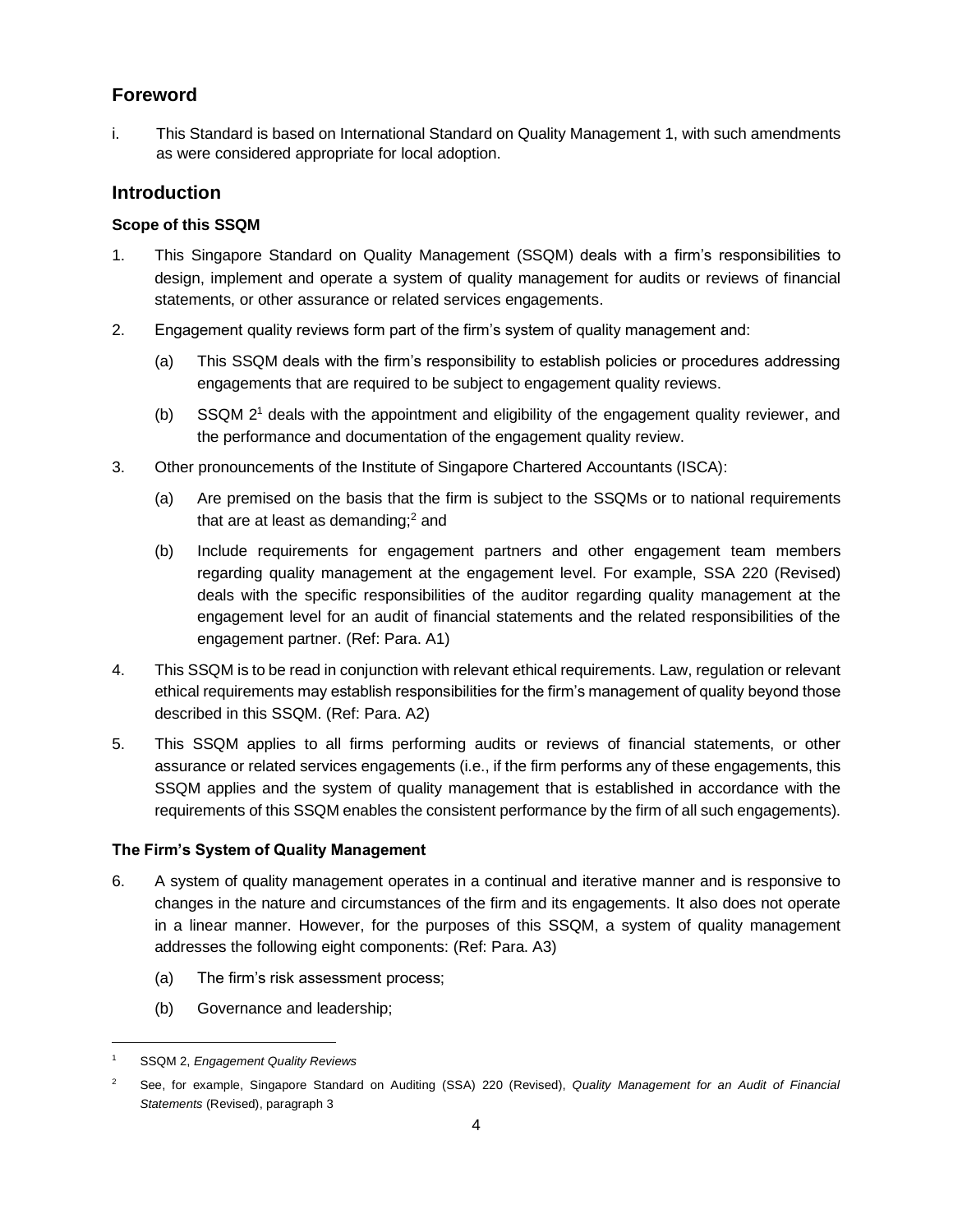## Foreword

i. This Standard is based on International Standard on Quality Management 1, with such amendments as were considered appropriate for local adoption.

## Introduction

### Scope of this SSQM

1. This Singapore Standard on Quality Management (SSQM) deals with a firm's responsibilities to design, implement and operate a system of quality management for audits or reviews of financial statements, or other assurance or related services engagements.

2. Engagement quality reviews form part of the firm's system of quality management and:

   (a) This SSQM deals with the firm's responsibility to establish policies or procedures addressing engagements that are required to be subject to engagement quality reviews.

   (b) SSQM 2[1] deals with the appointment and eligibility of the engagement quality reviewer, and the performance and documentation of the engagement quality review.

3. Other pronouncements of the Institute of Singapore Chartered Accountants (ISCA):

   (a) Are premised on the basis that the firm is subject to the SSQMs or to national requirements that are at least as demanding;[2] and

   (b) Include requirements for engagement partners and other engagement team members regarding quality management at the engagement level. For example, SSA 220 (Revised) deals with the specific responsibilities of the auditor regarding quality management at the engagement level for an audit of financial statements and the related responsibilities of the engagement partner. (Ref: Para. A1)

4. This SSQM is to be read in conjunction with relevant ethical requirements. Law, regulation or relevant ethical requirements may establish responsibilities for the firm's management of quality beyond those described in this SSQM. (Ref: Para. A2)

5. This SSQM applies to all firms performing audits or reviews of financial statements, or other assurance or related services engagements (i.e., if the firm performs any of these engagements, this SSQM applies and the system of quality management that is established in accordance with the requirements of this SSQM enables the consistent performance by the firm of all such engagements).

### The Firm's System of Quality Management

6. A system of quality management operates in a continual and iterative manner and is responsive to changes in the nature and circumstances of the firm and its engagements. It also does not operate in a linear manner. However, for the purposes of this SSQM, a system of quality management addresses the following eight components: (Ref: Para. A3)

   (a) The firm's risk assessment process;

   (b) Governance and leadership;

---

[1] SSQM 2, *Engagement Quality Reviews*

[2] See, for example, Singapore Standard on Auditing (SSA) 220 (Revised), *Quality Management for an Audit of Financial Statements* (Revised), paragraph 3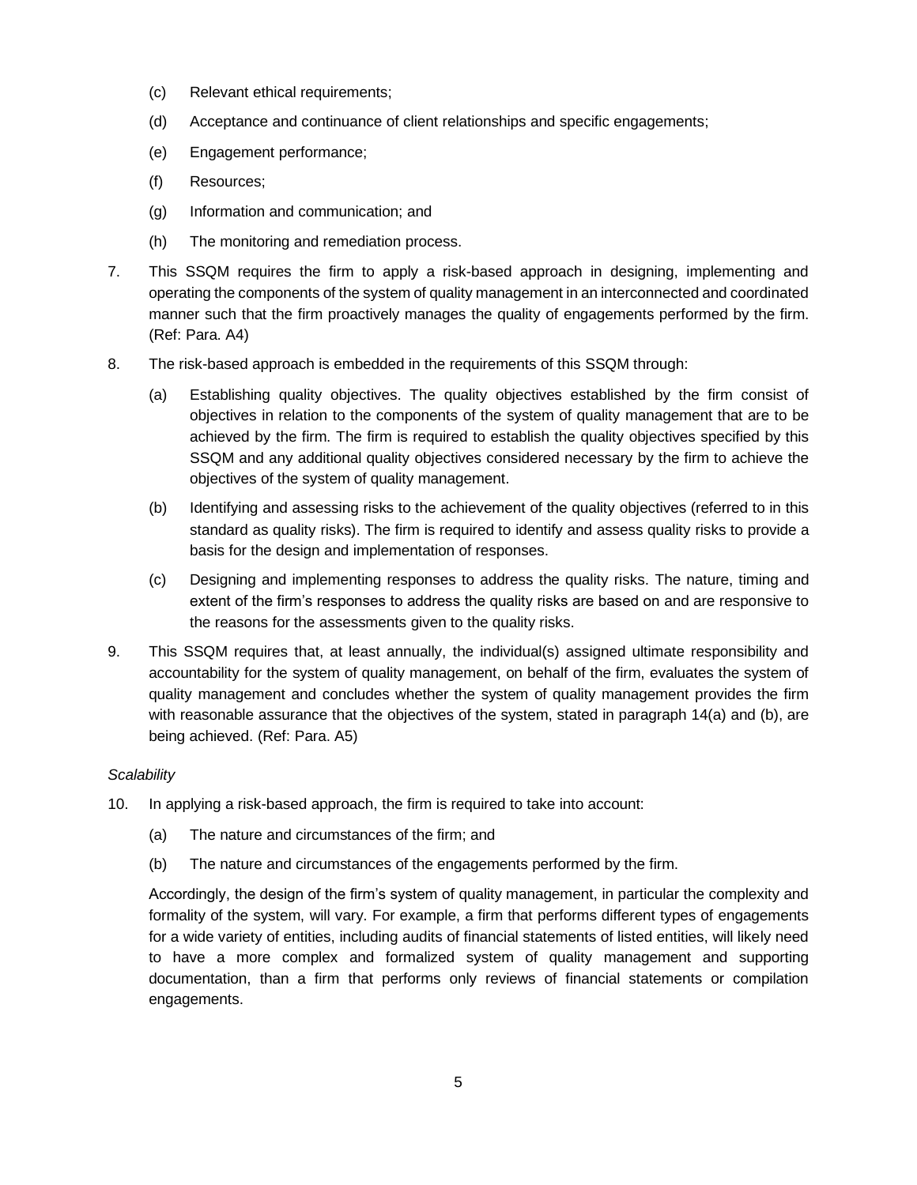(c) Relevant ethical requirements;

(d) Acceptance and continuance of client relationships and specific engagements;

(e) Engagement performance;

(f) Resources;

(g) Information and communication; and

(h) The monitoring and remediation process.

7. This SSQM requires the firm to apply a risk-based approach in designing, implementing and operating the components of the system of quality management in an interconnected and coordinated manner such that the firm proactively manages the quality of engagements performed by the firm. (Ref: Para. A4)

8. The risk-based approach is embedded in the requirements of this SSQM through:

   (a) Establishing quality objectives. The quality objectives established by the firm consist of objectives in relation to the components of the system of quality management that are to be achieved by the firm. The firm is required to establish the quality objectives specified by this SSQM and any additional quality objectives considered necessary by the firm to achieve the objectives of the system of quality management.

   (b) Identifying and assessing risks to the achievement of the quality objectives (referred to in this standard as quality risks). The firm is required to identify and assess quality risks to provide a basis for the design and implementation of responses.

   (c) Designing and implementing responses to address the quality risks. The nature, timing and extent of the firm's responses to address the quality risks are based on and are responsive to the reasons for the assessments given to the quality risks.

9. This SSQM requires that, at least annually, the individual(s) assigned ultimate responsibility and accountability for the system of quality management, on behalf of the firm, evaluates the system of quality management and concludes whether the system of quality management provides the firm with reasonable assurance that the objectives of the system, stated in paragraph 14(a) and (b), are being achieved. (Ref: Para. A5)

*Scalability*

10. In applying a risk-based approach, the firm is required to take into account:

   (a) The nature and circumstances of the firm; and

   (b) The nature and circumstances of the engagements performed by the firm.

   Accordingly, the design of the firm's system of quality management, in particular the complexity and formality of the system, will vary. For example, a firm that performs different types of engagements for a wide variety of entities, including audits of financial statements of listed entities, will likely need to have a more complex and formalized system of quality management and supporting documentation, than a firm that performs only reviews of financial statements or compilation engagements.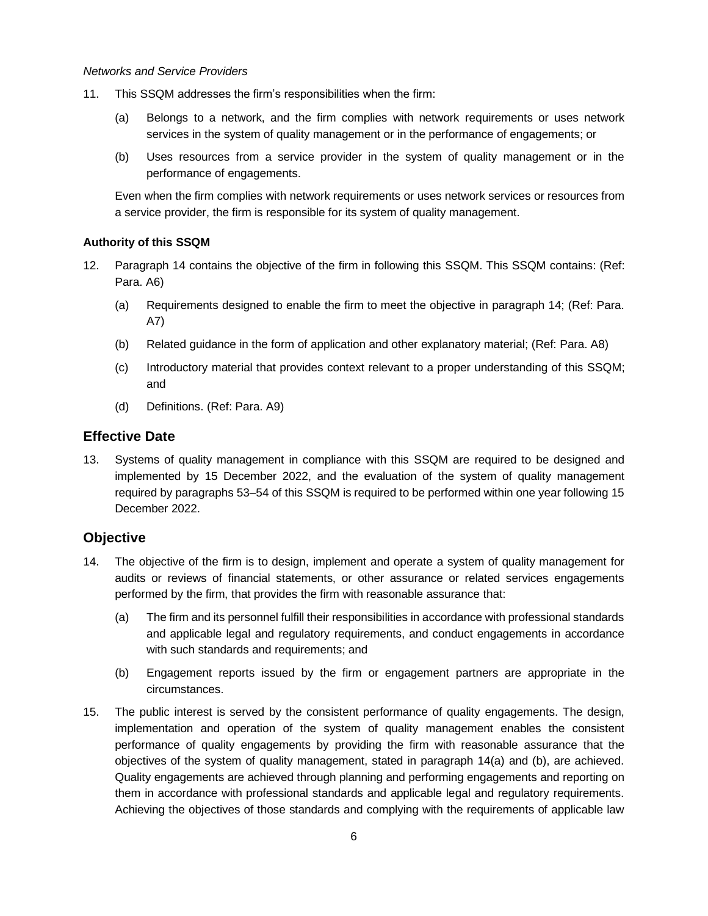*Networks and Service Providers*

11. This SSQM addresses the firm's responsibilities when the firm:

    (a) Belongs to a network, and the firm complies with network requirements or uses network services in the system of quality management or in the performance of engagements; or

    (b) Uses resources from a service provider in the system of quality management or in the performance of engagements.

    Even when the firm complies with network requirements or uses network services or resources from a service provider, the firm is responsible for its system of quality management.

**Authority of this SSQM**

12. Paragraph 14 contains the objective of the firm in following this SSQM. This SSQM contains: (Ref: Para. A6)

    (a) Requirements designed to enable the firm to meet the objective in paragraph 14; (Ref: Para. A7)

    (b) Related guidance in the form of application and other explanatory material; (Ref: Para. A8)

    (c) Introductory material that provides context relevant to a proper understanding of this SSQM; and

    (d) Definitions. (Ref: Para. A9)

## Effective Date

13. Systems of quality management in compliance with this SSQM are required to be designed and implemented by 15 December 2022, and the evaluation of the system of quality management required by paragraphs 53–54 of this SSQM is required to be performed within one year following 15 December 2022.

## Objective

14. The objective of the firm is to design, implement and operate a system of quality management for audits or reviews of financial statements, or other assurance or related services engagements performed by the firm, that provides the firm with reasonable assurance that:

    (a) The firm and its personnel fulfill their responsibilities in accordance with professional standards and applicable legal and regulatory requirements, and conduct engagements in accordance with such standards and requirements; and

    (b) Engagement reports issued by the firm or engagement partners are appropriate in the circumstances.

15. The public interest is served by the consistent performance of quality engagements. The design, implementation and operation of the system of quality management enables the consistent performance of quality engagements by providing the firm with reasonable assurance that the objectives of the system of quality management, stated in paragraph 14(a) and (b), are achieved. Quality engagements are achieved through planning and performing engagements and reporting on them in accordance with professional standards and applicable legal and regulatory requirements. Achieving the objectives of those standards and complying with the requirements of applicable law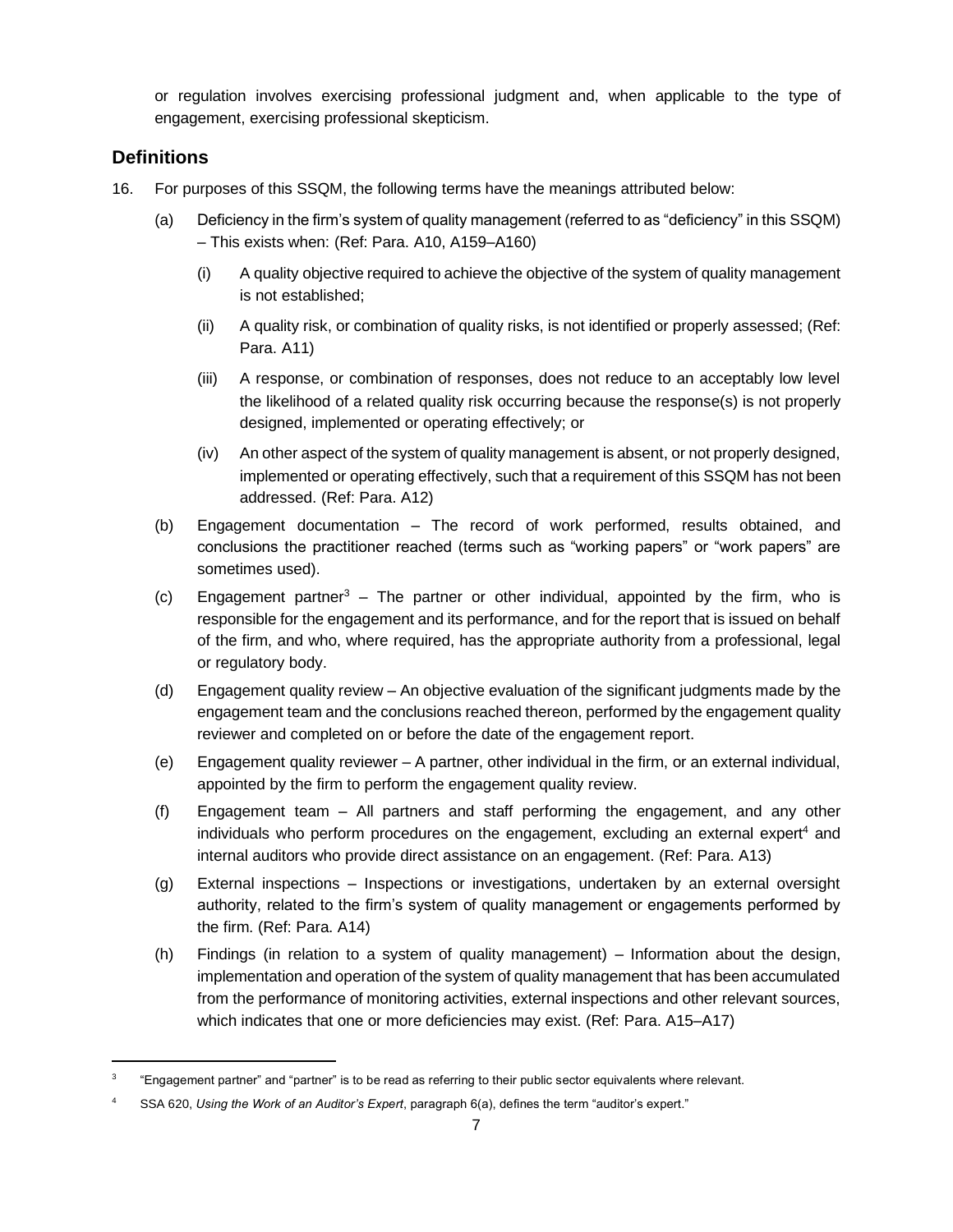or regulation involves exercising professional judgment and, when applicable to the type of engagement, exercising professional skepticism.

## Definitions

16. For purposes of this SSQM, the following terms have the meanings attributed below:

    (a) Deficiency in the firm's system of quality management (referred to as "deficiency" in this SSQM) – This exists when: (Ref: Para. A10, A159–A160)

        (i) A quality objective required to achieve the objective of the system of quality management is not established;

        (ii) A quality risk, or combination of quality risks, is not identified or properly assessed; (Ref: Para. A11)

        (iii) A response, or combination of responses, does not reduce to an acceptably low level the likelihood of a related quality risk occurring because the response(s) is not properly designed, implemented or operating effectively; or

        (iv) An other aspect of the system of quality management is absent, or not properly designed, implemented or operating effectively, such that a requirement of this SSQM has not been addressed. (Ref: Para. A12)

    (b) Engagement documentation – The record of work performed, results obtained, and conclusions the practitioner reached (terms such as "working papers" or "work papers" are sometimes used).

    (c) Engagement partner[3] – The partner or other individual, appointed by the firm, who is responsible for the engagement and its performance, and for the report that is issued on behalf of the firm, and who, where required, has the appropriate authority from a professional, legal or regulatory body.

    (d) Engagement quality review – An objective evaluation of the significant judgments made by the engagement team and the conclusions reached thereon, performed by the engagement quality reviewer and completed on or before the date of the engagement report.

    (e) Engagement quality reviewer – A partner, other individual in the firm, or an external individual, appointed by the firm to perform the engagement quality review.

    (f) Engagement team – All partners and staff performing the engagement, and any other individuals who perform procedures on the engagement, excluding an external expert[4] and internal auditors who provide direct assistance on an engagement. (Ref: Para. A13)

    (g) External inspections – Inspections or investigations, undertaken by an external oversight authority, related to the firm's system of quality management or engagements performed by the firm. (Ref: Para. A14)

    (h) Findings (in relation to a system of quality management) – Information about the design, implementation and operation of the system of quality management that has been accumulated from the performance of monitoring activities, external inspections and other relevant sources, which indicates that one or more deficiencies may exist. (Ref: Para. A15–A17)

---

[3] "Engagement partner" and "partner" is to be read as referring to their public sector equivalents where relevant.

[4] SSA 620, *Using the Work of an Auditor's Expert*, paragraph 6(a), defines the term "auditor's expert."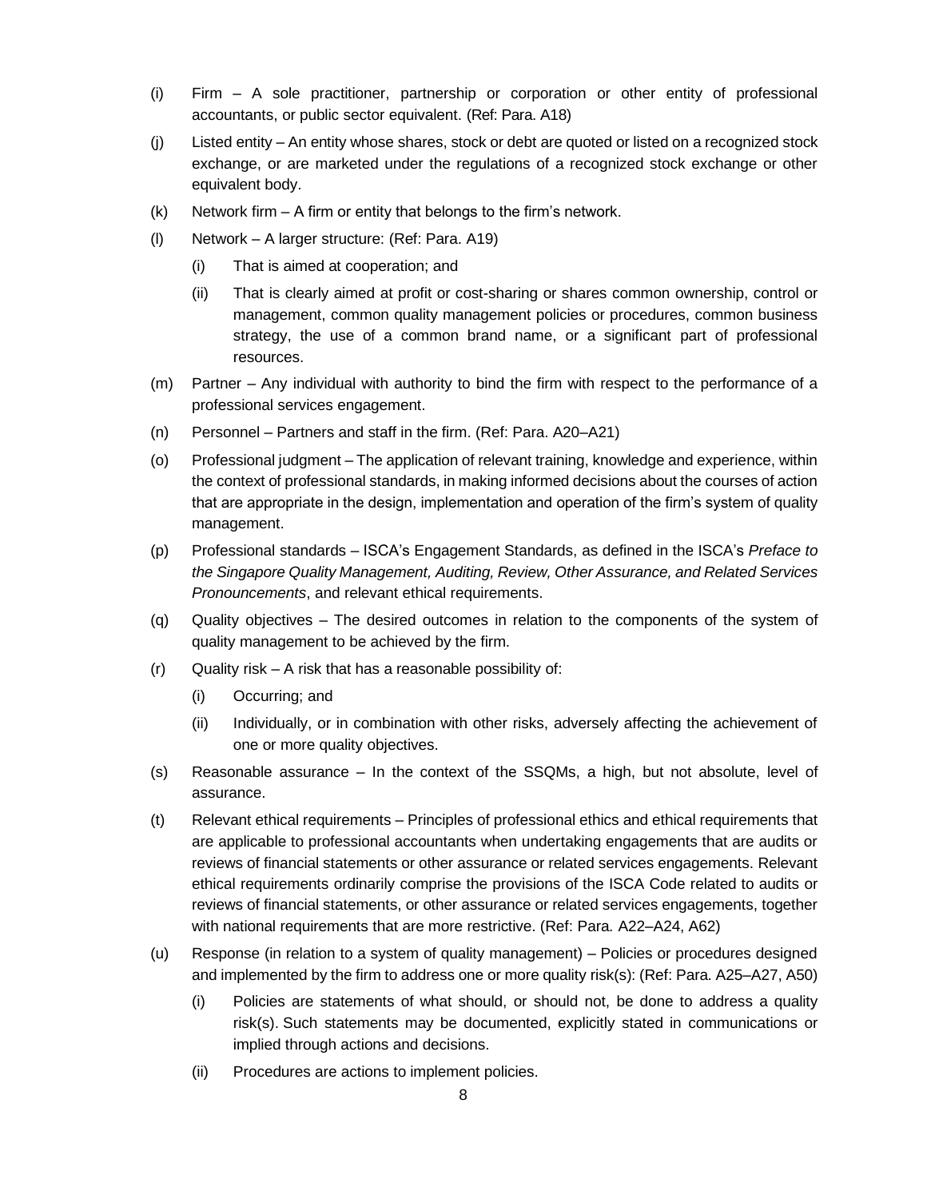(i) Firm – A sole practitioner, partnership or corporation or other entity of professional accountants, or public sector equivalent. (Ref: Para. A18)

(j) Listed entity – An entity whose shares, stock or debt are quoted or listed on a recognized stock exchange, or are marketed under the regulations of a recognized stock exchange or other equivalent body.

(k) Network firm – A firm or entity that belongs to the firm's network.

(l) Network – A larger structure: (Ref: Para. A19)

   (i) That is aimed at cooperation; and

   (ii) That is clearly aimed at profit or cost-sharing or shares common ownership, control or management, common quality management policies or procedures, common business strategy, the use of a common brand name, or a significant part of professional resources.

(m) Partner – Any individual with authority to bind the firm with respect to the performance of a professional services engagement.

(n) Personnel – Partners and staff in the firm. (Ref: Para. A20–A21)

(o) Professional judgment – The application of relevant training, knowledge and experience, within the context of professional standards, in making informed decisions about the courses of action that are appropriate in the design, implementation and operation of the firm's system of quality management.

(p) Professional standards – ISCA's Engagement Standards, as defined in the ISCA's *Preface to the Singapore Quality Management, Auditing, Review, Other Assurance, and Related Services Pronouncements*, and relevant ethical requirements.

(q) Quality objectives – The desired outcomes in relation to the components of the system of quality management to be achieved by the firm.

(r) Quality risk – A risk that has a reasonable possibility of:

   (i) Occurring; and

   (ii) Individually, or in combination with other risks, adversely affecting the achievement of one or more quality objectives.

(s) Reasonable assurance – In the context of the SSQMs, a high, but not absolute, level of assurance.

(t) Relevant ethical requirements – Principles of professional ethics and ethical requirements that are applicable to professional accountants when undertaking engagements that are audits or reviews of financial statements or other assurance or related services engagements. Relevant ethical requirements ordinarily comprise the provisions of the ISCA Code related to audits or reviews of financial statements, or other assurance or related services engagements, together with national requirements that are more restrictive. (Ref: Para. A22–A24, A62)

(u) Response (in relation to a system of quality management) – Policies or procedures designed and implemented by the firm to address one or more quality risk(s): (Ref: Para. A25–A27, A50)

   (i) Policies are statements of what should, or should not, be done to address a quality risk(s). Such statements may be documented, explicitly stated in communications or implied through actions and decisions.

   (ii) Procedures are actions to implement policies.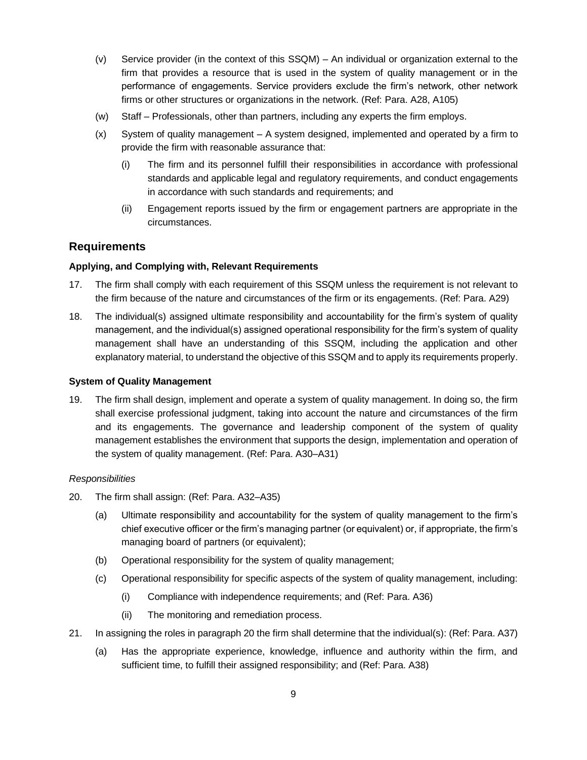(v) Service provider (in the context of this SSQM) – An individual or organization external to the firm that provides a resource that is used in the system of quality management or in the performance of engagements. Service providers exclude the firm's network, other network firms or other structures or organizations in the network. (Ref: Para. A28, A105)

(w) Staff – Professionals, other than partners, including any experts the firm employs.

(x) System of quality management – A system designed, implemented and operated by a firm to provide the firm with reasonable assurance that:

(i) The firm and its personnel fulfill their responsibilities in accordance with professional standards and applicable legal and regulatory requirements, and conduct engagements in accordance with such standards and requirements; and

(ii) Engagement reports issued by the firm or engagement partners are appropriate in the circumstances.

## Requirements

### Applying, and Complying with, Relevant Requirements

17. The firm shall comply with each requirement of this SSQM unless the requirement is not relevant to the firm because of the nature and circumstances of the firm or its engagements. (Ref: Para. A29)

18. The individual(s) assigned ultimate responsibility and accountability for the firm's system of quality management, and the individual(s) assigned operational responsibility for the firm's system of quality management shall have an understanding of this SSQM, including the application and other explanatory material, to understand the objective of this SSQM and to apply its requirements properly.

### System of Quality Management

19. The firm shall design, implement and operate a system of quality management. In doing so, the firm shall exercise professional judgment, taking into account the nature and circumstances of the firm and its engagements. The governance and leadership component of the system of quality management establishes the environment that supports the design, implementation and operation of the system of quality management. (Ref: Para. A30–A31)

*Responsibilities*

20. The firm shall assign: (Ref: Para. A32–A35)

(a) Ultimate responsibility and accountability for the system of quality management to the firm's chief executive officer or the firm's managing partner (or equivalent) or, if appropriate, the firm's managing board of partners (or equivalent);

(b) Operational responsibility for the system of quality management;

(c) Operational responsibility for specific aspects of the system of quality management, including:

(i) Compliance with independence requirements; and (Ref: Para. A36)

(ii) The monitoring and remediation process.

21. In assigning the roles in paragraph 20 the firm shall determine that the individual(s): (Ref: Para. A37)

(a) Has the appropriate experience, knowledge, influence and authority within the firm, and sufficient time, to fulfill their assigned responsibility; and (Ref: Para. A38)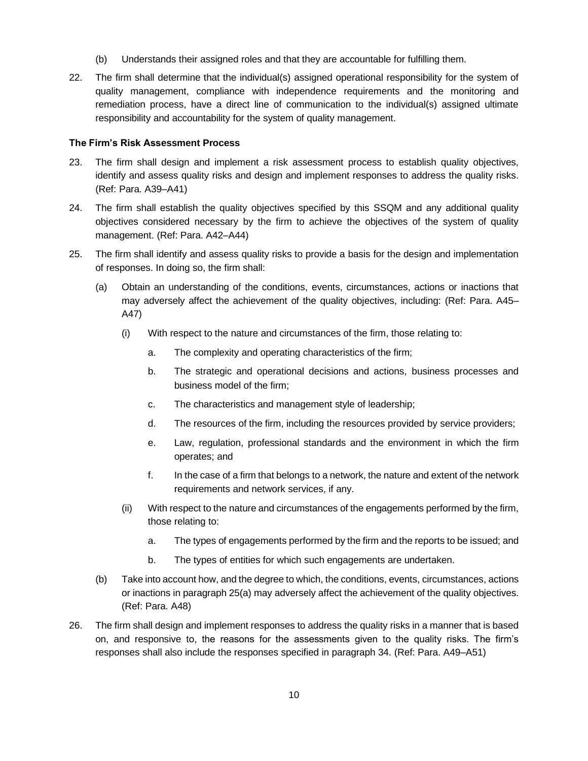(b) Understands their assigned roles and that they are accountable for fulfilling them.

22. The firm shall determine that the individual(s) assigned operational responsibility for the system of quality management, compliance with independence requirements and the monitoring and remediation process, have a direct line of communication to the individual(s) assigned ultimate responsibility and accountability for the system of quality management.

**The Firm's Risk Assessment Process**

23. The firm shall design and implement a risk assessment process to establish quality objectives, identify and assess quality risks and design and implement responses to address the quality risks. (Ref: Para. A39–A41)

24. The firm shall establish the quality objectives specified by this SSQM and any additional quality objectives considered necessary by the firm to achieve the objectives of the system of quality management. (Ref: Para. A42–A44)

25. The firm shall identify and assess quality risks to provide a basis for the design and implementation of responses. In doing so, the firm shall:

    (a) Obtain an understanding of the conditions, events, circumstances, actions or inactions that may adversely affect the achievement of the quality objectives, including: (Ref: Para. A45–A47)

        (i) With respect to the nature and circumstances of the firm, those relating to:

            a. The complexity and operating characteristics of the firm;

            b. The strategic and operational decisions and actions, business processes and business model of the firm;

            c. The characteristics and management style of leadership;

            d. The resources of the firm, including the resources provided by service providers;

            e. Law, regulation, professional standards and the environment in which the firm operates; and

            f. In the case of a firm that belongs to a network, the nature and extent of the network requirements and network services, if any.

        (ii) With respect to the nature and circumstances of the engagements performed by the firm, those relating to:

            a. The types of engagements performed by the firm and the reports to be issued; and

            b. The types of entities for which such engagements are undertaken.

    (b) Take into account how, and the degree to which, the conditions, events, circumstances, actions or inactions in paragraph 25(a) may adversely affect the achievement of the quality objectives. (Ref: Para. A48)

26. The firm shall design and implement responses to address the quality risks in a manner that is based on, and responsive to, the reasons for the assessments given to the quality risks. The firm's responses shall also include the responses specified in paragraph 34. (Ref: Para. A49–A51)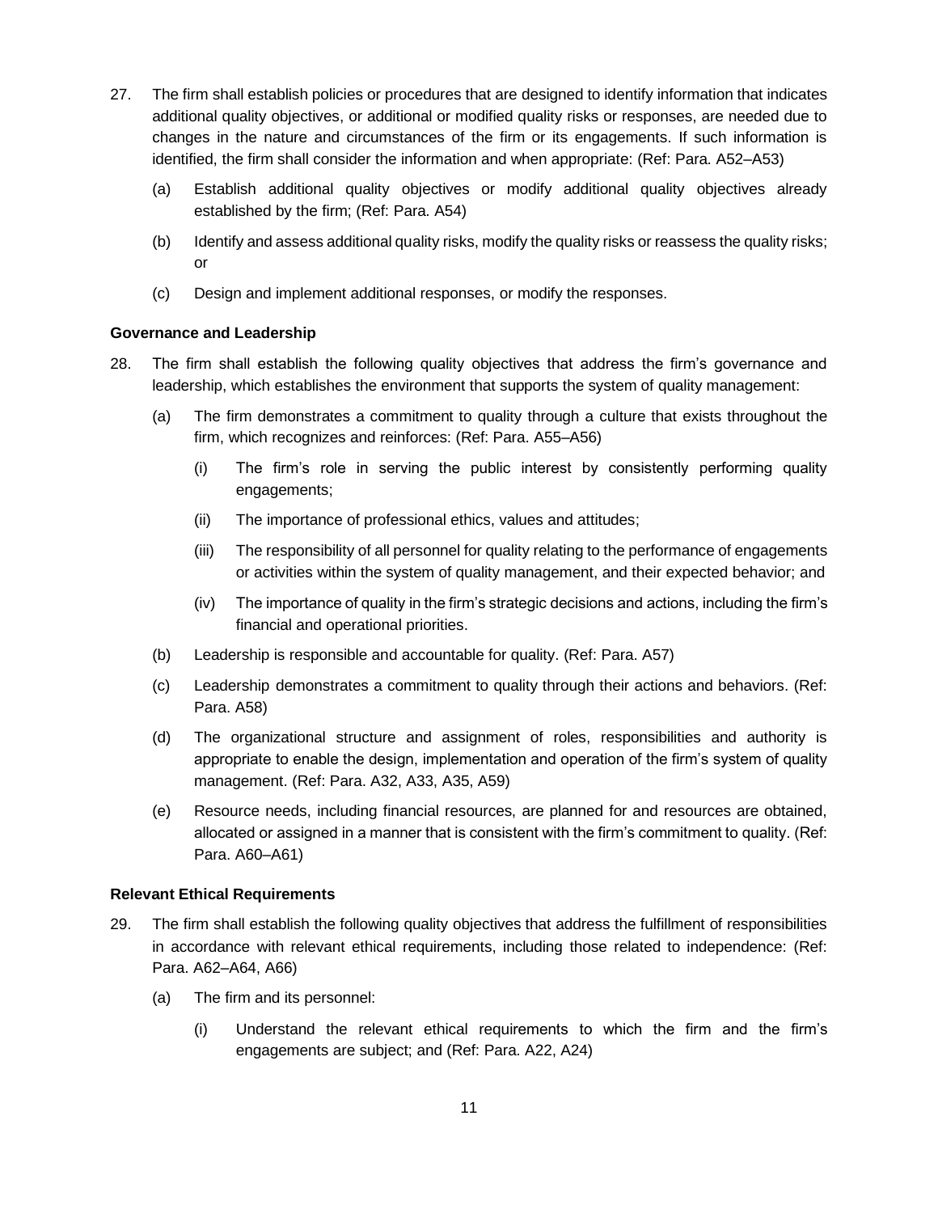27. The firm shall establish policies or procedures that are designed to identify information that indicates additional quality objectives, or additional or modified quality risks or responses, are needed due to changes in the nature and circumstances of the firm or its engagements. If such information is identified, the firm shall consider the information and when appropriate: (Ref: Para. A52–A53)

    (a) Establish additional quality objectives or modify additional quality objectives already established by the firm; (Ref: Para. A54)

    (b) Identify and assess additional quality risks, modify the quality risks or reassess the quality risks; or

    (c) Design and implement additional responses, or modify the responses.

**Governance and Leadership**

28. The firm shall establish the following quality objectives that address the firm's governance and leadership, which establishes the environment that supports the system of quality management:

    (a) The firm demonstrates a commitment to quality through a culture that exists throughout the firm, which recognizes and reinforces: (Ref: Para. A55–A56)

        (i) The firm's role in serving the public interest by consistently performing quality engagements;

        (ii) The importance of professional ethics, values and attitudes;

        (iii) The responsibility of all personnel for quality relating to the performance of engagements or activities within the system of quality management, and their expected behavior; and

        (iv) The importance of quality in the firm's strategic decisions and actions, including the firm's financial and operational priorities.

    (b) Leadership is responsible and accountable for quality. (Ref: Para. A57)

    (c) Leadership demonstrates a commitment to quality through their actions and behaviors. (Ref: Para. A58)

    (d) The organizational structure and assignment of roles, responsibilities and authority is appropriate to enable the design, implementation and operation of the firm's system of quality management. (Ref: Para. A32, A33, A35, A59)

    (e) Resource needs, including financial resources, are planned for and resources are obtained, allocated or assigned in a manner that is consistent with the firm's commitment to quality. (Ref: Para. A60–A61)

**Relevant Ethical Requirements**

29. The firm shall establish the following quality objectives that address the fulfillment of responsibilities in accordance with relevant ethical requirements, including those related to independence: (Ref: Para. A62–A64, A66)

    (a) The firm and its personnel:

        (i) Understand the relevant ethical requirements to which the firm and the firm's engagements are subject; and (Ref: Para. A22, A24)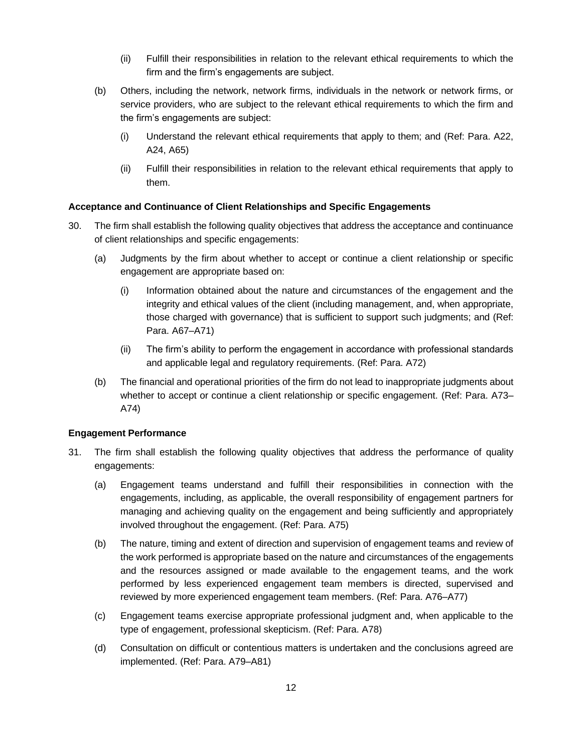(ii) Fulfill their responsibilities in relation to the relevant ethical requirements to which the firm and the firm's engagements are subject.

(b) Others, including the network, network firms, individuals in the network or network firms, or service providers, who are subject to the relevant ethical requirements to which the firm and the firm's engagements are subject:

(i) Understand the relevant ethical requirements that apply to them; and (Ref: Para. A22, A24, A65)

(ii) Fulfill their responsibilities in relation to the relevant ethical requirements that apply to them.

**Acceptance and Continuance of Client Relationships and Specific Engagements**

30. The firm shall establish the following quality objectives that address the acceptance and continuance of client relationships and specific engagements:

(a) Judgments by the firm about whether to accept or continue a client relationship or specific engagement are appropriate based on:

(i) Information obtained about the nature and circumstances of the engagement and the integrity and ethical values of the client (including management, and, when appropriate, those charged with governance) that is sufficient to support such judgments; and (Ref: Para. A67–A71)

(ii) The firm's ability to perform the engagement in accordance with professional standards and applicable legal and regulatory requirements. (Ref: Para. A72)

(b) The financial and operational priorities of the firm do not lead to inappropriate judgments about whether to accept or continue a client relationship or specific engagement. (Ref: Para. A73–A74)

**Engagement Performance**

31. The firm shall establish the following quality objectives that address the performance of quality engagements:

(a) Engagement teams understand and fulfill their responsibilities in connection with the engagements, including, as applicable, the overall responsibility of engagement partners for managing and achieving quality on the engagement and being sufficiently and appropriately involved throughout the engagement. (Ref: Para. A75)

(b) The nature, timing and extent of direction and supervision of engagement teams and review of the work performed is appropriate based on the nature and circumstances of the engagements and the resources assigned or made available to the engagement teams, and the work performed by less experienced engagement team members is directed, supervised and reviewed by more experienced engagement team members. (Ref: Para. A76–A77)

(c) Engagement teams exercise appropriate professional judgment and, when applicable to the type of engagement, professional skepticism. (Ref: Para. A78)

(d) Consultation on difficult or contentious matters is undertaken and the conclusions agreed are implemented. (Ref: Para. A79–A81)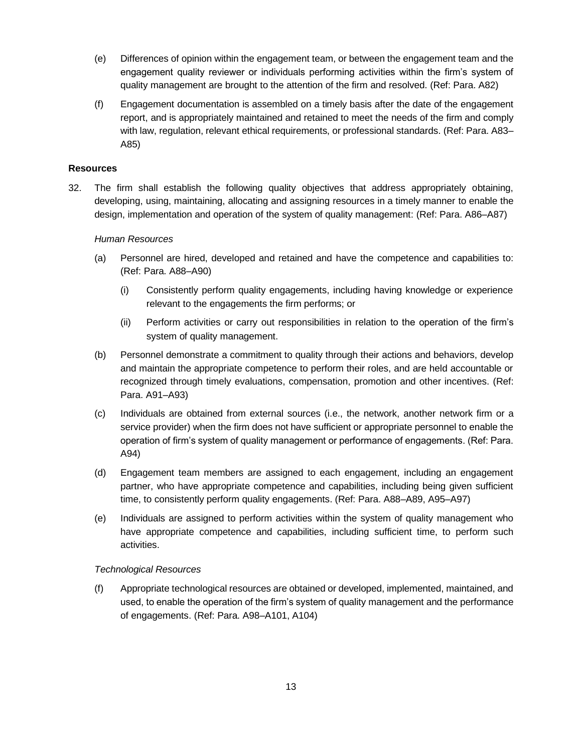(e) Differences of opinion within the engagement team, or between the engagement team and the engagement quality reviewer or individuals performing activities within the firm's system of quality management are brought to the attention of the firm and resolved. (Ref: Para. A82)

(f) Engagement documentation is assembled on a timely basis after the date of the engagement report, and is appropriately maintained and retained to meet the needs of the firm and comply with law, regulation, relevant ethical requirements, or professional standards. (Ref: Para. A83–A85)

**Resources**

32. The firm shall establish the following quality objectives that address appropriately obtaining, developing, using, maintaining, allocating and assigning resources in a timely manner to enable the design, implementation and operation of the system of quality management: (Ref: Para. A86–A87)

*Human Resources*

(a) Personnel are hired, developed and retained and have the competence and capabilities to: (Ref: Para. A88–A90)

(i) Consistently perform quality engagements, including having knowledge or experience relevant to the engagements the firm performs; or

(ii) Perform activities or carry out responsibilities in relation to the operation of the firm's system of quality management.

(b) Personnel demonstrate a commitment to quality through their actions and behaviors, develop and maintain the appropriate competence to perform their roles, and are held accountable or recognized through timely evaluations, compensation, promotion and other incentives. (Ref: Para. A91–A93)

(c) Individuals are obtained from external sources (i.e., the network, another network firm or a service provider) when the firm does not have sufficient or appropriate personnel to enable the operation of firm's system of quality management or performance of engagements. (Ref: Para. A94)

(d) Engagement team members are assigned to each engagement, including an engagement partner, who have appropriate competence and capabilities, including being given sufficient time, to consistently perform quality engagements. (Ref: Para. A88–A89, A95–A97)

(e) Individuals are assigned to perform activities within the system of quality management who have appropriate competence and capabilities, including sufficient time, to perform such activities.

*Technological Resources*

(f) Appropriate technological resources are obtained or developed, implemented, maintained, and used, to enable the operation of the firm's system of quality management and the performance of engagements. (Ref: Para. A98–A101, A104)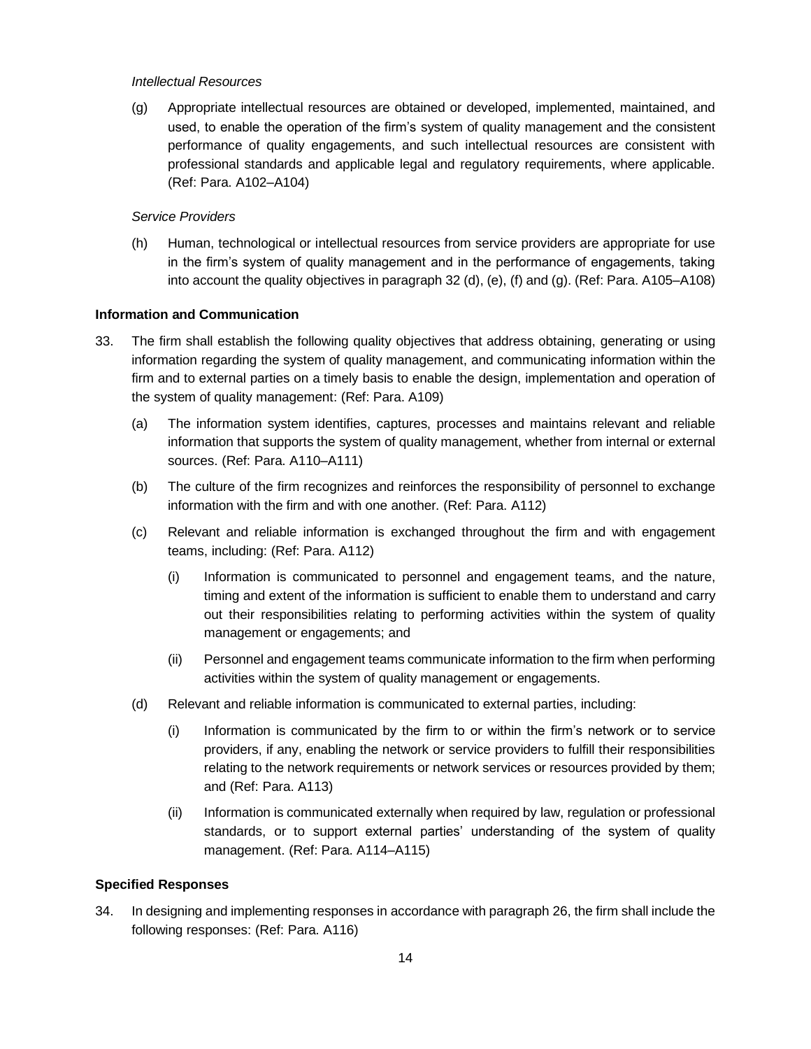*Intellectual Resources*

(g) Appropriate intellectual resources are obtained or developed, implemented, maintained, and used, to enable the operation of the firm's system of quality management and the consistent performance of quality engagements, and such intellectual resources are consistent with professional standards and applicable legal and regulatory requirements, where applicable. (Ref: Para. A102–A104)

*Service Providers*

(h) Human, technological or intellectual resources from service providers are appropriate for use in the firm's system of quality management and in the performance of engagements, taking into account the quality objectives in paragraph 32 (d), (e), (f) and (g). (Ref: Para. A105–A108)

**Information and Communication**

33. The firm shall establish the following quality objectives that address obtaining, generating or using information regarding the system of quality management, and communicating information within the firm and to external parties on a timely basis to enable the design, implementation and operation of the system of quality management: (Ref: Para. A109)

(a) The information system identifies, captures, processes and maintains relevant and reliable information that supports the system of quality management, whether from internal or external sources. (Ref: Para. A110–A111)

(b) The culture of the firm recognizes and reinforces the responsibility of personnel to exchange information with the firm and with one another. (Ref: Para. A112)

(c) Relevant and reliable information is exchanged throughout the firm and with engagement teams, including: (Ref: Para. A112)

(i) Information is communicated to personnel and engagement teams, and the nature, timing and extent of the information is sufficient to enable them to understand and carry out their responsibilities relating to performing activities within the system of quality management or engagements; and

(ii) Personnel and engagement teams communicate information to the firm when performing activities within the system of quality management or engagements.

(d) Relevant and reliable information is communicated to external parties, including:

(i) Information is communicated by the firm to or within the firm's network or to service providers, if any, enabling the network or service providers to fulfill their responsibilities relating to the network requirements or network services or resources provided by them; and (Ref: Para. A113)

(ii) Information is communicated externally when required by law, regulation or professional standards, or to support external parties' understanding of the system of quality management. (Ref: Para. A114–A115)

**Specified Responses**

34. In designing and implementing responses in accordance with paragraph 26, the firm shall include the following responses: (Ref: Para. A116)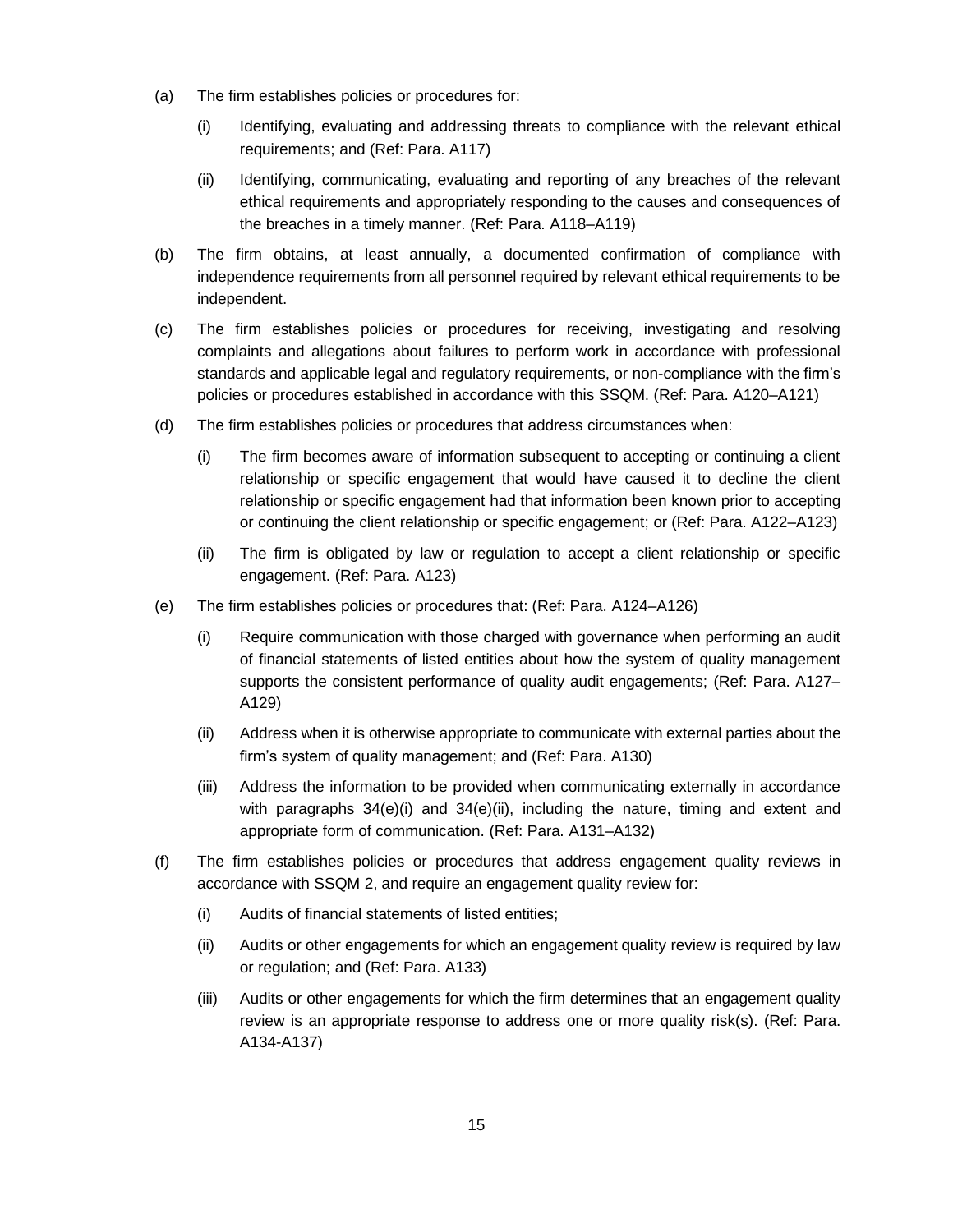(a) The firm establishes policies or procedures for:

   (i) Identifying, evaluating and addressing threats to compliance with the relevant ethical requirements; and (Ref: Para. A117)

   (ii) Identifying, communicating, evaluating and reporting of any breaches of the relevant ethical requirements and appropriately responding to the causes and consequences of the breaches in a timely manner. (Ref: Para. A118–A119)

(b) The firm obtains, at least annually, a documented confirmation of compliance with independence requirements from all personnel required by relevant ethical requirements to be independent.

(c) The firm establishes policies or procedures for receiving, investigating and resolving complaints and allegations about failures to perform work in accordance with professional standards and applicable legal and regulatory requirements, or non-compliance with the firm's policies or procedures established in accordance with this SSQM. (Ref: Para. A120–A121)

(d) The firm establishes policies or procedures that address circumstances when:

   (i) The firm becomes aware of information subsequent to accepting or continuing a client relationship or specific engagement that would have caused it to decline the client relationship or specific engagement had that information been known prior to accepting or continuing the client relationship or specific engagement; or (Ref: Para. A122–A123)

   (ii) The firm is obligated by law or regulation to accept a client relationship or specific engagement. (Ref: Para. A123)

(e) The firm establishes policies or procedures that: (Ref: Para. A124–A126)

   (i) Require communication with those charged with governance when performing an audit of financial statements of listed entities about how the system of quality management supports the consistent performance of quality audit engagements; (Ref: Para. A127–A129)

   (ii) Address when it is otherwise appropriate to communicate with external parties about the firm's system of quality management; and (Ref: Para. A130)

   (iii) Address the information to be provided when communicating externally in accordance with paragraphs 34(e)(i) and 34(e)(ii), including the nature, timing and extent and appropriate form of communication. (Ref: Para. A131–A132)

(f) The firm establishes policies or procedures that address engagement quality reviews in accordance with SSQM 2, and require an engagement quality review for:

   (i) Audits of financial statements of listed entities;

   (ii) Audits or other engagements for which an engagement quality review is required by law or regulation; and (Ref: Para. A133)

   (iii) Audits or other engagements for which the firm determines that an engagement quality review is an appropriate response to address one or more quality risk(s). (Ref: Para. A134-A137)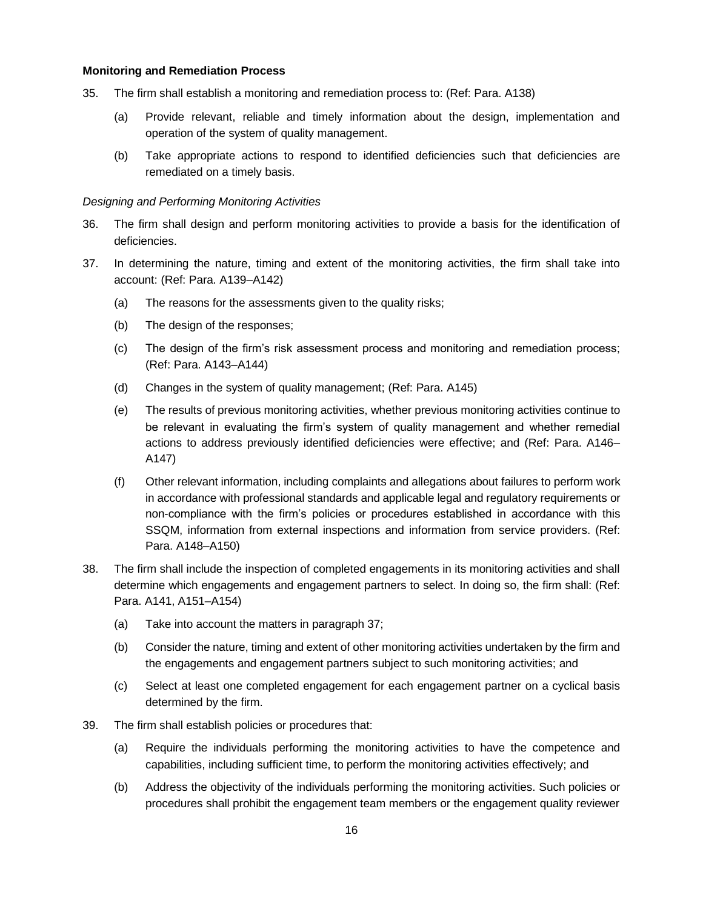**Monitoring and Remediation Process**

35. The firm shall establish a monitoring and remediation process to: (Ref: Para. A138)

    (a) Provide relevant, reliable and timely information about the design, implementation and operation of the system of quality management.

    (b) Take appropriate actions to respond to identified deficiencies such that deficiencies are remediated on a timely basis.

*Designing and Performing Monitoring Activities*

36. The firm shall design and perform monitoring activities to provide a basis for the identification of deficiencies.

37. In determining the nature, timing and extent of the monitoring activities, the firm shall take into account: (Ref: Para. A139–A142)

    (a) The reasons for the assessments given to the quality risks;

    (b) The design of the responses;

    (c) The design of the firm's risk assessment process and monitoring and remediation process; (Ref: Para. A143–A144)

    (d) Changes in the system of quality management; (Ref: Para. A145)

    (e) The results of previous monitoring activities, whether previous monitoring activities continue to be relevant in evaluating the firm's system of quality management and whether remedial actions to address previously identified deficiencies were effective; and (Ref: Para. A146–A147)

    (f) Other relevant information, including complaints and allegations about failures to perform work in accordance with professional standards and applicable legal and regulatory requirements or non-compliance with the firm's policies or procedures established in accordance with this SSQM, information from external inspections and information from service providers. (Ref: Para. A148–A150)

38. The firm shall include the inspection of completed engagements in its monitoring activities and shall determine which engagements and engagement partners to select. In doing so, the firm shall: (Ref: Para. A141, A151–A154)

    (a) Take into account the matters in paragraph 37;

    (b) Consider the nature, timing and extent of other monitoring activities undertaken by the firm and the engagements and engagement partners subject to such monitoring activities; and

    (c) Select at least one completed engagement for each engagement partner on a cyclical basis determined by the firm.

39. The firm shall establish policies or procedures that:

    (a) Require the individuals performing the monitoring activities to have the competence and capabilities, including sufficient time, to perform the monitoring activities effectively; and

    (b) Address the objectivity of the individuals performing the monitoring activities. Such policies or procedures shall prohibit the engagement team members or the engagement quality reviewer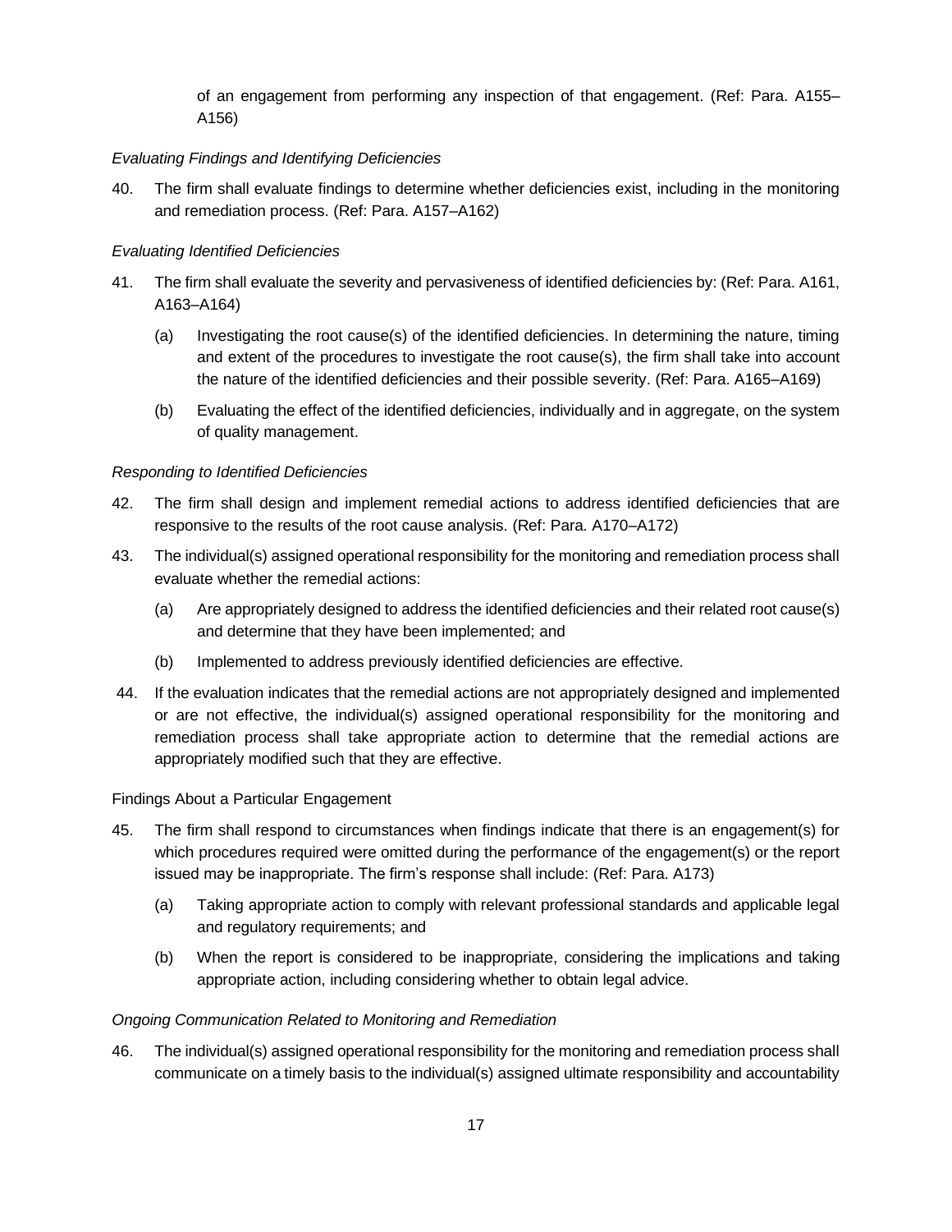of an engagement from performing any inspection of that engagement. (Ref: Para. A155–A156)

*Evaluating Findings and Identifying Deficiencies*

40. The firm shall evaluate findings to determine whether deficiencies exist, including in the monitoring and remediation process. (Ref: Para. A157–A162)

*Evaluating Identified Deficiencies*

41. The firm shall evaluate the severity and pervasiveness of identified deficiencies by: (Ref: Para. A161, A163–A164)

    (a) Investigating the root cause(s) of the identified deficiencies. In determining the nature, timing and extent of the procedures to investigate the root cause(s), the firm shall take into account the nature of the identified deficiencies and their possible severity. (Ref: Para. A165–A169)

    (b) Evaluating the effect of the identified deficiencies, individually and in aggregate, on the system of quality management.

*Responding to Identified Deficiencies*

42. The firm shall design and implement remedial actions to address identified deficiencies that are responsive to the results of the root cause analysis. (Ref: Para. A170–A172)

43. The individual(s) assigned operational responsibility for the monitoring and remediation process shall evaluate whether the remedial actions:

    (a) Are appropriately designed to address the identified deficiencies and their related root cause(s) and determine that they have been implemented; and

    (b) Implemented to address previously identified deficiencies are effective.

44. If the evaluation indicates that the remedial actions are not appropriately designed and implemented or are not effective, the individual(s) assigned operational responsibility for the monitoring and remediation process shall take appropriate action to determine that the remedial actions are appropriately modified such that they are effective.

Findings About a Particular Engagement

45. The firm shall respond to circumstances when findings indicate that there is an engagement(s) for which procedures required were omitted during the performance of the engagement(s) or the report issued may be inappropriate. The firm's response shall include: (Ref: Para. A173)

    (a) Taking appropriate action to comply with relevant professional standards and applicable legal and regulatory requirements; and

    (b) When the report is considered to be inappropriate, considering the implications and taking appropriate action, including considering whether to obtain legal advice.

*Ongoing Communication Related to Monitoring and Remediation*

46. The individual(s) assigned operational responsibility for the monitoring and remediation process shall communicate on a timely basis to the individual(s) assigned ultimate responsibility and accountability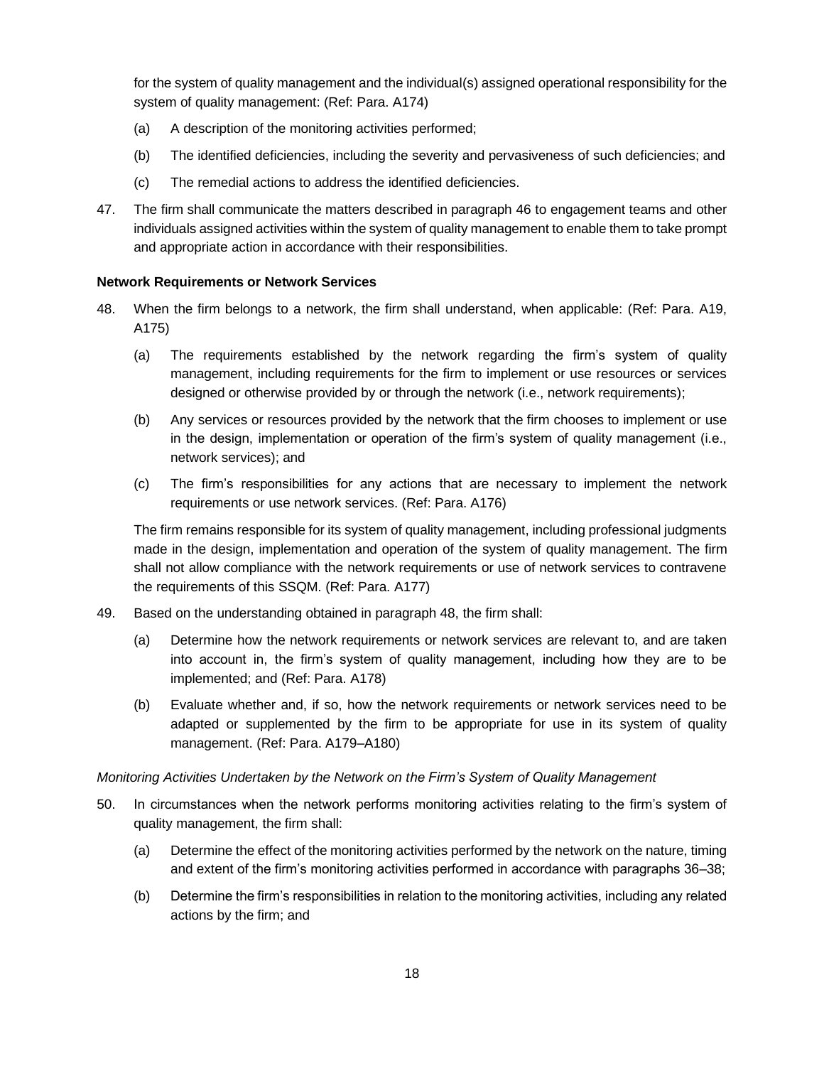for the system of quality management and the individual(s) assigned operational responsibility for the system of quality management: (Ref: Para. A174)

(a) A description of the monitoring activities performed;

(b) The identified deficiencies, including the severity and pervasiveness of such deficiencies; and

(c) The remedial actions to address the identified deficiencies.

47. The firm shall communicate the matters described in paragraph 46 to engagement teams and other individuals assigned activities within the system of quality management to enable them to take prompt and appropriate action in accordance with their responsibilities.

**Network Requirements or Network Services**

48. When the firm belongs to a network, the firm shall understand, when applicable: (Ref: Para. A19, A175)

    (a) The requirements established by the network regarding the firm's system of quality management, including requirements for the firm to implement or use resources or services designed or otherwise provided by or through the network (i.e., network requirements);

    (b) Any services or resources provided by the network that the firm chooses to implement or use in the design, implementation or operation of the firm's system of quality management (i.e., network services); and

    (c) The firm's responsibilities for any actions that are necessary to implement the network requirements or use network services. (Ref: Para. A176)

    The firm remains responsible for its system of quality management, including professional judgments made in the design, implementation and operation of the system of quality management. The firm shall not allow compliance with the network requirements or use of network services to contravene the requirements of this SSQM. (Ref: Para. A177)

49. Based on the understanding obtained in paragraph 48, the firm shall:

    (a) Determine how the network requirements or network services are relevant to, and are taken into account in, the firm's system of quality management, including how they are to be implemented; and (Ref: Para. A178)

    (b) Evaluate whether and, if so, how the network requirements or network services need to be adapted or supplemented by the firm to be appropriate for use in its system of quality management. (Ref: Para. A179–A180)

*Monitoring Activities Undertaken by the Network on the Firm's System of Quality Management*

50. In circumstances when the network performs monitoring activities relating to the firm's system of quality management, the firm shall:

    (a) Determine the effect of the monitoring activities performed by the network on the nature, timing and extent of the firm's monitoring activities performed in accordance with paragraphs 36–38;

    (b) Determine the firm's responsibilities in relation to the monitoring activities, including any related actions by the firm; and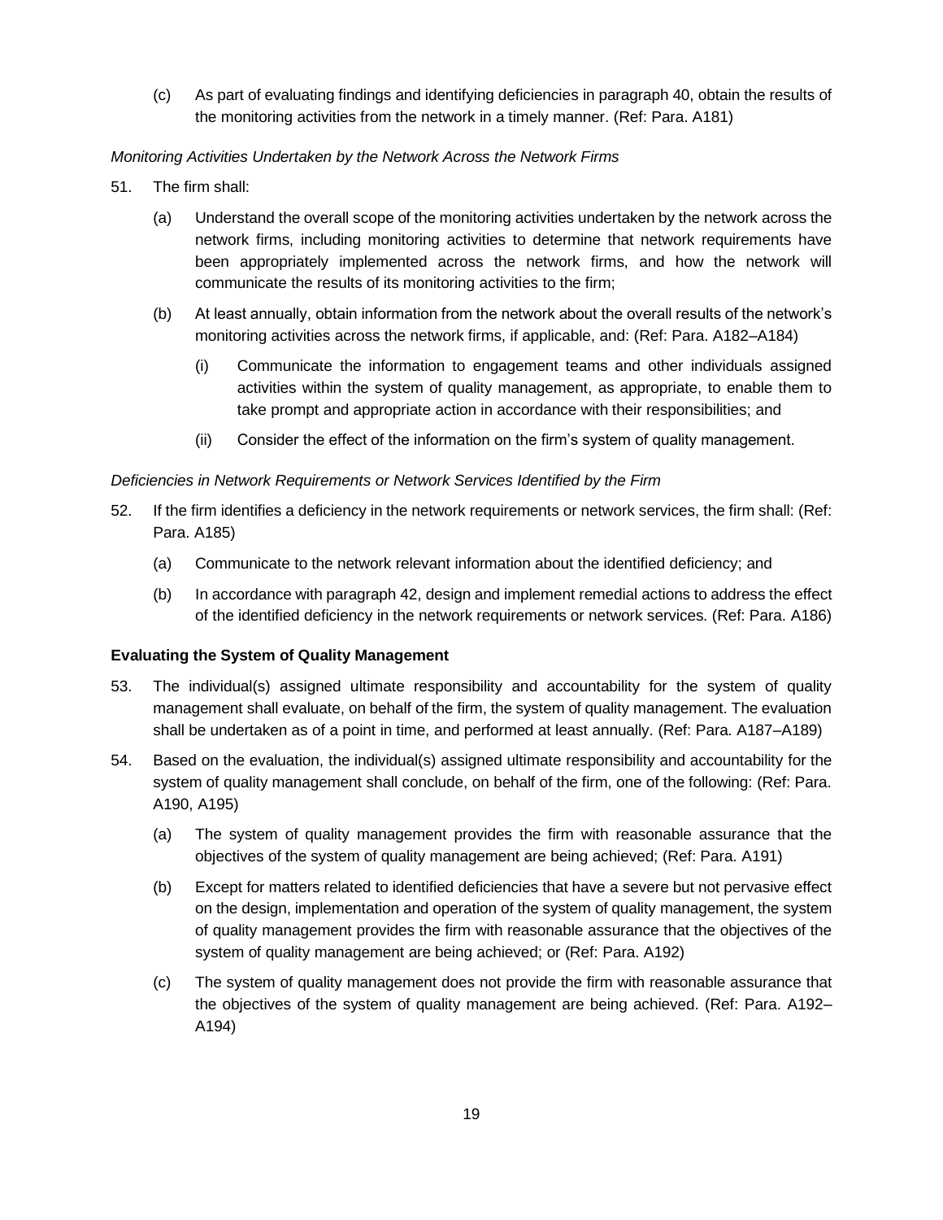(c) As part of evaluating findings and identifying deficiencies in paragraph 40, obtain the results of the monitoring activities from the network in a timely manner. (Ref: Para. A181)

*Monitoring Activities Undertaken by the Network Across the Network Firms*

51. The firm shall:

    (a) Understand the overall scope of the monitoring activities undertaken by the network across the network firms, including monitoring activities to determine that network requirements have been appropriately implemented across the network firms, and how the network will communicate the results of its monitoring activities to the firm;

    (b) At least annually, obtain information from the network about the overall results of the network's monitoring activities across the network firms, if applicable, and: (Ref: Para. A182–A184)

        (i) Communicate the information to engagement teams and other individuals assigned activities within the system of quality management, as appropriate, to enable them to take prompt and appropriate action in accordance with their responsibilities; and

        (ii) Consider the effect of the information on the firm's system of quality management.

*Deficiencies in Network Requirements or Network Services Identified by the Firm*

52. If the firm identifies a deficiency in the network requirements or network services, the firm shall: (Ref: Para. A185)

    (a) Communicate to the network relevant information about the identified deficiency; and

    (b) In accordance with paragraph 42, design and implement remedial actions to address the effect of the identified deficiency in the network requirements or network services. (Ref: Para. A186)

**Evaluating the System of Quality Management**

53. The individual(s) assigned ultimate responsibility and accountability for the system of quality management shall evaluate, on behalf of the firm, the system of quality management. The evaluation shall be undertaken as of a point in time, and performed at least annually. (Ref: Para. A187–A189)

54. Based on the evaluation, the individual(s) assigned ultimate responsibility and accountability for the system of quality management shall conclude, on behalf of the firm, one of the following: (Ref: Para. A190, A195)

    (a) The system of quality management provides the firm with reasonable assurance that the objectives of the system of quality management are being achieved; (Ref: Para. A191)

    (b) Except for matters related to identified deficiencies that have a severe but not pervasive effect on the design, implementation and operation of the system of quality management, the system of quality management provides the firm with reasonable assurance that the objectives of the system of quality management are being achieved; or (Ref: Para. A192)

    (c) The system of quality management does not provide the firm with reasonable assurance that the objectives of the system of quality management are being achieved. (Ref: Para. A192–A194)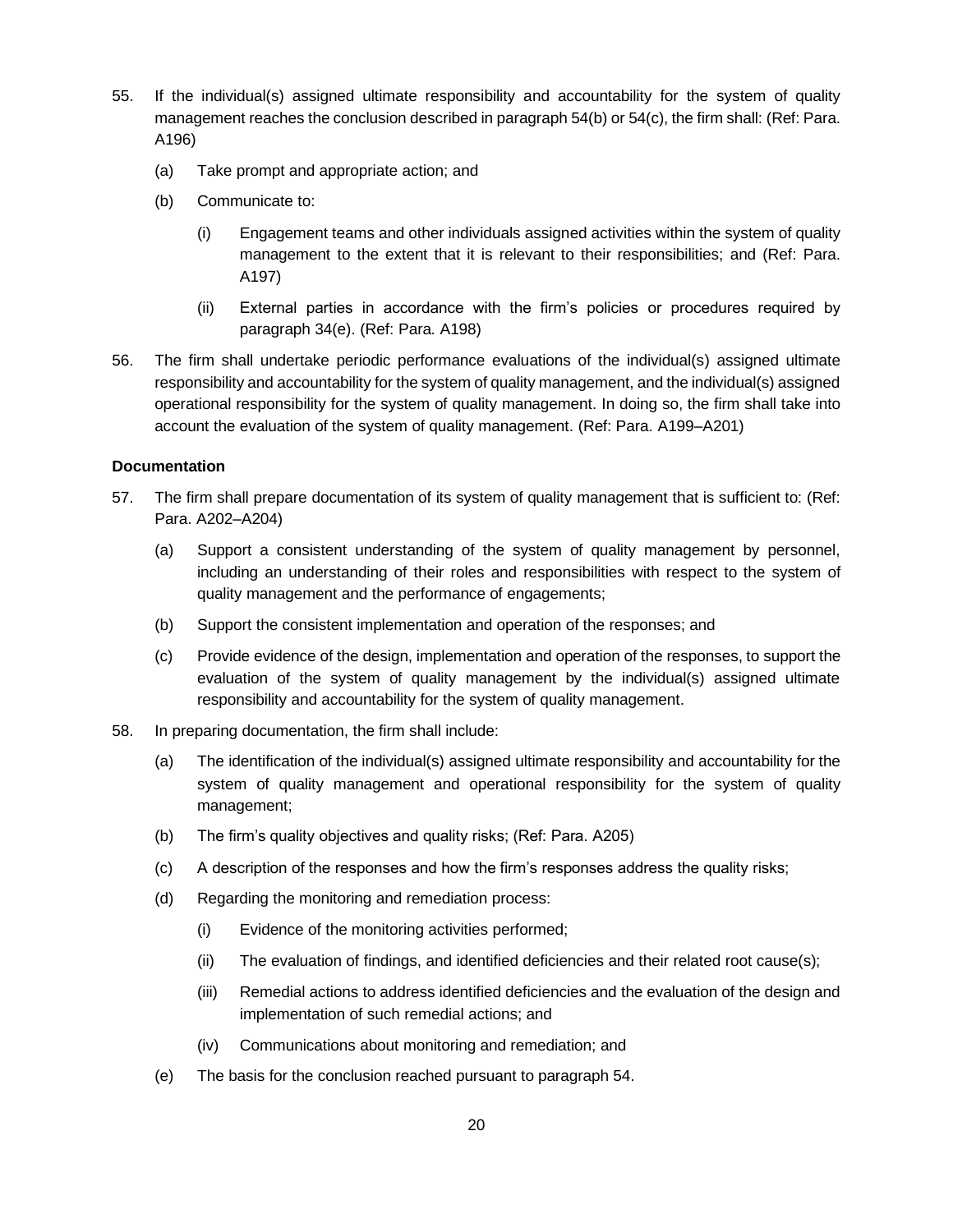55. If the individual(s) assigned ultimate responsibility and accountability for the system of quality management reaches the conclusion described in paragraph 54(b) or 54(c), the firm shall: (Ref: Para. A196)

    (a) Take prompt and appropriate action; and

    (b) Communicate to:

        (i) Engagement teams and other individuals assigned activities within the system of quality management to the extent that it is relevant to their responsibilities; and (Ref: Para. A197)

        (ii) External parties in accordance with the firm's policies or procedures required by paragraph 34(e). (Ref: Para. A198)

56. The firm shall undertake periodic performance evaluations of the individual(s) assigned ultimate responsibility and accountability for the system of quality management, and the individual(s) assigned operational responsibility for the system of quality management. In doing so, the firm shall take into account the evaluation of the system of quality management. (Ref: Para. A199–A201)

**Documentation**

57. The firm shall prepare documentation of its system of quality management that is sufficient to: (Ref: Para. A202–A204)

    (a) Support a consistent understanding of the system of quality management by personnel, including an understanding of their roles and responsibilities with respect to the system of quality management and the performance of engagements;

    (b) Support the consistent implementation and operation of the responses; and

    (c) Provide evidence of the design, implementation and operation of the responses, to support the evaluation of the system of quality management by the individual(s) assigned ultimate responsibility and accountability for the system of quality management.

58. In preparing documentation, the firm shall include:

    (a) The identification of the individual(s) assigned ultimate responsibility and accountability for the system of quality management and operational responsibility for the system of quality management;

    (b) The firm's quality objectives and quality risks; (Ref: Para. A205)

    (c) A description of the responses and how the firm's responses address the quality risks;

    (d) Regarding the monitoring and remediation process:

        (i) Evidence of the monitoring activities performed;

        (ii) The evaluation of findings, and identified deficiencies and their related root cause(s);

        (iii) Remedial actions to address identified deficiencies and the evaluation of the design and implementation of such remedial actions; and

        (iv) Communications about monitoring and remediation; and

    (e) The basis for the conclusion reached pursuant to paragraph 54.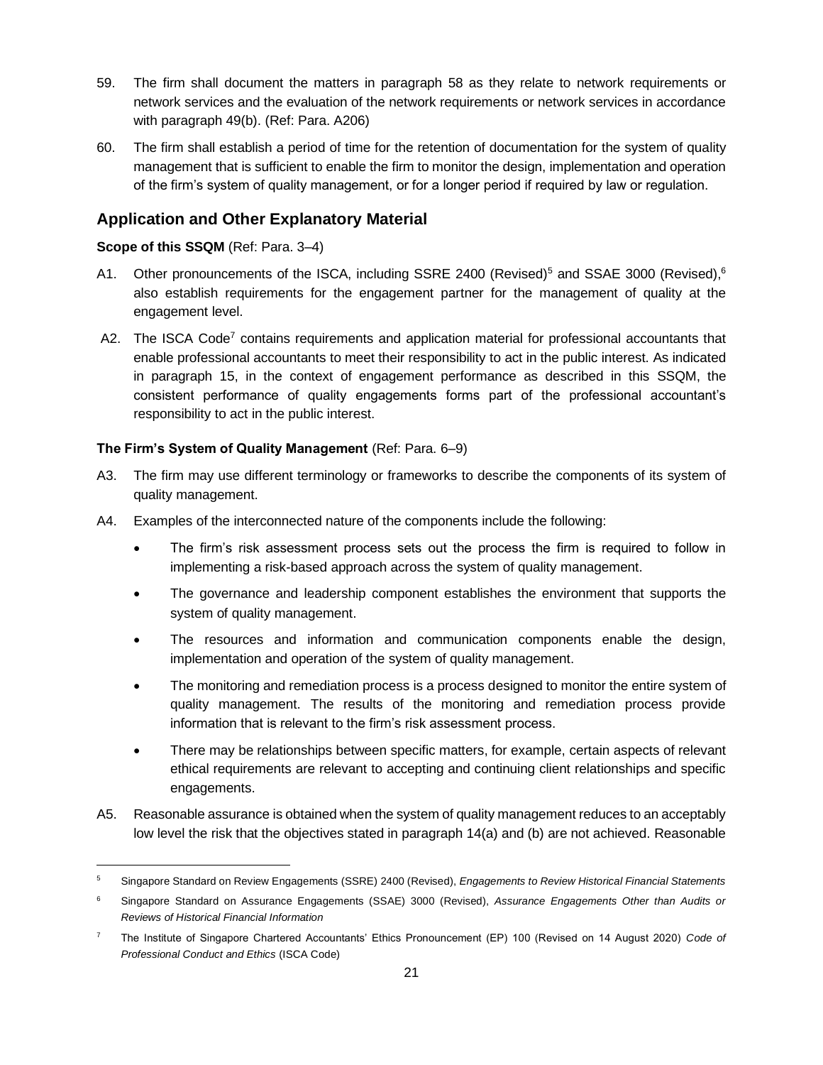59. The firm shall document the matters in paragraph 58 as they relate to network requirements or network services and the evaluation of the network requirements or network services in accordance with paragraph 49(b). (Ref: Para. A206)

60. The firm shall establish a period of time for the retention of documentation for the system of quality management that is sufficient to enable the firm to monitor the design, implementation and operation of the firm's system of quality management, or for a longer period if required by law or regulation.

## Application and Other Explanatory Material

**Scope of this SSQM** (Ref: Para. 3–4)

A1. Other pronouncements of the ISCA, including SSRE 2400 (Revised)[5] and SSAE 3000 (Revised),[6] also establish requirements for the engagement partner for the management of quality at the engagement level.

A2. The ISCA Code[7] contains requirements and application material for professional accountants that enable professional accountants to meet their responsibility to act in the public interest. As indicated in paragraph 15, in the context of engagement performance as described in this SSQM, the consistent performance of quality engagements forms part of the professional accountant's responsibility to act in the public interest.

**The Firm's System of Quality Management** (Ref: Para. 6–9)

A3. The firm may use different terminology or frameworks to describe the components of its system of quality management.

A4. Examples of the interconnected nature of the components include the following:

- The firm's risk assessment process sets out the process the firm is required to follow in implementing a risk-based approach across the system of quality management.
- The governance and leadership component establishes the environment that supports the system of quality management.
- The resources and information and communication components enable the design, implementation and operation of the system of quality management.
- The monitoring and remediation process is a process designed to monitor the entire system of quality management. The results of the monitoring and remediation process provide information that is relevant to the firm's risk assessment process.
- There may be relationships between specific matters, for example, certain aspects of relevant ethical requirements are relevant to accepting and continuing client relationships and specific engagements.

A5. Reasonable assurance is obtained when the system of quality management reduces to an acceptably low level the risk that the objectives stated in paragraph 14(a) and (b) are not achieved. Reasonable

---

[5] Singapore Standard on Review Engagements (SSRE) 2400 (Revised), *Engagements to Review Historical Financial Statements*

[6] Singapore Standard on Assurance Engagements (SSAE) 3000 (Revised), *Assurance Engagements Other than Audits or Reviews of Historical Financial Information*

[7] The Institute of Singapore Chartered Accountants' Ethics Pronouncement (EP) 100 (Revised on 14 August 2020) *Code of Professional Conduct and Ethics* (ISCA Code)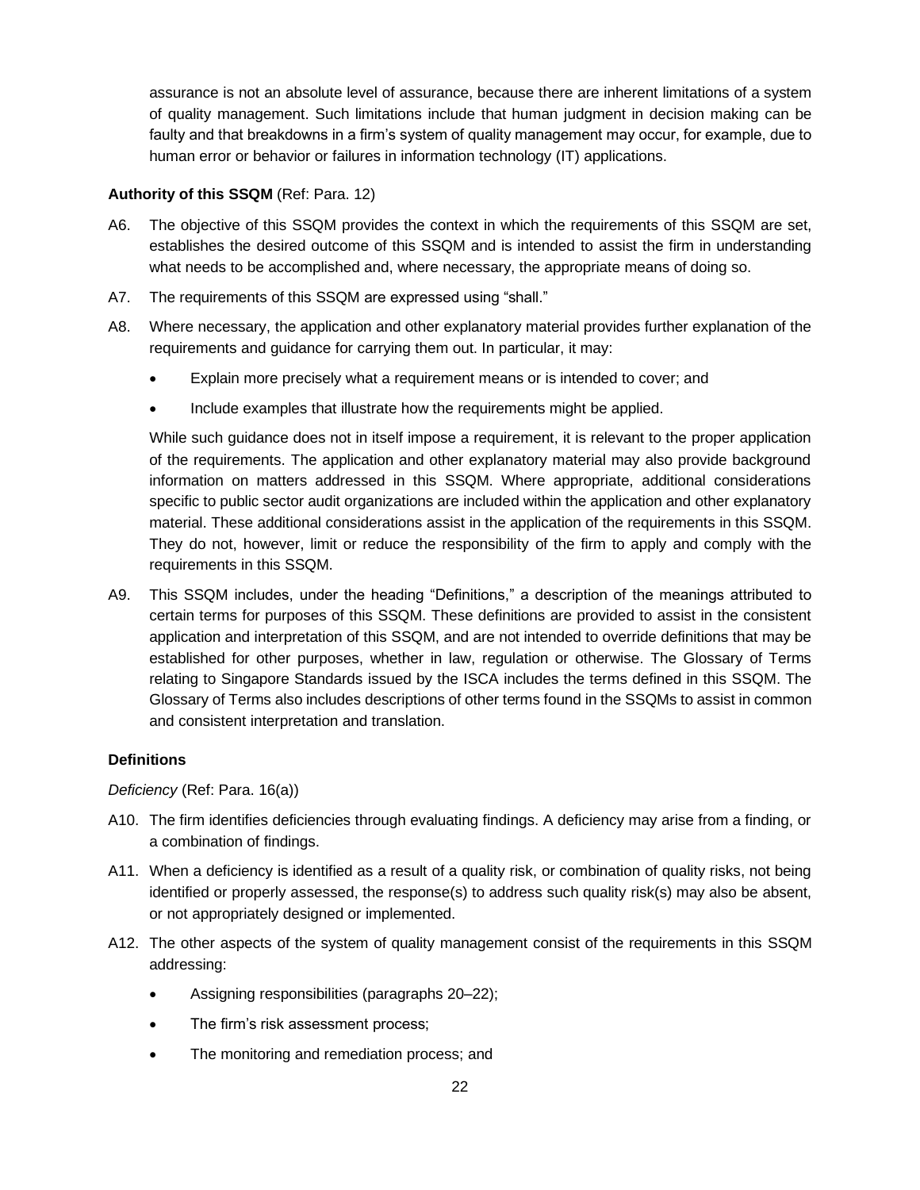assurance is not an absolute level of assurance, because there are inherent limitations of a system of quality management. Such limitations include that human judgment in decision making can be faulty and that breakdowns in a firm's system of quality management may occur, for example, due to human error or behavior or failures in information technology (IT) applications.

**Authority of this SSQM** (Ref: Para. 12)

A6. The objective of this SSQM provides the context in which the requirements of this SSQM are set, establishes the desired outcome of this SSQM and is intended to assist the firm in understanding what needs to be accomplished and, where necessary, the appropriate means of doing so.

A7. The requirements of this SSQM are expressed using "shall."

A8. Where necessary, the application and other explanatory material provides further explanation of the requirements and guidance for carrying them out. In particular, it may:

- Explain more precisely what a requirement means or is intended to cover; and
- Include examples that illustrate how the requirements might be applied.

While such guidance does not in itself impose a requirement, it is relevant to the proper application of the requirements. The application and other explanatory material may also provide background information on matters addressed in this SSQM. Where appropriate, additional considerations specific to public sector audit organizations are included within the application and other explanatory material. These additional considerations assist in the application of the requirements in this SSQM. They do not, however, limit or reduce the responsibility of the firm to apply and comply with the requirements in this SSQM.

A9. This SSQM includes, under the heading "Definitions," a description of the meanings attributed to certain terms for purposes of this SSQM. These definitions are provided to assist in the consistent application and interpretation of this SSQM, and are not intended to override definitions that may be established for other purposes, whether in law, regulation or otherwise. The Glossary of Terms relating to Singapore Standards issued by the ISCA includes the terms defined in this SSQM. The Glossary of Terms also includes descriptions of other terms found in the SSQMs to assist in common and consistent interpretation and translation.

**Definitions**

*Deficiency* (Ref: Para. 16(a))

A10. The firm identifies deficiencies through evaluating findings. A deficiency may arise from a finding, or a combination of findings.

A11. When a deficiency is identified as a result of a quality risk, or combination of quality risks, not being identified or properly assessed, the response(s) to address such quality risk(s) may also be absent, or not appropriately designed or implemented.

A12. The other aspects of the system of quality management consist of the requirements in this SSQM addressing:

- Assigning responsibilities (paragraphs 20–22);
- The firm's risk assessment process;
- The monitoring and remediation process; and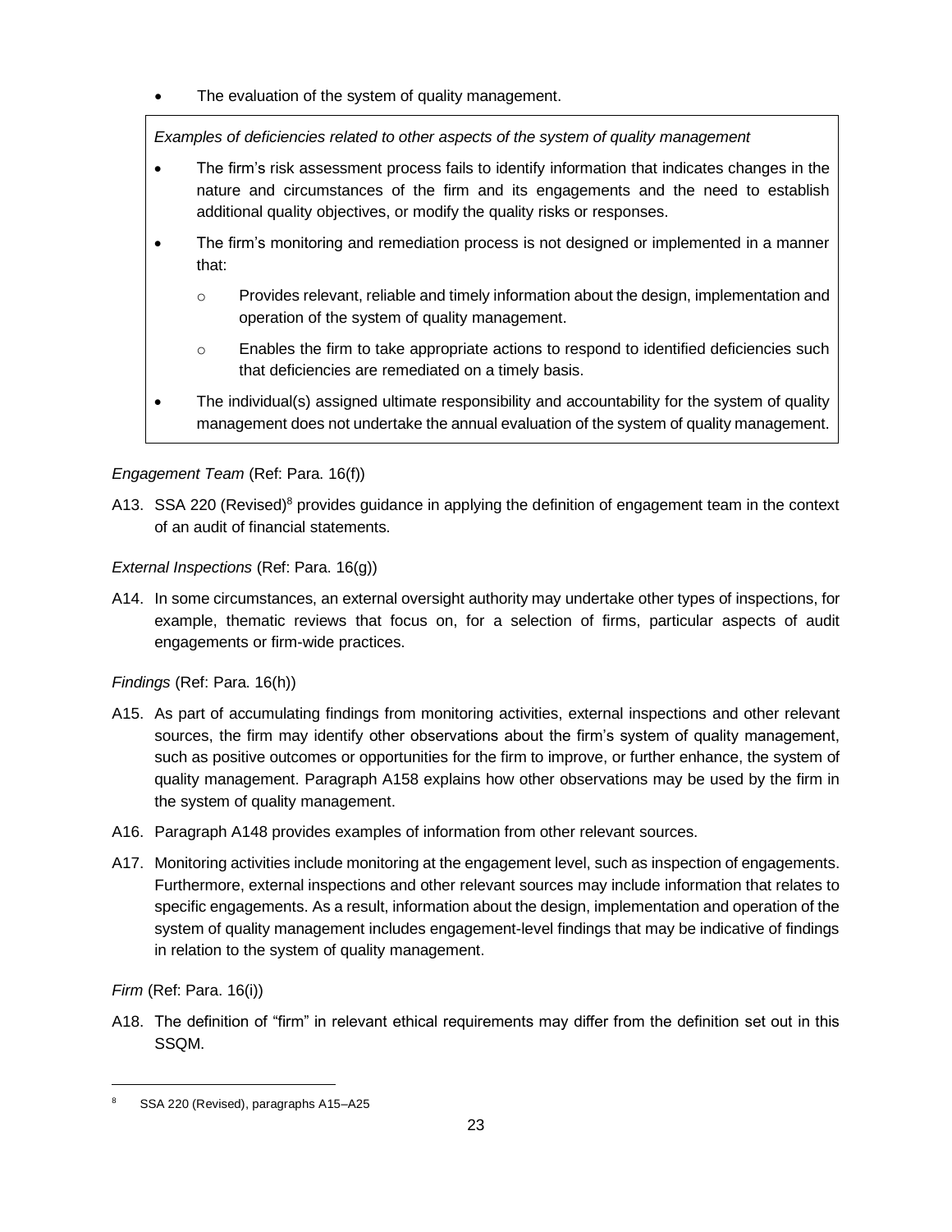- The evaluation of the system of quality management.

> *Examples of deficiencies related to other aspects of the system of quality management*
>
> - The firm's risk assessment process fails to identify information that indicates changes in the nature and circumstances of the firm and its engagements and the need to establish additional quality objectives, or modify the quality risks or responses.
> - The firm's monitoring and remediation process is not designed or implemented in a manner that:
>     - Provides relevant, reliable and timely information about the design, implementation and operation of the system of quality management.
>     - Enables the firm to take appropriate actions to respond to identified deficiencies such that deficiencies are remediated on a timely basis.
> - The individual(s) assigned ultimate responsibility and accountability for the system of quality management does not undertake the annual evaluation of the system of quality management.

*Engagement Team* (Ref: Para. 16(f))

A13. SSA 220 (Revised)[8] provides guidance in applying the definition of engagement team in the context of an audit of financial statements.

*External Inspections* (Ref: Para. 16(g))

A14. In some circumstances, an external oversight authority may undertake other types of inspections, for example, thematic reviews that focus on, for a selection of firms, particular aspects of audit engagements or firm-wide practices.

*Findings* (Ref: Para. 16(h))

A15. As part of accumulating findings from monitoring activities, external inspections and other relevant sources, the firm may identify other observations about the firm's system of quality management, such as positive outcomes or opportunities for the firm to improve, or further enhance, the system of quality management. Paragraph A158 explains how other observations may be used by the firm in the system of quality management.

A16. Paragraph A148 provides examples of information from other relevant sources.

A17. Monitoring activities include monitoring at the engagement level, such as inspection of engagements. Furthermore, external inspections and other relevant sources may include information that relates to specific engagements. As a result, information about the design, implementation and operation of the system of quality management includes engagement-level findings that may be indicative of findings in relation to the system of quality management.

*Firm* (Ref: Para. 16(i))

A18. The definition of "firm" in relevant ethical requirements may differ from the definition set out in this SSQM.

[8] SSA 220 (Revised), paragraphs A15–A25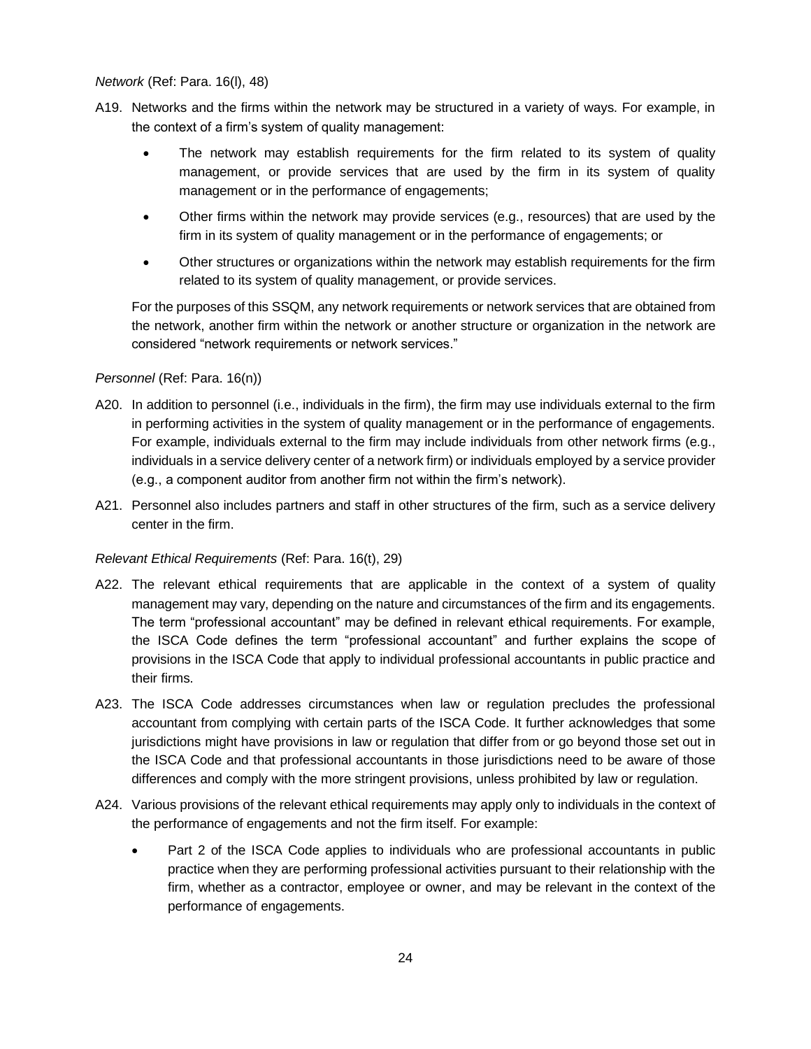*Network* (Ref: Para. 16(l), 48)

A19. Networks and the firms within the network may be structured in a variety of ways. For example, in the context of a firm's system of quality management:

- The network may establish requirements for the firm related to its system of quality management, or provide services that are used by the firm in its system of quality management or in the performance of engagements;
- Other firms within the network may provide services (e.g., resources) that are used by the firm in its system of quality management or in the performance of engagements; or
- Other structures or organizations within the network may establish requirements for the firm related to its system of quality management, or provide services.

For the purposes of this SSQM, any network requirements or network services that are obtained from the network, another firm within the network or another structure or organization in the network are considered "network requirements or network services."

*Personnel* (Ref: Para. 16(n))

A20. In addition to personnel (i.e., individuals in the firm), the firm may use individuals external to the firm in performing activities in the system of quality management or in the performance of engagements. For example, individuals external to the firm may include individuals from other network firms (e.g., individuals in a service delivery center of a network firm) or individuals employed by a service provider (e.g., a component auditor from another firm not within the firm's network).

A21. Personnel also includes partners and staff in other structures of the firm, such as a service delivery center in the firm.

*Relevant Ethical Requirements* (Ref: Para. 16(t), 29)

A22. The relevant ethical requirements that are applicable in the context of a system of quality management may vary, depending on the nature and circumstances of the firm and its engagements. The term "professional accountant" may be defined in relevant ethical requirements. For example, the ISCA Code defines the term "professional accountant" and further explains the scope of provisions in the ISCA Code that apply to individual professional accountants in public practice and their firms.

A23. The ISCA Code addresses circumstances when law or regulation precludes the professional accountant from complying with certain parts of the ISCA Code. It further acknowledges that some jurisdictions might have provisions in law or regulation that differ from or go beyond those set out in the ISCA Code and that professional accountants in those jurisdictions need to be aware of those differences and comply with the more stringent provisions, unless prohibited by law or regulation.

A24. Various provisions of the relevant ethical requirements may apply only to individuals in the context of the performance of engagements and not the firm itself. For example:

- Part 2 of the ISCA Code applies to individuals who are professional accountants in public practice when they are performing professional activities pursuant to their relationship with the firm, whether as a contractor, employee or owner, and may be relevant in the context of the performance of engagements.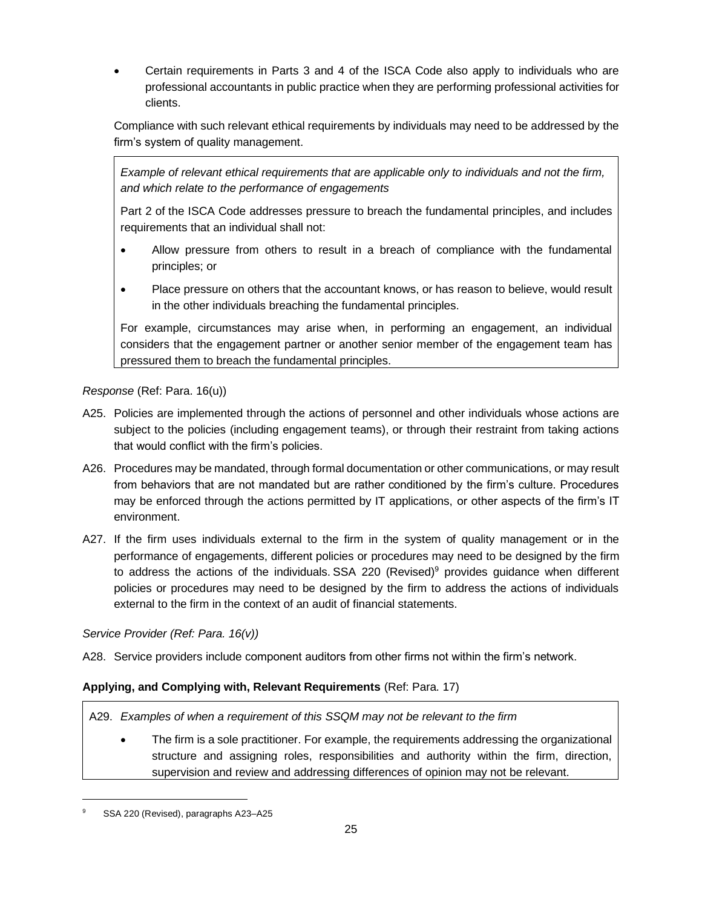- Certain requirements in Parts 3 and 4 of the ISCA Code also apply to individuals who are professional accountants in public practice when they are performing professional activities for clients.

Compliance with such relevant ethical requirements by individuals may need to be addressed by the firm's system of quality management.

> *Example of relevant ethical requirements that are applicable only to individuals and not the firm, and which relate to the performance of engagements*
>
> Part 2 of the ISCA Code addresses pressure to breach the fundamental principles, and includes requirements that an individual shall not:
>
> - Allow pressure from others to result in a breach of compliance with the fundamental principles; or
> - Place pressure on others that the accountant knows, or has reason to believe, would result in the other individuals breaching the fundamental principles.
>
> For example, circumstances may arise when, in performing an engagement, an individual considers that the engagement partner or another senior member of the engagement team has pressured them to breach the fundamental principles.

*Response* (Ref: Para. 16(u))

A25. Policies are implemented through the actions of personnel and other individuals whose actions are subject to the policies (including engagement teams), or through their restraint from taking actions that would conflict with the firm's policies.

A26. Procedures may be mandated, through formal documentation or other communications, or may result from behaviors that are not mandated but are rather conditioned by the firm's culture. Procedures may be enforced through the actions permitted by IT applications, or other aspects of the firm's IT environment.

A27. If the firm uses individuals external to the firm in the system of quality management or in the performance of engagements, different policies or procedures may need to be designed by the firm to address the actions of the individuals. SSA 220 (Revised)[9] provides guidance when different policies or procedures may need to be designed by the firm to address the actions of individuals external to the firm in the context of an audit of financial statements.

*Service Provider (Ref: Para. 16(v))*

A28. Service providers include component auditors from other firms not within the firm's network.

**Applying, and Complying with, Relevant Requirements** (Ref: Para. 17)

> A29. *Examples of when a requirement of this SSQM may not be relevant to the firm*
>
> - The firm is a sole practitioner. For example, the requirements addressing the organizational structure and assigning roles, responsibilities and authority within the firm, direction, supervision and review and addressing differences of opinion may not be relevant.

[9] SSA 220 (Revised), paragraphs A23–A25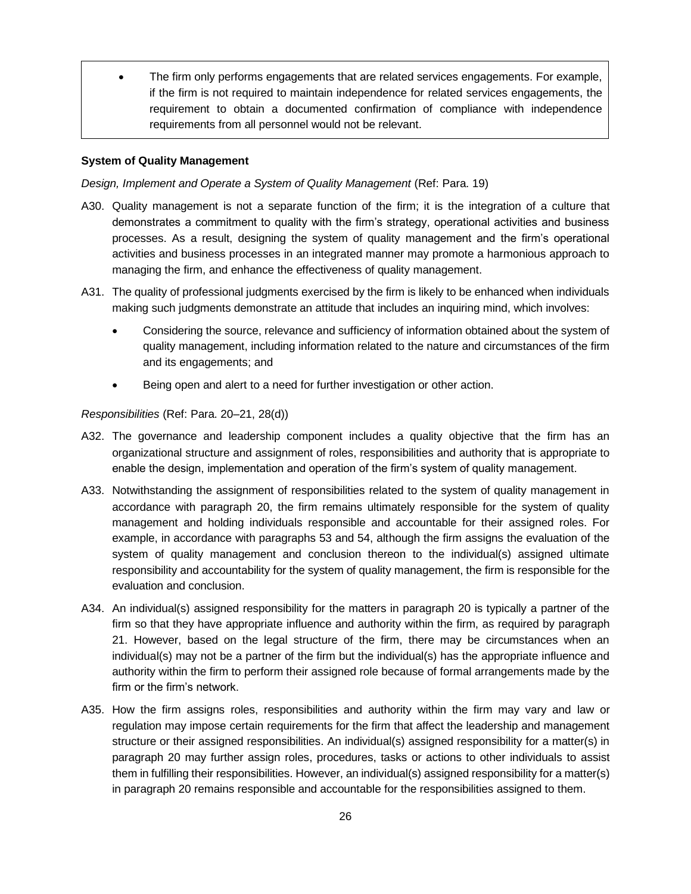- The firm only performs engagements that are related services engagements. For example, if the firm is not required to maintain independence for related services engagements, the requirement to obtain a documented confirmation of compliance with independence requirements from all personnel would not be relevant.

**System of Quality Management**

*Design, Implement and Operate a System of Quality Management* (Ref: Para. 19)

A30. Quality management is not a separate function of the firm; it is the integration of a culture that demonstrates a commitment to quality with the firm's strategy, operational activities and business processes. As a result, designing the system of quality management and the firm's operational activities and business processes in an integrated manner may promote a harmonious approach to managing the firm, and enhance the effectiveness of quality management.

A31. The quality of professional judgments exercised by the firm is likely to be enhanced when individuals making such judgments demonstrate an attitude that includes an inquiring mind, which involves:

- Considering the source, relevance and sufficiency of information obtained about the system of quality management, including information related to the nature and circumstances of the firm and its engagements; and
- Being open and alert to a need for further investigation or other action.

*Responsibilities* (Ref: Para. 20–21, 28(d))

A32. The governance and leadership component includes a quality objective that the firm has an organizational structure and assignment of roles, responsibilities and authority that is appropriate to enable the design, implementation and operation of the firm's system of quality management.

A33. Notwithstanding the assignment of responsibilities related to the system of quality management in accordance with paragraph 20, the firm remains ultimately responsible for the system of quality management and holding individuals responsible and accountable for their assigned roles. For example, in accordance with paragraphs 53 and 54, although the firm assigns the evaluation of the system of quality management and conclusion thereon to the individual(s) assigned ultimate responsibility and accountability for the system of quality management, the firm is responsible for the evaluation and conclusion.

A34. An individual(s) assigned responsibility for the matters in paragraph 20 is typically a partner of the firm so that they have appropriate influence and authority within the firm, as required by paragraph 21. However, based on the legal structure of the firm, there may be circumstances when an individual(s) may not be a partner of the firm but the individual(s) has the appropriate influence and authority within the firm to perform their assigned role because of formal arrangements made by the firm or the firm's network.

A35. How the firm assigns roles, responsibilities and authority within the firm may vary and law or regulation may impose certain requirements for the firm that affect the leadership and management structure or their assigned responsibilities. An individual(s) assigned responsibility for a matter(s) in paragraph 20 may further assign roles, procedures, tasks or actions to other individuals to assist them in fulfilling their responsibilities. However, an individual(s) assigned responsibility for a matter(s) in paragraph 20 remains responsible and accountable for the responsibilities assigned to them.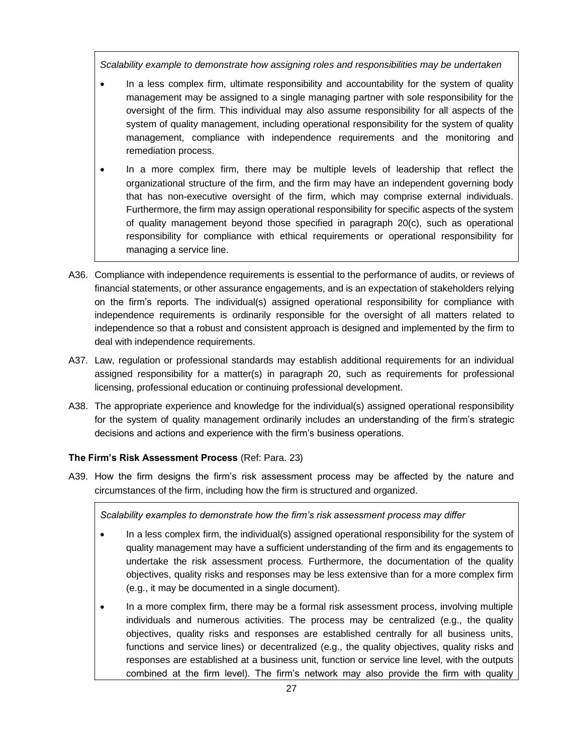*Scalability example to demonstrate how assigning roles and responsibilities may be undertaken*

- In a less complex firm, ultimate responsibility and accountability for the system of quality management may be assigned to a single managing partner with sole responsibility for the oversight of the firm. This individual may also assume responsibility for all aspects of the system of quality management, including operational responsibility for the system of quality management, compliance with independence requirements and the monitoring and remediation process.
- In a more complex firm, there may be multiple levels of leadership that reflect the organizational structure of the firm, and the firm may have an independent governing body that has non-executive oversight of the firm, which may comprise external individuals. Furthermore, the firm may assign operational responsibility for specific aspects of the system of quality management beyond those specified in paragraph 20(c), such as operational responsibility for compliance with ethical requirements or operational responsibility for managing a service line.

A36. Compliance with independence requirements is essential to the performance of audits, or reviews of financial statements, or other assurance engagements, and is an expectation of stakeholders relying on the firm's reports. The individual(s) assigned operational responsibility for compliance with independence requirements is ordinarily responsible for the oversight of all matters related to independence so that a robust and consistent approach is designed and implemented by the firm to deal with independence requirements.

A37. Law, regulation or professional standards may establish additional requirements for an individual assigned responsibility for a matter(s) in paragraph 20, such as requirements for professional licensing, professional education or continuing professional development.

A38. The appropriate experience and knowledge for the individual(s) assigned operational responsibility for the system of quality management ordinarily includes an understanding of the firm's strategic decisions and actions and experience with the firm's business operations.

**The Firm's Risk Assessment Process** (Ref: Para. 23)

A39. How the firm designs the firm's risk assessment process may be affected by the nature and circumstances of the firm, including how the firm is structured and organized.

*Scalability examples to demonstrate how the firm's risk assessment process may differ*

- In a less complex firm, the individual(s) assigned operational responsibility for the system of quality management may have a sufficient understanding of the firm and its engagements to undertake the risk assessment process. Furthermore, the documentation of the quality objectives, quality risks and responses may be less extensive than for a more complex firm (e.g., it may be documented in a single document).
- In a more complex firm, there may be a formal risk assessment process, involving multiple individuals and numerous activities. The process may be centralized (e.g., the quality objectives, quality risks and responses are established centrally for all business units, functions and service lines) or decentralized (e.g., the quality objectives, quality risks and responses are established at a business unit, function or service line level, with the outputs combined at the firm level). The firm's network may also provide the firm with quality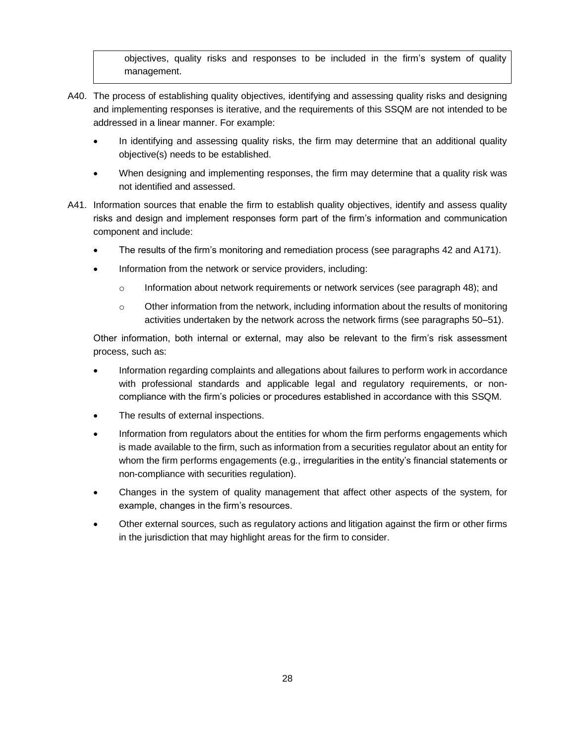objectives, quality risks and responses to be included in the firm's system of quality management.

A40. The process of establishing quality objectives, identifying and assessing quality risks and designing and implementing responses is iterative, and the requirements of this SSQM are not intended to be addressed in a linear manner. For example:

- In identifying and assessing quality risks, the firm may determine that an additional quality objective(s) needs to be established.
- When designing and implementing responses, the firm may determine that a quality risk was not identified and assessed.

A41. Information sources that enable the firm to establish quality objectives, identify and assess quality risks and design and implement responses form part of the firm's information and communication component and include:

- The results of the firm's monitoring and remediation process (see paragraphs 42 and A171).
- Information from the network or service providers, including:
  - Information about network requirements or network services (see paragraph 48); and
  - Other information from the network, including information about the results of monitoring activities undertaken by the network across the network firms (see paragraphs 50–51).

Other information, both internal or external, may also be relevant to the firm's risk assessment process, such as:

- Information regarding complaints and allegations about failures to perform work in accordance with professional standards and applicable legal and regulatory requirements, or non-compliance with the firm's policies or procedures established in accordance with this SSQM.
- The results of external inspections.
- Information from regulators about the entities for whom the firm performs engagements which is made available to the firm, such as information from a securities regulator about an entity for whom the firm performs engagements (e.g., irregularities in the entity's financial statements or non-compliance with securities regulation).
- Changes in the system of quality management that affect other aspects of the system, for example, changes in the firm's resources.
- Other external sources, such as regulatory actions and litigation against the firm or other firms in the jurisdiction that may highlight areas for the firm to consider.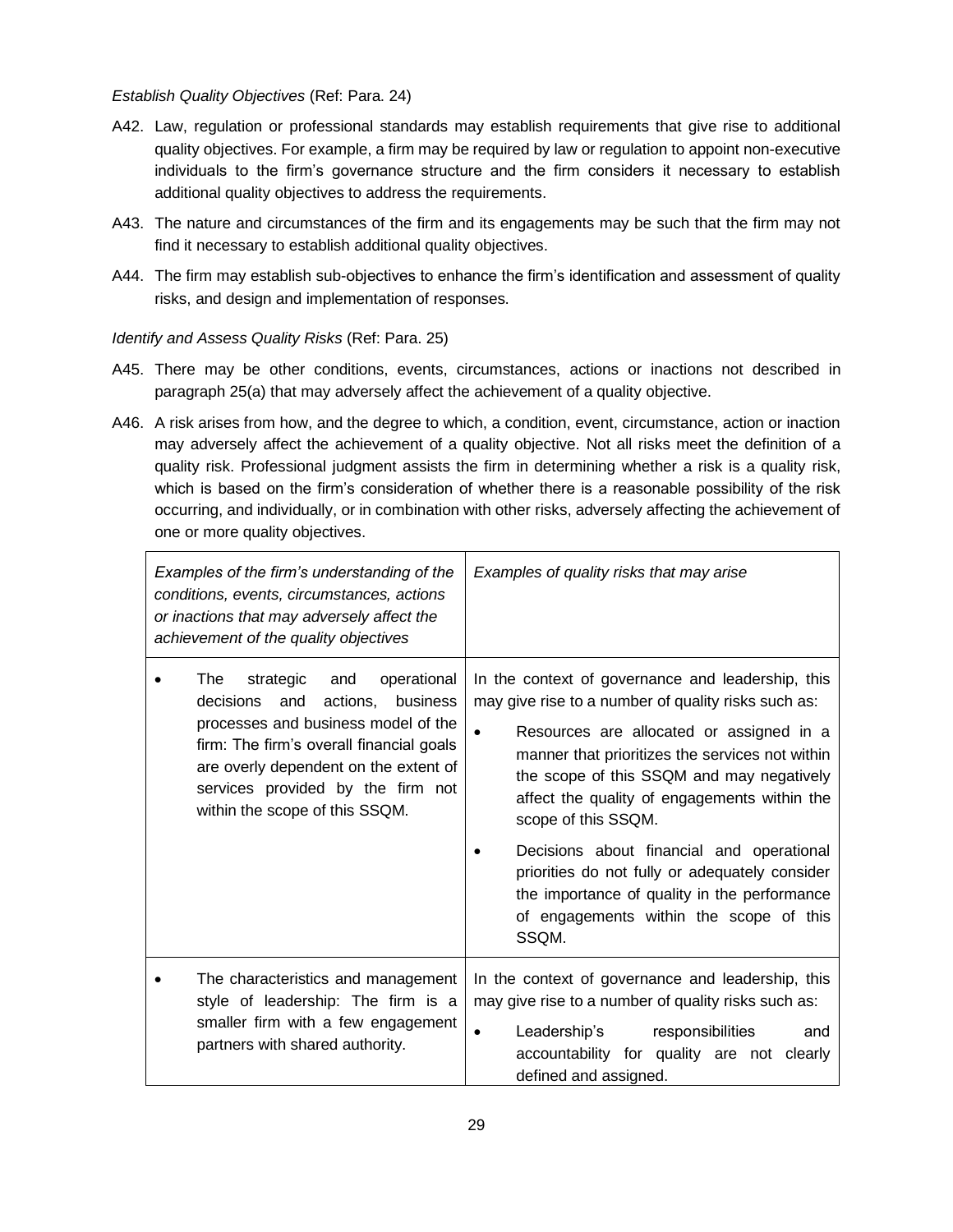*Establish Quality Objectives* (Ref: Para. 24)

A42. Law, regulation or professional standards may establish requirements that give rise to additional quality objectives. For example, a firm may be required by law or regulation to appoint non-executive individuals to the firm's governance structure and the firm considers it necessary to establish additional quality objectives to address the requirements.

A43. The nature and circumstances of the firm and its engagements may be such that the firm may not find it necessary to establish additional quality objectives.

A44. The firm may establish sub-objectives to enhance the firm's identification and assessment of quality risks, and design and implementation of responses.

*Identify and Assess Quality Risks* (Ref: Para. 25)

A45. There may be other conditions, events, circumstances, actions or inactions not described in paragraph 25(a) that may adversely affect the achievement of a quality objective.

A46. A risk arises from how, and the degree to which, a condition, event, circumstance, action or inaction may adversely affect the achievement of a quality objective. Not all risks meet the definition of a quality risk. Professional judgment assists the firm in determining whether a risk is a quality risk, which is based on the firm's consideration of whether there is a reasonable possibility of the risk occurring, and individually, or in combination with other risks, adversely affecting the achievement of one or more quality objectives.

| *Examples of the firm's understanding of the conditions, events, circumstances, actions or inactions that may adversely affect the achievement of the quality objectives* | *Examples of quality risks that may arise* |
|---|---|
| • The strategic and operational decisions and actions, business processes and business model of the firm: The firm's overall financial goals are overly dependent on the extent of services provided by the firm not within the scope of this SSQM. | In the context of governance and leadership, this may give rise to a number of quality risks such as:<br>• Resources are allocated or assigned in a manner that prioritizes the services not within the scope of this SSQM and may negatively affect the quality of engagements within the scope of this SSQM.<br>• Decisions about financial and operational priorities do not fully or adequately consider the importance of quality in the performance of engagements within the scope of this SSQM. |
| • The characteristics and management style of leadership: The firm is a smaller firm with a few engagement partners with shared authority. | In the context of governance and leadership, this may give rise to a number of quality risks such as:<br>• Leadership's responsibilities and accountability for quality are not clearly defined and assigned. |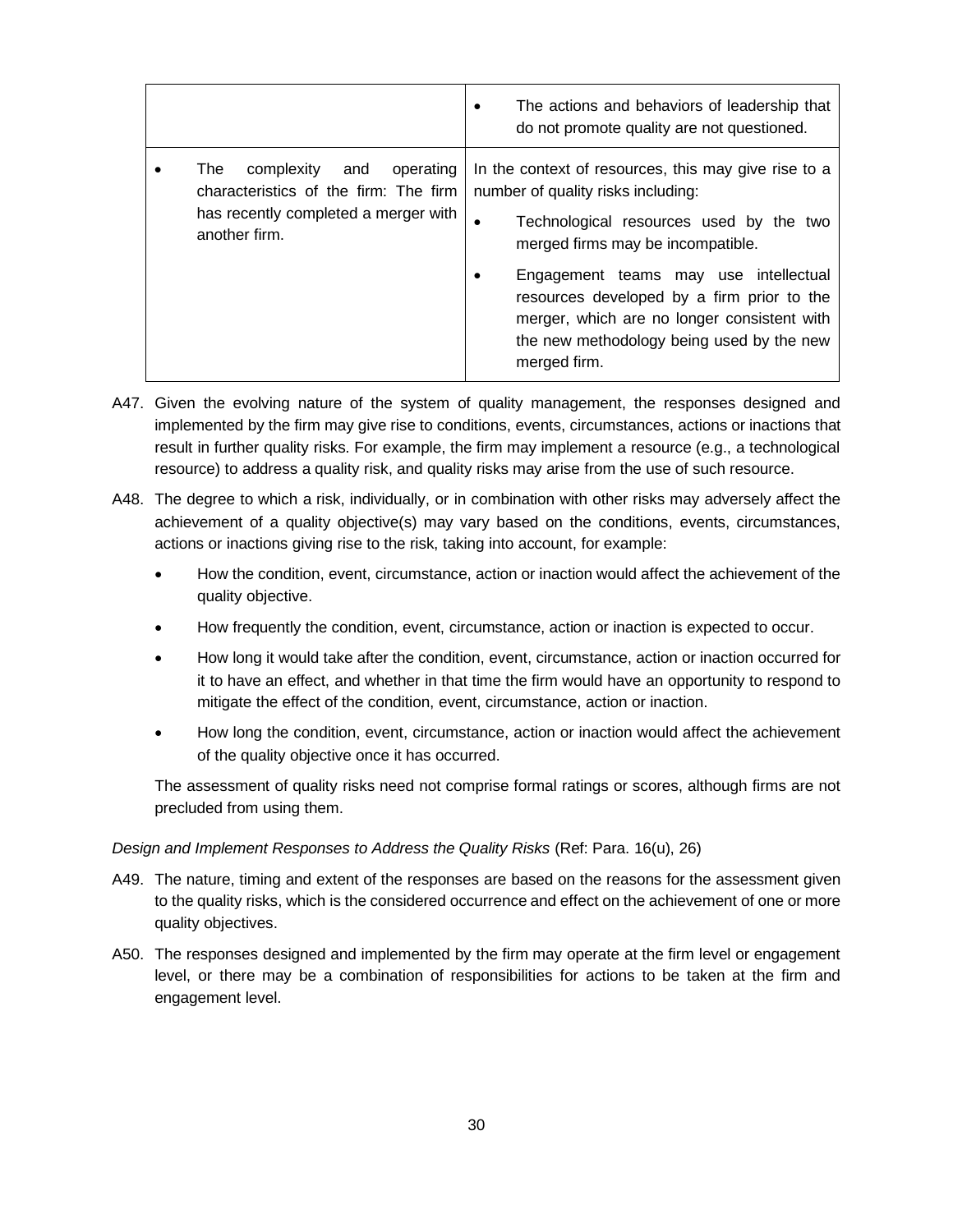| | |
|---|---|
| | • The actions and behaviors of leadership that do not promote quality are not questioned. |
| • The complexity and operating characteristics of the firm: The firm has recently completed a merger with another firm. | In the context of resources, this may give rise to a number of quality risks including:<br>• Technological resources used by the two merged firms may be incompatible.<br>• Engagement teams may use intellectual resources developed by a firm prior to the merger, which are no longer consistent with the new methodology being used by the new merged firm. |

A47. Given the evolving nature of the system of quality management, the responses designed and implemented by the firm may give rise to conditions, events, circumstances, actions or inactions that result in further quality risks. For example, the firm may implement a resource (e.g., a technological resource) to address a quality risk, and quality risks may arise from the use of such resource.

A48. The degree to which a risk, individually, or in combination with other risks may adversely affect the achievement of a quality objective(s) may vary based on the conditions, events, circumstances, actions or inactions giving rise to the risk, taking into account, for example:

- How the condition, event, circumstance, action or inaction would affect the achievement of the quality objective.
- How frequently the condition, event, circumstance, action or inaction is expected to occur.
- How long it would take after the condition, event, circumstance, action or inaction occurred for it to have an effect, and whether in that time the firm would have an opportunity to respond to mitigate the effect of the condition, event, circumstance, action or inaction.
- How long the condition, event, circumstance, action or inaction would affect the achievement of the quality objective once it has occurred.

The assessment of quality risks need not comprise formal ratings or scores, although firms are not precluded from using them.

*Design and Implement Responses to Address the Quality Risks* (Ref: Para. 16(u), 26)

A49. The nature, timing and extent of the responses are based on the reasons for the assessment given to the quality risks, which is the considered occurrence and effect on the achievement of one or more quality objectives.

A50. The responses designed and implemented by the firm may operate at the firm level or engagement level, or there may be a combination of responsibilities for actions to be taken at the firm and engagement level.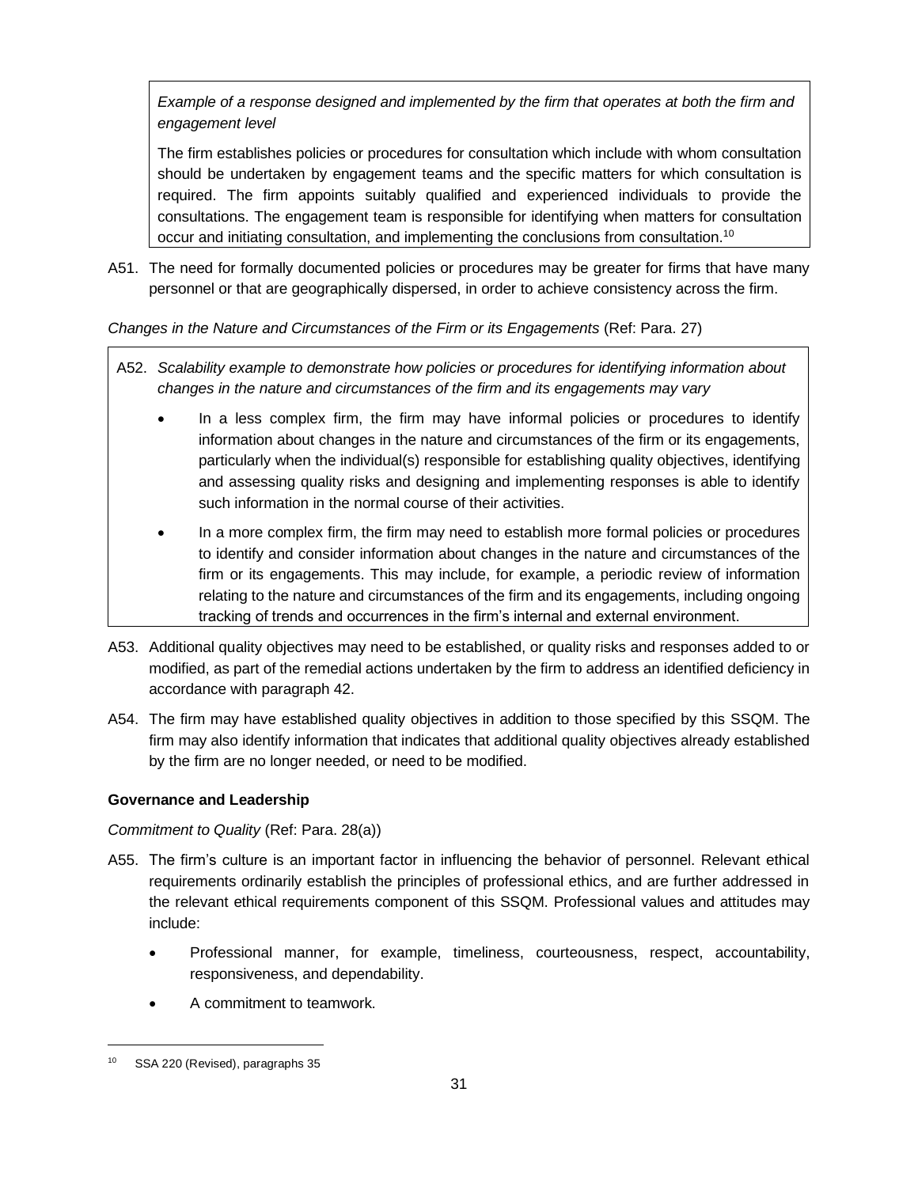> *Example of a response designed and implemented by the firm that operates at both the firm and engagement level*
>
> The firm establishes policies or procedures for consultation which include with whom consultation should be undertaken by engagement teams and the specific matters for which consultation is required. The firm appoints suitably qualified and experienced individuals to provide the consultations. The engagement team is responsible for identifying when matters for consultation occur and initiating consultation, and implementing the conclusions from consultation.[10]

A51. The need for formally documented policies or procedures may be greater for firms that have many personnel or that are geographically dispersed, in order to achieve consistency across the firm.

*Changes in the Nature and Circumstances of the Firm or its Engagements* (Ref: Para. 27)

> A52. *Scalability example to demonstrate how policies or procedures for identifying information about changes in the nature and circumstances of the firm and its engagements may vary*
>
> - In a less complex firm, the firm may have informal policies or procedures to identify information about changes in the nature and circumstances of the firm or its engagements, particularly when the individual(s) responsible for establishing quality objectives, identifying and assessing quality risks and designing and implementing responses is able to identify such information in the normal course of their activities.
> - In a more complex firm, the firm may need to establish more formal policies or procedures to identify and consider information about changes in the nature and circumstances of the firm or its engagements. This may include, for example, a periodic review of information relating to the nature and circumstances of the firm and its engagements, including ongoing tracking of trends and occurrences in the firm's internal and external environment.

A53. Additional quality objectives may need to be established, or quality risks and responses added to or modified, as part of the remedial actions undertaken by the firm to address an identified deficiency in accordance with paragraph 42.

A54. The firm may have established quality objectives in addition to those specified by this SSQM. The firm may also identify information that indicates that additional quality objectives already established by the firm are no longer needed, or need to be modified.

**Governance and Leadership**

*Commitment to Quality* (Ref: Para. 28(a))

A55. The firm's culture is an important factor in influencing the behavior of personnel. Relevant ethical requirements ordinarily establish the principles of professional ethics, and are further addressed in the relevant ethical requirements component of this SSQM. Professional values and attitudes may include:

- Professional manner, for example, timeliness, courteousness, respect, accountability, responsiveness, and dependability.
- A commitment to teamwork.

---

[10] SSA 220 (Revised), paragraphs 35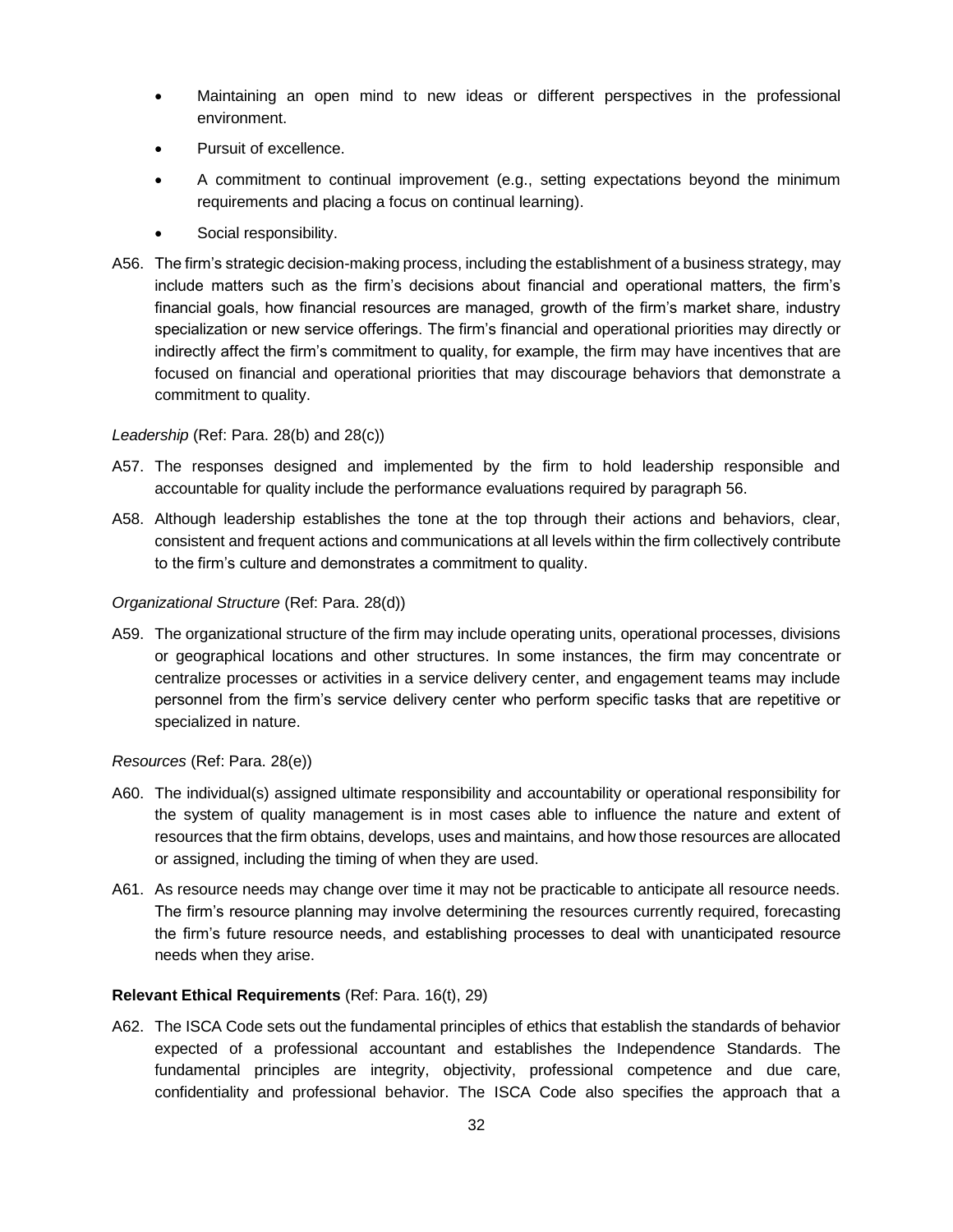- Maintaining an open mind to new ideas or different perspectives in the professional environment.
- Pursuit of excellence.
- A commitment to continual improvement (e.g., setting expectations beyond the minimum requirements and placing a focus on continual learning).
- Social responsibility.

A56. The firm's strategic decision-making process, including the establishment of a business strategy, may include matters such as the firm's decisions about financial and operational matters, the firm's financial goals, how financial resources are managed, growth of the firm's market share, industry specialization or new service offerings. The firm's financial and operational priorities may directly or indirectly affect the firm's commitment to quality, for example, the firm may have incentives that are focused on financial and operational priorities that may discourage behaviors that demonstrate a commitment to quality.

*Leadership* (Ref: Para. 28(b) and 28(c))

A57. The responses designed and implemented by the firm to hold leadership responsible and accountable for quality include the performance evaluations required by paragraph 56.

A58. Although leadership establishes the tone at the top through their actions and behaviors, clear, consistent and frequent actions and communications at all levels within the firm collectively contribute to the firm's culture and demonstrates a commitment to quality.

*Organizational Structure* (Ref: Para. 28(d))

A59. The organizational structure of the firm may include operating units, operational processes, divisions or geographical locations and other structures. In some instances, the firm may concentrate or centralize processes or activities in a service delivery center, and engagement teams may include personnel from the firm's service delivery center who perform specific tasks that are repetitive or specialized in nature.

*Resources* (Ref: Para. 28(e))

A60. The individual(s) assigned ultimate responsibility and accountability or operational responsibility for the system of quality management is in most cases able to influence the nature and extent of resources that the firm obtains, develops, uses and maintains, and how those resources are allocated or assigned, including the timing of when they are used.

A61. As resource needs may change over time it may not be practicable to anticipate all resource needs. The firm's resource planning may involve determining the resources currently required, forecasting the firm's future resource needs, and establishing processes to deal with unanticipated resource needs when they arise.

**Relevant Ethical Requirements** (Ref: Para. 16(t), 29)

A62. The ISCA Code sets out the fundamental principles of ethics that establish the standards of behavior expected of a professional accountant and establishes the Independence Standards. The fundamental principles are integrity, objectivity, professional competence and due care, confidentiality and professional behavior. The ISCA Code also specifies the approach that a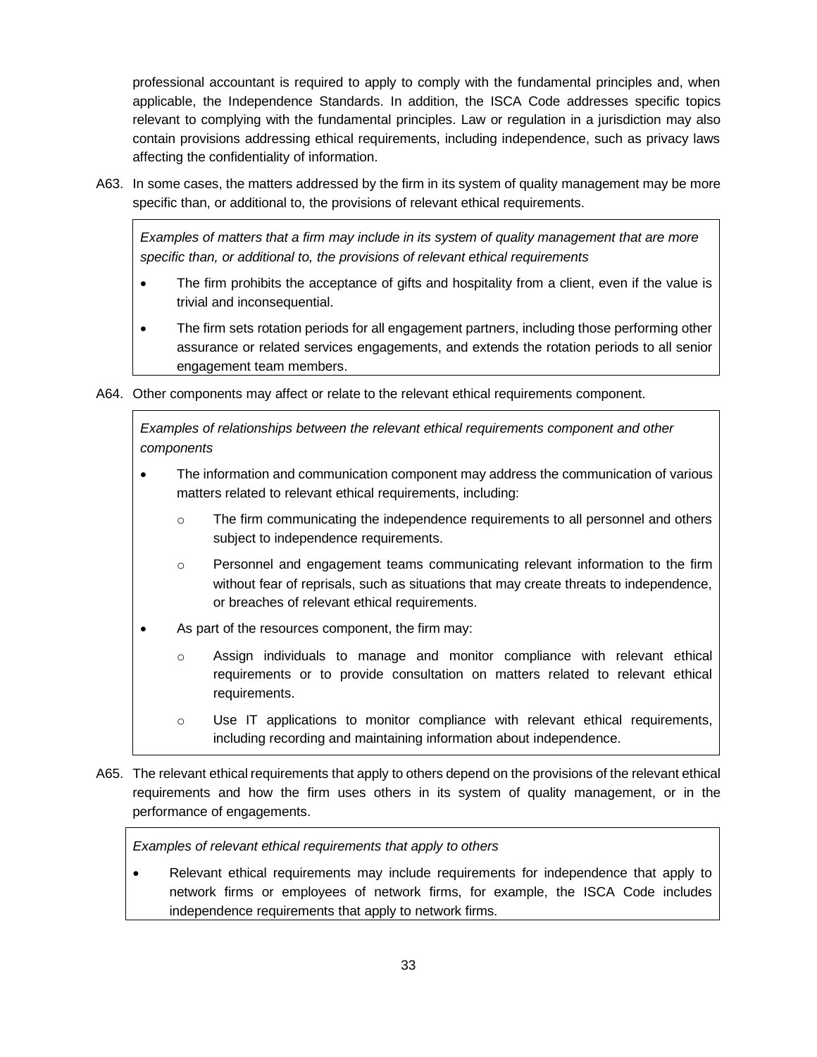professional accountant is required to apply to comply with the fundamental principles and, when applicable, the Independence Standards. In addition, the ISCA Code addresses specific topics relevant to complying with the fundamental principles. Law or regulation in a jurisdiction may also contain provisions addressing ethical requirements, including independence, such as privacy laws affecting the confidentiality of information.

A63. In some cases, the matters addressed by the firm in its system of quality management may be more specific than, or additional to, the provisions of relevant ethical requirements.

> *Examples of matters that a firm may include in its system of quality management that are more specific than, or additional to, the provisions of relevant ethical requirements*
>
> - The firm prohibits the acceptance of gifts and hospitality from a client, even if the value is trivial and inconsequential.
> - The firm sets rotation periods for all engagement partners, including those performing other assurance or related services engagements, and extends the rotation periods to all senior engagement team members.

A64. Other components may affect or relate to the relevant ethical requirements component.

> *Examples of relationships between the relevant ethical requirements component and other components*
>
> - The information and communication component may address the communication of various matters related to relevant ethical requirements, including:
>   - The firm communicating the independence requirements to all personnel and others subject to independence requirements.
>   - Personnel and engagement teams communicating relevant information to the firm without fear of reprisals, such as situations that may create threats to independence, or breaches of relevant ethical requirements.
> - As part of the resources component, the firm may:
>   - Assign individuals to manage and monitor compliance with relevant ethical requirements or to provide consultation on matters related to relevant ethical requirements.
>   - Use IT applications to monitor compliance with relevant ethical requirements, including recording and maintaining information about independence.

A65. The relevant ethical requirements that apply to others depend on the provisions of the relevant ethical requirements and how the firm uses others in its system of quality management, or in the performance of engagements.

> *Examples of relevant ethical requirements that apply to others*
>
> - Relevant ethical requirements may include requirements for independence that apply to network firms or employees of network firms, for example, the ISCA Code includes independence requirements that apply to network firms.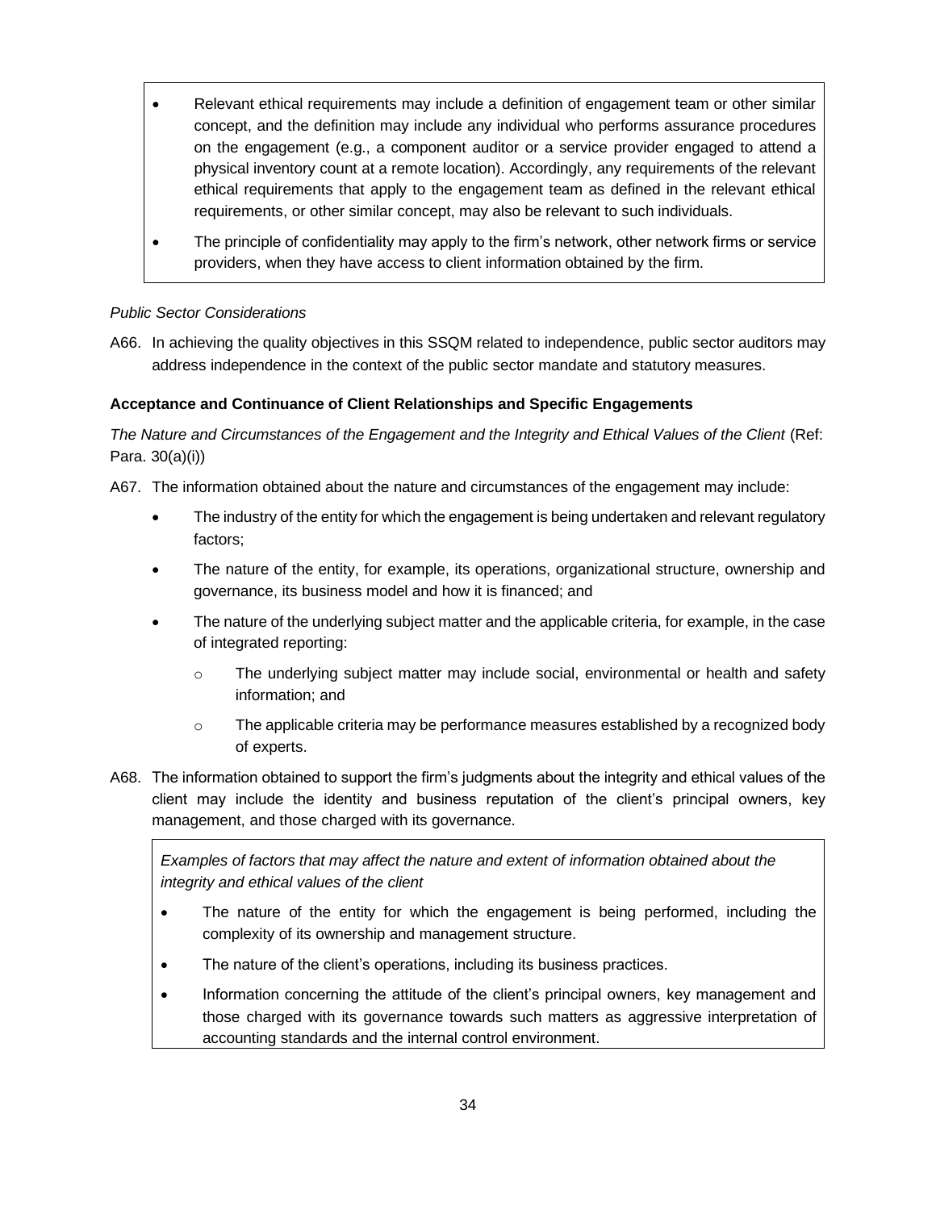- Relevant ethical requirements may include a definition of engagement team or other similar concept, and the definition may include any individual who performs assurance procedures on the engagement (e.g., a component auditor or a service provider engaged to attend a physical inventory count at a remote location). Accordingly, any requirements of the relevant ethical requirements that apply to the engagement team as defined in the relevant ethical requirements, or other similar concept, may also be relevant to such individuals.
- The principle of confidentiality may apply to the firm's network, other network firms or service providers, when they have access to client information obtained by the firm.

*Public Sector Considerations*

A66. In achieving the quality objectives in this SSQM related to independence, public sector auditors may address independence in the context of the public sector mandate and statutory measures.

**Acceptance and Continuance of Client Relationships and Specific Engagements**

*The Nature and Circumstances of the Engagement and the Integrity and Ethical Values of the Client* (Ref: Para. 30(a)(i))

A67. The information obtained about the nature and circumstances of the engagement may include:

- The industry of the entity for which the engagement is being undertaken and relevant regulatory factors;
- The nature of the entity, for example, its operations, organizational structure, ownership and governance, its business model and how it is financed; and
- The nature of the underlying subject matter and the applicable criteria, for example, in the case of integrated reporting:
    - The underlying subject matter may include social, environmental or health and safety information; and
    - The applicable criteria may be performance measures established by a recognized body of experts.

A68. The information obtained to support the firm's judgments about the integrity and ethical values of the client may include the identity and business reputation of the client's principal owners, key management, and those charged with its governance.

*Examples of factors that may affect the nature and extent of information obtained about the integrity and ethical values of the client*

- The nature of the entity for which the engagement is being performed, including the complexity of its ownership and management structure.
- The nature of the client's operations, including its business practices.
- Information concerning the attitude of the client's principal owners, key management and those charged with its governance towards such matters as aggressive interpretation of accounting standards and the internal control environment.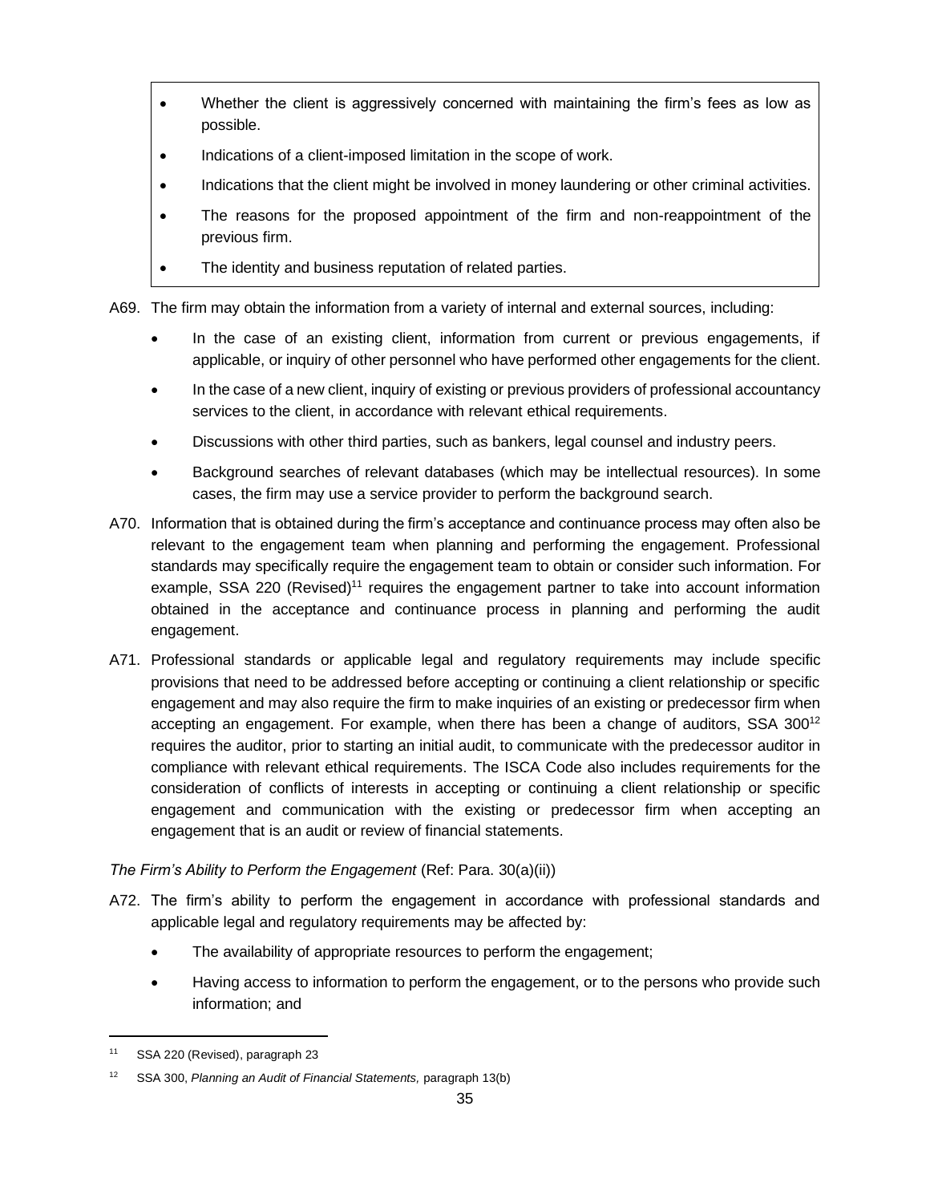- Whether the client is aggressively concerned with maintaining the firm's fees as low as possible.
- Indications of a client-imposed limitation in the scope of work.
- Indications that the client might be involved in money laundering or other criminal activities.
- The reasons for the proposed appointment of the firm and non-reappointment of the previous firm.
- The identity and business reputation of related parties.

A69. The firm may obtain the information from a variety of internal and external sources, including:

- In the case of an existing client, information from current or previous engagements, if applicable, or inquiry of other personnel who have performed other engagements for the client.
- In the case of a new client, inquiry of existing or previous providers of professional accountancy services to the client, in accordance with relevant ethical requirements.
- Discussions with other third parties, such as bankers, legal counsel and industry peers.
- Background searches of relevant databases (which may be intellectual resources). In some cases, the firm may use a service provider to perform the background search.

A70. Information that is obtained during the firm's acceptance and continuance process may often also be relevant to the engagement team when planning and performing the engagement. Professional standards may specifically require the engagement team to obtain or consider such information. For example, SSA 220 (Revised)[11] requires the engagement partner to take into account information obtained in the acceptance and continuance process in planning and performing the audit engagement.

A71. Professional standards or applicable legal and regulatory requirements may include specific provisions that need to be addressed before accepting or continuing a client relationship or specific engagement and may also require the firm to make inquiries of an existing or predecessor firm when accepting an engagement. For example, when there has been a change of auditors, SSA 300[12] requires the auditor, prior to starting an initial audit, to communicate with the predecessor auditor in compliance with relevant ethical requirements. The ISCA Code also includes requirements for the consideration of conflicts of interests in accepting or continuing a client relationship or specific engagement and communication with the existing or predecessor firm when accepting an engagement that is an audit or review of financial statements.

*The Firm's Ability to Perform the Engagement* (Ref: Para. 30(a)(ii))

A72. The firm's ability to perform the engagement in accordance with professional standards and applicable legal and regulatory requirements may be affected by:

- The availability of appropriate resources to perform the engagement;
- Having access to information to perform the engagement, or to the persons who provide such information; and

---

[11] SSA 220 (Revised), paragraph 23

[12] SSA 300, *Planning an Audit of Financial Statements,* paragraph 13(b)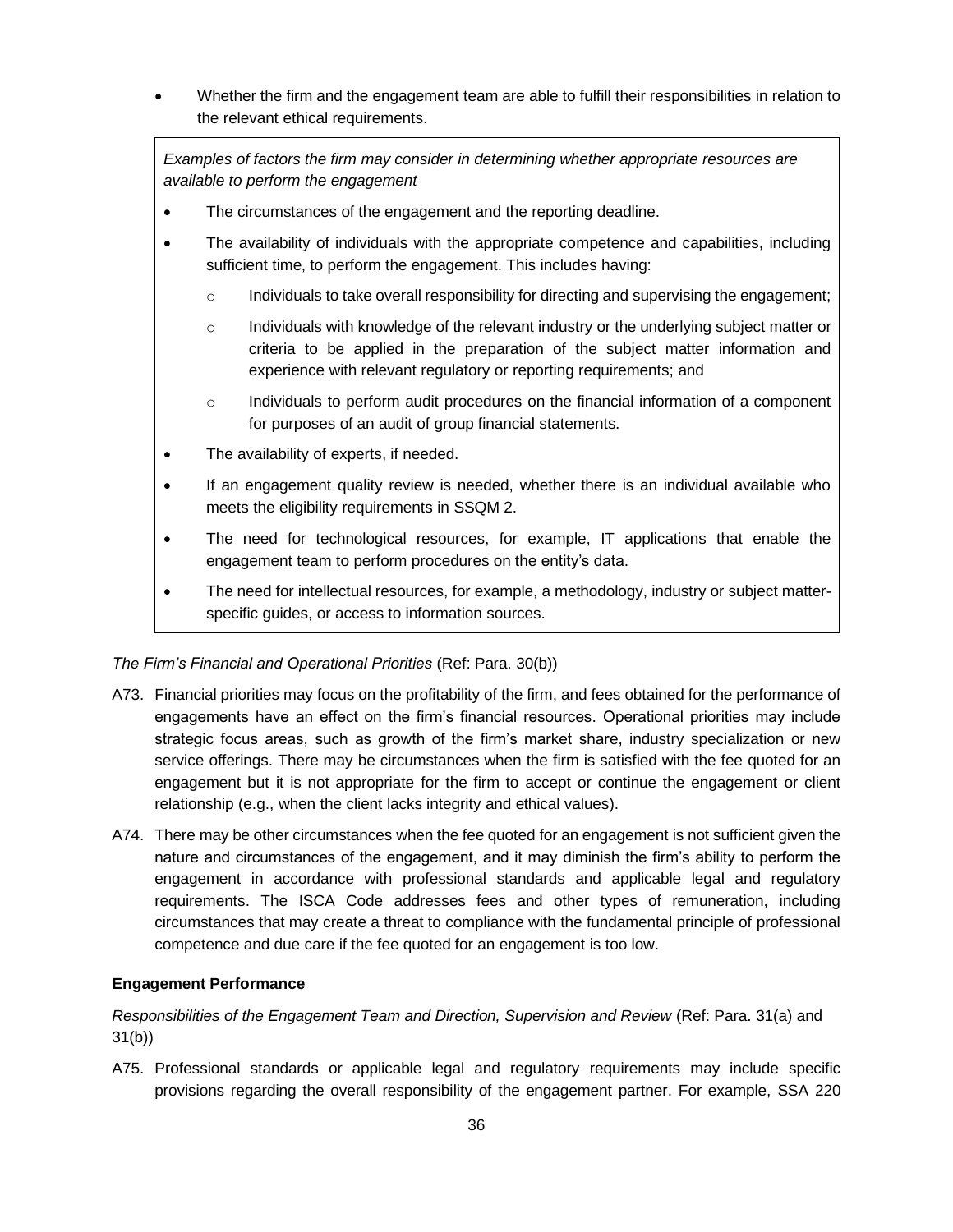- Whether the firm and the engagement team are able to fulfill their responsibilities in relation to the relevant ethical requirements.

> *Examples of factors the firm may consider in determining whether appropriate resources are available to perform the engagement*
>
> - The circumstances of the engagement and the reporting deadline.
> - The availability of individuals with the appropriate competence and capabilities, including sufficient time, to perform the engagement. This includes having:
>   - Individuals to take overall responsibility for directing and supervising the engagement;
>   - Individuals with knowledge of the relevant industry or the underlying subject matter or criteria to be applied in the preparation of the subject matter information and experience with relevant regulatory or reporting requirements; and
>   - Individuals to perform audit procedures on the financial information of a component for purposes of an audit of group financial statements.
> - The availability of experts, if needed.
> - If an engagement quality review is needed, whether there is an individual available who meets the eligibility requirements in SSQM 2.
> - The need for technological resources, for example, IT applications that enable the engagement team to perform procedures on the entity's data.
> - The need for intellectual resources, for example, a methodology, industry or subject matter-specific guides, or access to information sources.

*The Firm's Financial and Operational Priorities* (Ref: Para. 30(b))

A73. Financial priorities may focus on the profitability of the firm, and fees obtained for the performance of engagements have an effect on the firm's financial resources. Operational priorities may include strategic focus areas, such as growth of the firm's market share, industry specialization or new service offerings. There may be circumstances when the firm is satisfied with the fee quoted for an engagement but it is not appropriate for the firm to accept or continue the engagement or client relationship (e.g., when the client lacks integrity and ethical values).

A74. There may be other circumstances when the fee quoted for an engagement is not sufficient given the nature and circumstances of the engagement, and it may diminish the firm's ability to perform the engagement in accordance with professional standards and applicable legal and regulatory requirements. The ISCA Code addresses fees and other types of remuneration, including circumstances that may create a threat to compliance with the fundamental principle of professional competence and due care if the fee quoted for an engagement is too low.

**Engagement Performance**

*Responsibilities of the Engagement Team and Direction, Supervision and Review* (Ref: Para. 31(a) and 31(b))

A75. Professional standards or applicable legal and regulatory requirements may include specific provisions regarding the overall responsibility of the engagement partner. For example, SSA 220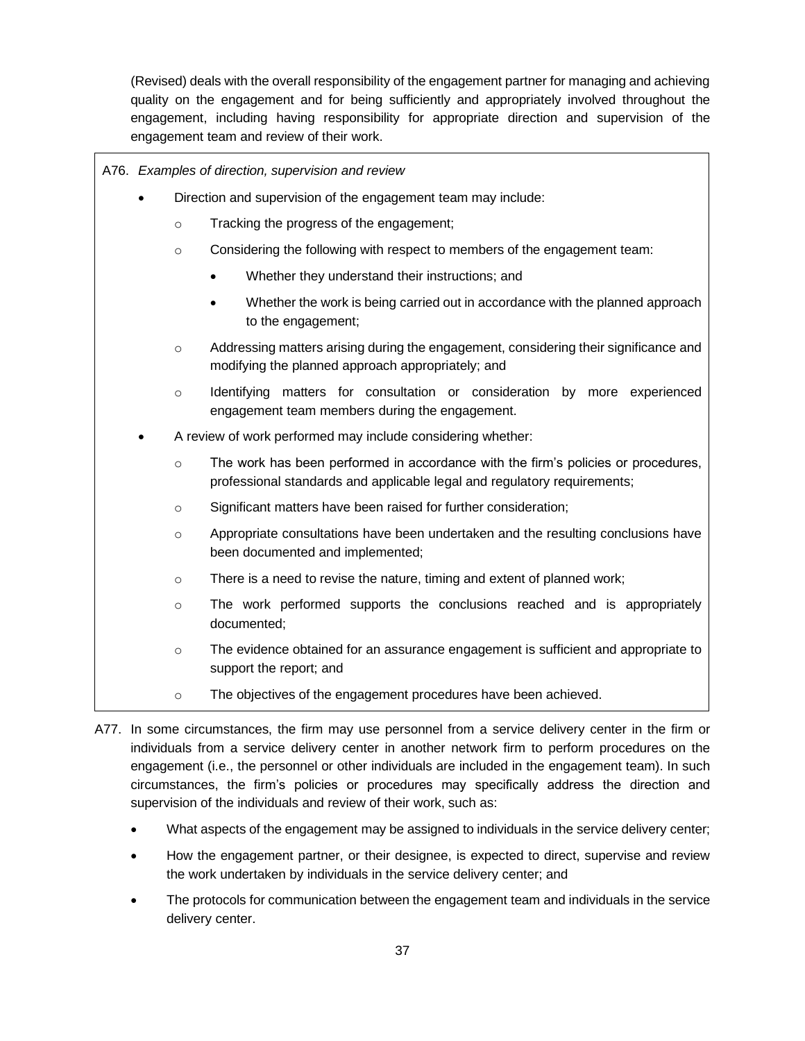(Revised) deals with the overall responsibility of the engagement partner for managing and achieving quality on the engagement and for being sufficiently and appropriately involved throughout the engagement, including having responsibility for appropriate direction and supervision of the engagement team and review of their work.

A76. *Examples of direction, supervision and review*

- Direction and supervision of the engagement team may include:
  - Tracking the progress of the engagement;
  - Considering the following with respect to members of the engagement team:
    - Whether they understand their instructions; and
    - Whether the work is being carried out in accordance with the planned approach to the engagement;
  - Addressing matters arising during the engagement, considering their significance and modifying the planned approach appropriately; and
  - Identifying matters for consultation or consideration by more experienced engagement team members during the engagement.
- A review of work performed may include considering whether:
  - The work has been performed in accordance with the firm's policies or procedures, professional standards and applicable legal and regulatory requirements;
  - Significant matters have been raised for further consideration;
  - Appropriate consultations have been undertaken and the resulting conclusions have been documented and implemented;
  - There is a need to revise the nature, timing and extent of planned work;
  - The work performed supports the conclusions reached and is appropriately documented;
  - The evidence obtained for an assurance engagement is sufficient and appropriate to support the report; and
  - The objectives of the engagement procedures have been achieved.

A77. In some circumstances, the firm may use personnel from a service delivery center in the firm or individuals from a service delivery center in another network firm to perform procedures on the engagement (i.e., the personnel or other individuals are included in the engagement team). In such circumstances, the firm's policies or procedures may specifically address the direction and supervision of the individuals and review of their work, such as:

- What aspects of the engagement may be assigned to individuals in the service delivery center;
- How the engagement partner, or their designee, is expected to direct, supervise and review the work undertaken by individuals in the service delivery center; and
- The protocols for communication between the engagement team and individuals in the service delivery center.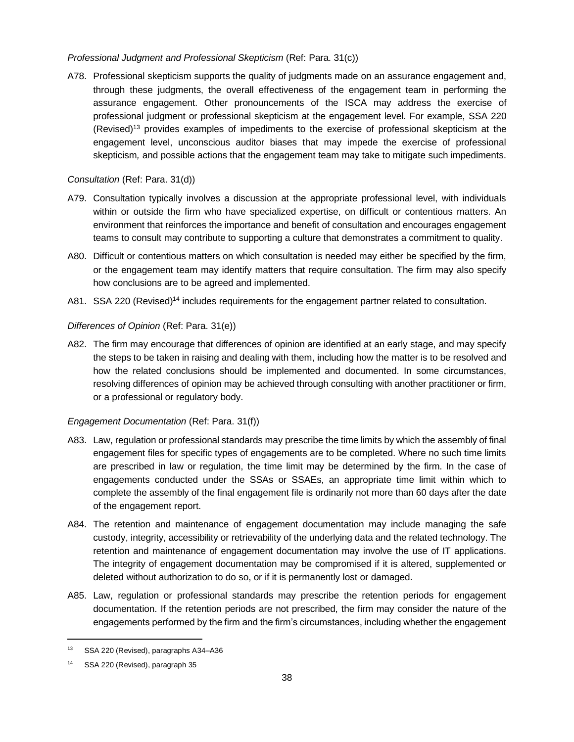*Professional Judgment and Professional Skepticism* (Ref: Para. 31(c))

A78. Professional skepticism supports the quality of judgments made on an assurance engagement and, through these judgments, the overall effectiveness of the engagement team in performing the assurance engagement. Other pronouncements of the ISCA may address the exercise of professional judgment or professional skepticism at the engagement level. For example, SSA 220 (Revised)[13] provides examples of impediments to the exercise of professional skepticism at the engagement level, unconscious auditor biases that may impede the exercise of professional skepticism*,* and possible actions that the engagement team may take to mitigate such impediments.

*Consultation* (Ref: Para. 31(d))

A79. Consultation typically involves a discussion at the appropriate professional level, with individuals within or outside the firm who have specialized expertise, on difficult or contentious matters. An environment that reinforces the importance and benefit of consultation and encourages engagement teams to consult may contribute to supporting a culture that demonstrates a commitment to quality.

A80. Difficult or contentious matters on which consultation is needed may either be specified by the firm, or the engagement team may identify matters that require consultation. The firm may also specify how conclusions are to be agreed and implemented.

A81. SSA 220 (Revised)[14] includes requirements for the engagement partner related to consultation.

*Differences of Opinion* (Ref: Para. 31(e))

A82. The firm may encourage that differences of opinion are identified at an early stage, and may specify the steps to be taken in raising and dealing with them, including how the matter is to be resolved and how the related conclusions should be implemented and documented. In some circumstances, resolving differences of opinion may be achieved through consulting with another practitioner or firm, or a professional or regulatory body.

*Engagement Documentation* (Ref: Para. 31(f))

A83. Law, regulation or professional standards may prescribe the time limits by which the assembly of final engagement files for specific types of engagements are to be completed. Where no such time limits are prescribed in law or regulation, the time limit may be determined by the firm. In the case of engagements conducted under the SSAs or SSAEs, an appropriate time limit within which to complete the assembly of the final engagement file is ordinarily not more than 60 days after the date of the engagement report.

A84. The retention and maintenance of engagement documentation may include managing the safe custody, integrity, accessibility or retrievability of the underlying data and the related technology. The retention and maintenance of engagement documentation may involve the use of IT applications. The integrity of engagement documentation may be compromised if it is altered, supplemented or deleted without authorization to do so, or if it is permanently lost or damaged.

A85. Law, regulation or professional standards may prescribe the retention periods for engagement documentation. If the retention periods are not prescribed, the firm may consider the nature of the engagements performed by the firm and the firm's circumstances, including whether the engagement

---

[13] SSA 220 (Revised), paragraphs A34–A36

[14] SSA 220 (Revised), paragraph 35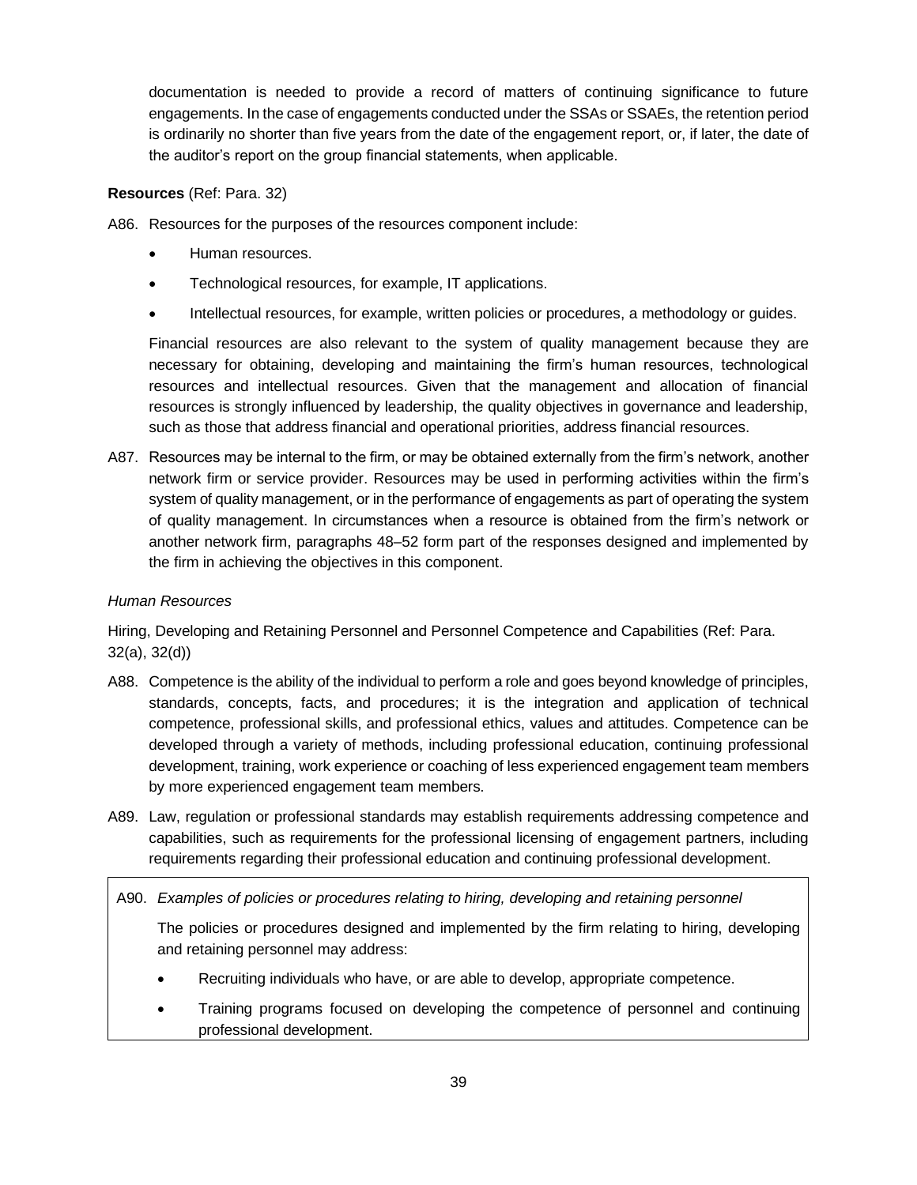documentation is needed to provide a record of matters of continuing significance to future engagements. In the case of engagements conducted under the SSAs or SSAEs, the retention period is ordinarily no shorter than five years from the date of the engagement report, or, if later, the date of the auditor's report on the group financial statements, when applicable.

**Resources** (Ref: Para. 32)

A86. Resources for the purposes of the resources component include:

- Human resources.
- Technological resources, for example, IT applications.
- Intellectual resources, for example, written policies or procedures, a methodology or guides.

Financial resources are also relevant to the system of quality management because they are necessary for obtaining, developing and maintaining the firm's human resources, technological resources and intellectual resources. Given that the management and allocation of financial resources is strongly influenced by leadership, the quality objectives in governance and leadership, such as those that address financial and operational priorities, address financial resources.

A87. Resources may be internal to the firm, or may be obtained externally from the firm's network, another network firm or service provider. Resources may be used in performing activities within the firm's system of quality management, or in the performance of engagements as part of operating the system of quality management. In circumstances when a resource is obtained from the firm's network or another network firm, paragraphs 48–52 form part of the responses designed and implemented by the firm in achieving the objectives in this component.

*Human Resources*

Hiring, Developing and Retaining Personnel and Personnel Competence and Capabilities (Ref: Para. 32(a), 32(d))

A88. Competence is the ability of the individual to perform a role and goes beyond knowledge of principles, standards, concepts, facts, and procedures; it is the integration and application of technical competence, professional skills, and professional ethics, values and attitudes. Competence can be developed through a variety of methods, including professional education, continuing professional development, training, work experience or coaching of less experienced engagement team members by more experienced engagement team members.

A89. Law, regulation or professional standards may establish requirements addressing competence and capabilities, such as requirements for the professional licensing of engagement partners, including requirements regarding their professional education and continuing professional development.

A90. *Examples of policies or procedures relating to hiring, developing and retaining personnel*

The policies or procedures designed and implemented by the firm relating to hiring, developing and retaining personnel may address:

- Recruiting individuals who have, or are able to develop, appropriate competence.
- Training programs focused on developing the competence of personnel and continuing professional development.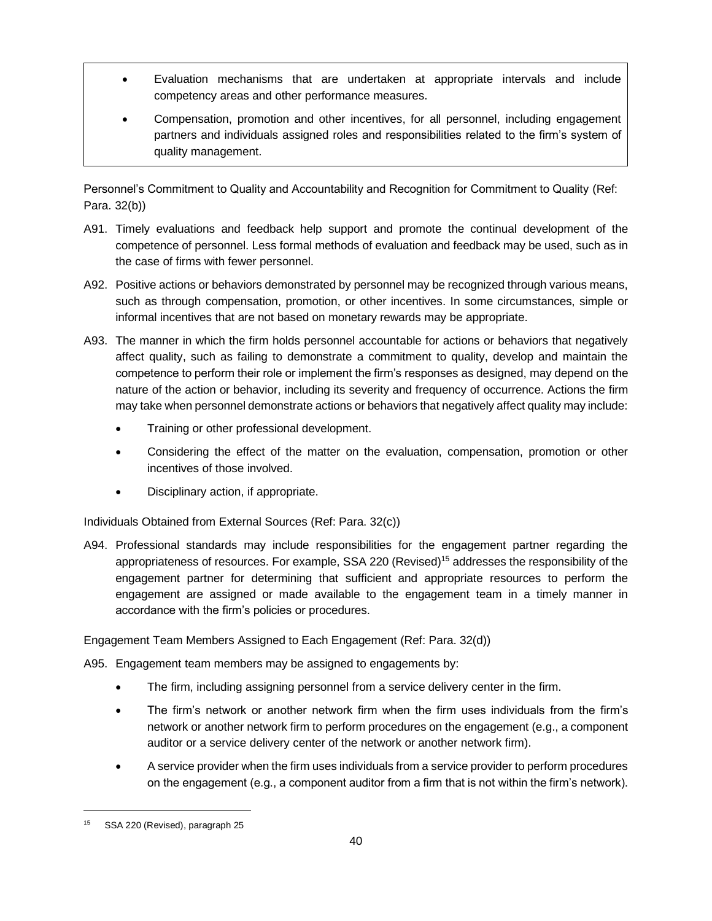- Evaluation mechanisms that are undertaken at appropriate intervals and include competency areas and other performance measures.
- Compensation, promotion and other incentives, for all personnel, including engagement partners and individuals assigned roles and responsibilities related to the firm's system of quality management.

Personnel's Commitment to Quality and Accountability and Recognition for Commitment to Quality (Ref: Para. 32(b))

A91. Timely evaluations and feedback help support and promote the continual development of the competence of personnel. Less formal methods of evaluation and feedback may be used, such as in the case of firms with fewer personnel.

A92. Positive actions or behaviors demonstrated by personnel may be recognized through various means, such as through compensation, promotion, or other incentives. In some circumstances, simple or informal incentives that are not based on monetary rewards may be appropriate.

A93. The manner in which the firm holds personnel accountable for actions or behaviors that negatively affect quality, such as failing to demonstrate a commitment to quality, develop and maintain the competence to perform their role or implement the firm's responses as designed, may depend on the nature of the action or behavior, including its severity and frequency of occurrence. Actions the firm may take when personnel demonstrate actions or behaviors that negatively affect quality may include:

- Training or other professional development.
- Considering the effect of the matter on the evaluation, compensation, promotion or other incentives of those involved.
- Disciplinary action, if appropriate.

Individuals Obtained from External Sources (Ref: Para. 32(c))

A94. Professional standards may include responsibilities for the engagement partner regarding the appropriateness of resources. For example, SSA 220 (Revised)[15] addresses the responsibility of the engagement partner for determining that sufficient and appropriate resources to perform the engagement are assigned or made available to the engagement team in a timely manner in accordance with the firm's policies or procedures.

Engagement Team Members Assigned to Each Engagement (Ref: Para. 32(d))

A95. Engagement team members may be assigned to engagements by:

- The firm, including assigning personnel from a service delivery center in the firm.
- The firm's network or another network firm when the firm uses individuals from the firm's network or another network firm to perform procedures on the engagement (e.g., a component auditor or a service delivery center of the network or another network firm).
- A service provider when the firm uses individuals from a service provider to perform procedures on the engagement (e.g., a component auditor from a firm that is not within the firm's network).

[15] SSA 220 (Revised), paragraph 25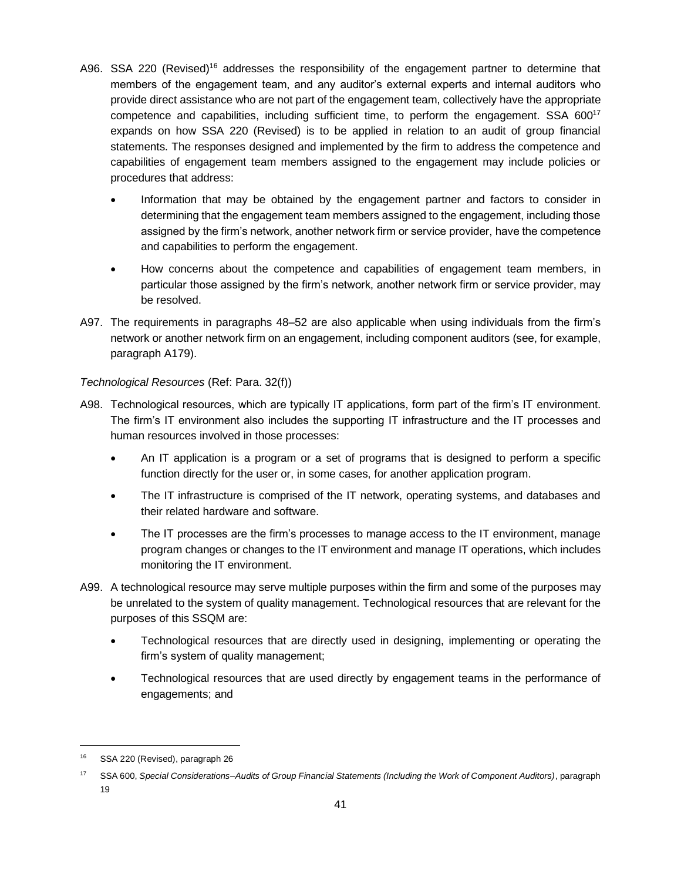A96. SSA 220 (Revised)[16] addresses the responsibility of the engagement partner to determine that members of the engagement team, and any auditor's external experts and internal auditors who provide direct assistance who are not part of the engagement team, collectively have the appropriate competence and capabilities, including sufficient time, to perform the engagement. SSA 600[17] expands on how SSA 220 (Revised) is to be applied in relation to an audit of group financial statements. The responses designed and implemented by the firm to address the competence and capabilities of engagement team members assigned to the engagement may include policies or procedures that address:

- Information that may be obtained by the engagement partner and factors to consider in determining that the engagement team members assigned to the engagement, including those assigned by the firm's network, another network firm or service provider, have the competence and capabilities to perform the engagement.
- How concerns about the competence and capabilities of engagement team members, in particular those assigned by the firm's network, another network firm or service provider, may be resolved.

A97. The requirements in paragraphs 48–52 are also applicable when using individuals from the firm's network or another network firm on an engagement, including component auditors (see, for example, paragraph A179).

*Technological Resources* (Ref: Para. 32(f))

A98. Technological resources, which are typically IT applications, form part of the firm's IT environment. The firm's IT environment also includes the supporting IT infrastructure and the IT processes and human resources involved in those processes:

- An IT application is a program or a set of programs that is designed to perform a specific function directly for the user or, in some cases, for another application program.
- The IT infrastructure is comprised of the IT network, operating systems, and databases and their related hardware and software.
- The IT processes are the firm's processes to manage access to the IT environment, manage program changes or changes to the IT environment and manage IT operations, which includes monitoring the IT environment.

A99. A technological resource may serve multiple purposes within the firm and some of the purposes may be unrelated to the system of quality management. Technological resources that are relevant for the purposes of this SSQM are:

- Technological resources that are directly used in designing, implementing or operating the firm's system of quality management;
- Technological resources that are used directly by engagement teams in the performance of engagements; and

---

[16] SSA 220 (Revised), paragraph 26

[17] SSA 600, *Special Considerations–Audits of Group Financial Statements (Including the Work of Component Auditors)*, paragraph 19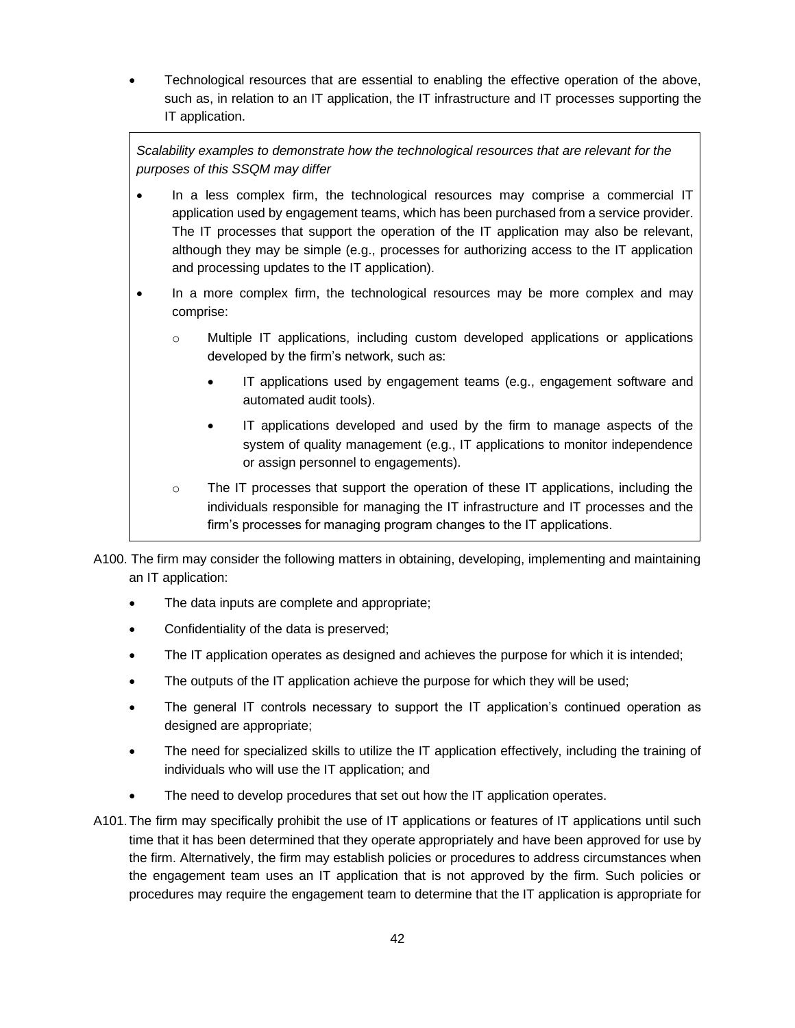- Technological resources that are essential to enabling the effective operation of the above, such as, in relation to an IT application, the IT infrastructure and IT processes supporting the IT application.

> *Scalability examples to demonstrate how the technological resources that are relevant for the purposes of this SSQM may differ*
>
> - In a less complex firm, the technological resources may comprise a commercial IT application used by engagement teams, which has been purchased from a service provider. The IT processes that support the operation of the IT application may also be relevant, although they may be simple (e.g., processes for authorizing access to the IT application and processing updates to the IT application).
> - In a more complex firm, the technological resources may be more complex and may comprise:
>   - Multiple IT applications, including custom developed applications or applications developed by the firm's network, such as:
>     - IT applications used by engagement teams (e.g., engagement software and automated audit tools).
>     - IT applications developed and used by the firm to manage aspects of the system of quality management (e.g., IT applications to monitor independence or assign personnel to engagements).
>   - The IT processes that support the operation of these IT applications, including the individuals responsible for managing the IT infrastructure and IT processes and the firm's processes for managing program changes to the IT applications.

A100. The firm may consider the following matters in obtaining, developing, implementing and maintaining an IT application:

- The data inputs are complete and appropriate;
- Confidentiality of the data is preserved;
- The IT application operates as designed and achieves the purpose for which it is intended;
- The outputs of the IT application achieve the purpose for which they will be used;
- The general IT controls necessary to support the IT application's continued operation as designed are appropriate;
- The need for specialized skills to utilize the IT application effectively, including the training of individuals who will use the IT application; and
- The need to develop procedures that set out how the IT application operates.

A101. The firm may specifically prohibit the use of IT applications or features of IT applications until such time that it has been determined that they operate appropriately and have been approved for use by the firm. Alternatively, the firm may establish policies or procedures to address circumstances when the engagement team uses an IT application that is not approved by the firm. Such policies or procedures may require the engagement team to determine that the IT application is appropriate for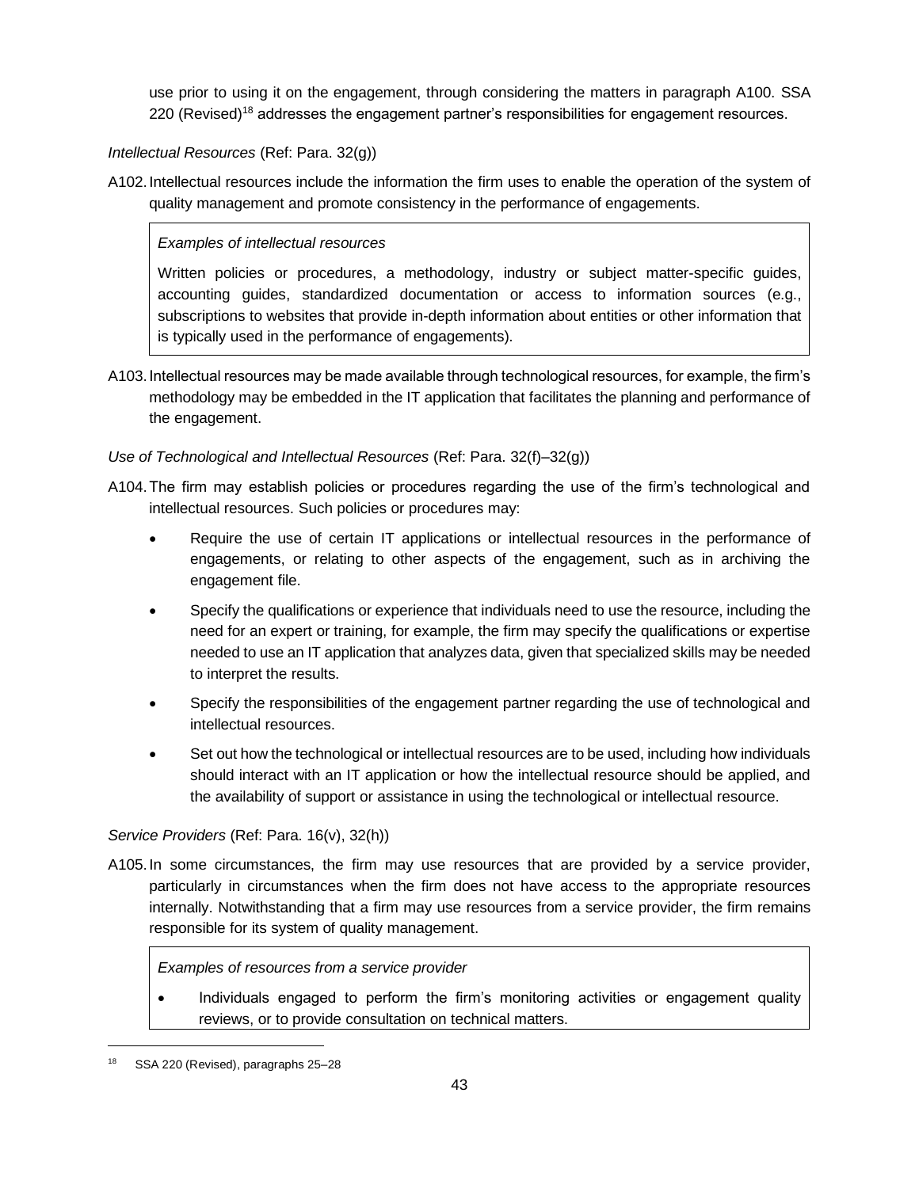use prior to using it on the engagement, through considering the matters in paragraph A100. SSA 220 (Revised)[18] addresses the engagement partner's responsibilities for engagement resources.

*Intellectual Resources* (Ref: Para. 32(g))

A102. Intellectual resources include the information the firm uses to enable the operation of the system of quality management and promote consistency in the performance of engagements.

> *Examples of intellectual resources*
>
> Written policies or procedures, a methodology, industry or subject matter-specific guides, accounting guides, standardized documentation or access to information sources (e.g., subscriptions to websites that provide in-depth information about entities or other information that is typically used in the performance of engagements).

A103. Intellectual resources may be made available through technological resources, for example, the firm's methodology may be embedded in the IT application that facilitates the planning and performance of the engagement.

*Use of Technological and Intellectual Resources* (Ref: Para. 32(f)–32(g))

A104. The firm may establish policies or procedures regarding the use of the firm's technological and intellectual resources. Such policies or procedures may:

- Require the use of certain IT applications or intellectual resources in the performance of engagements, or relating to other aspects of the engagement, such as in archiving the engagement file.
- Specify the qualifications or experience that individuals need to use the resource, including the need for an expert or training, for example, the firm may specify the qualifications or expertise needed to use an IT application that analyzes data, given that specialized skills may be needed to interpret the results.
- Specify the responsibilities of the engagement partner regarding the use of technological and intellectual resources.
- Set out how the technological or intellectual resources are to be used, including how individuals should interact with an IT application or how the intellectual resource should be applied, and the availability of support or assistance in using the technological or intellectual resource.

*Service Providers* (Ref: Para. 16(v), 32(h))

A105. In some circumstances, the firm may use resources that are provided by a service provider, particularly in circumstances when the firm does not have access to the appropriate resources internally. Notwithstanding that a firm may use resources from a service provider, the firm remains responsible for its system of quality management.

> *Examples of resources from a service provider*
>
> - Individuals engaged to perform the firm's monitoring activities or engagement quality reviews, or to provide consultation on technical matters.

[18] SSA 220 (Revised), paragraphs 25–28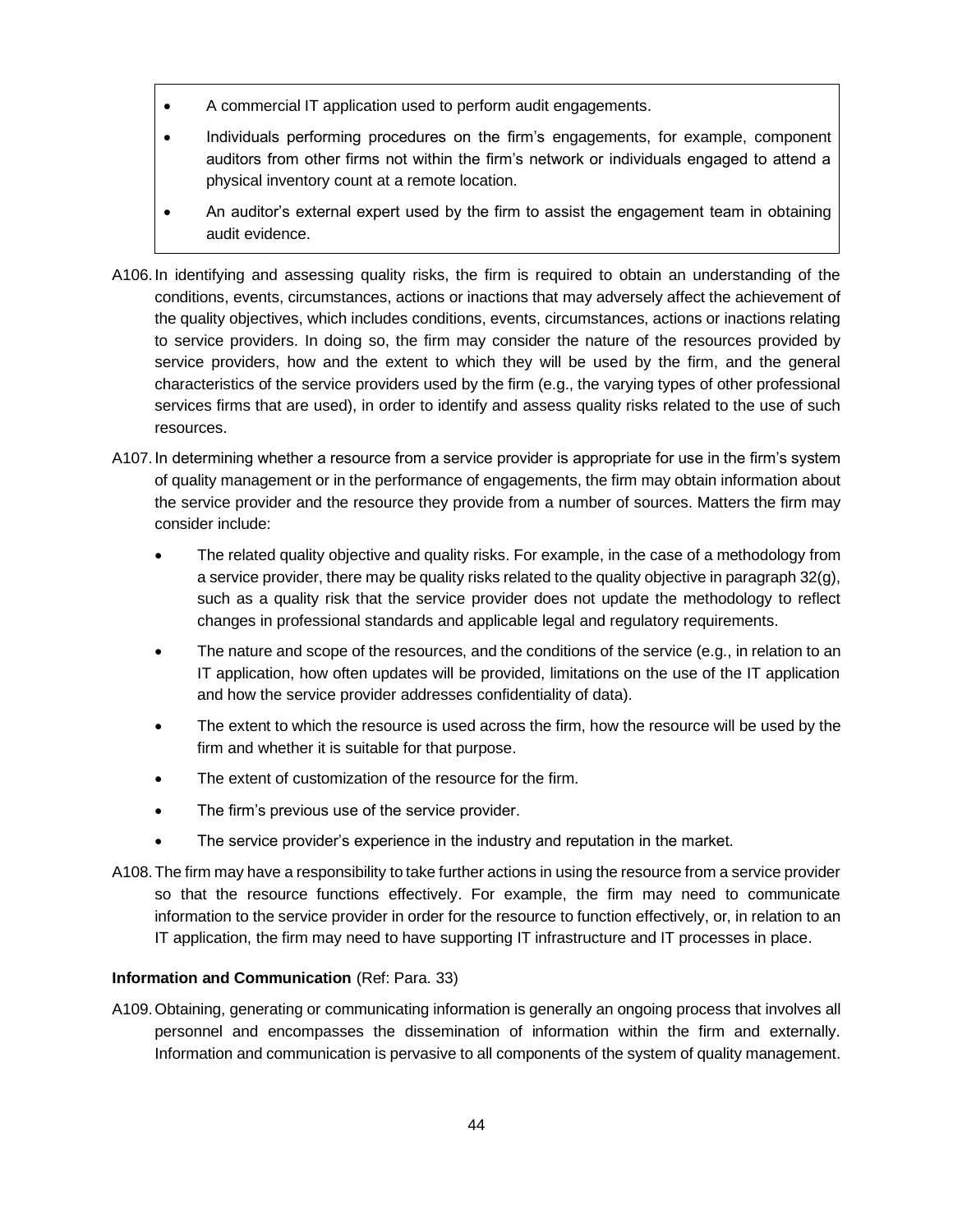- A commercial IT application used to perform audit engagements.
- Individuals performing procedures on the firm's engagements, for example, component auditors from other firms not within the firm's network or individuals engaged to attend a physical inventory count at a remote location.
- An auditor's external expert used by the firm to assist the engagement team in obtaining audit evidence.

A106. In identifying and assessing quality risks, the firm is required to obtain an understanding of the conditions, events, circumstances, actions or inactions that may adversely affect the achievement of the quality objectives, which includes conditions, events, circumstances, actions or inactions relating to service providers. In doing so, the firm may consider the nature of the resources provided by service providers, how and the extent to which they will be used by the firm, and the general characteristics of the service providers used by the firm (e.g., the varying types of other professional services firms that are used), in order to identify and assess quality risks related to the use of such resources.

A107. In determining whether a resource from a service provider is appropriate for use in the firm's system of quality management or in the performance of engagements, the firm may obtain information about the service provider and the resource they provide from a number of sources. Matters the firm may consider include:

- The related quality objective and quality risks. For example, in the case of a methodology from a service provider, there may be quality risks related to the quality objective in paragraph 32(g), such as a quality risk that the service provider does not update the methodology to reflect changes in professional standards and applicable legal and regulatory requirements.
- The nature and scope of the resources, and the conditions of the service (e.g., in relation to an IT application, how often updates will be provided, limitations on the use of the IT application and how the service provider addresses confidentiality of data).
- The extent to which the resource is used across the firm, how the resource will be used by the firm and whether it is suitable for that purpose.
- The extent of customization of the resource for the firm.
- The firm's previous use of the service provider.
- The service provider's experience in the industry and reputation in the market.

A108. The firm may have a responsibility to take further actions in using the resource from a service provider so that the resource functions effectively. For example, the firm may need to communicate information to the service provider in order for the resource to function effectively, or, in relation to an IT application, the firm may need to have supporting IT infrastructure and IT processes in place.

**Information and Communication** (Ref: Para. 33)

A109. Obtaining, generating or communicating information is generally an ongoing process that involves all personnel and encompasses the dissemination of information within the firm and externally. Information and communication is pervasive to all components of the system of quality management.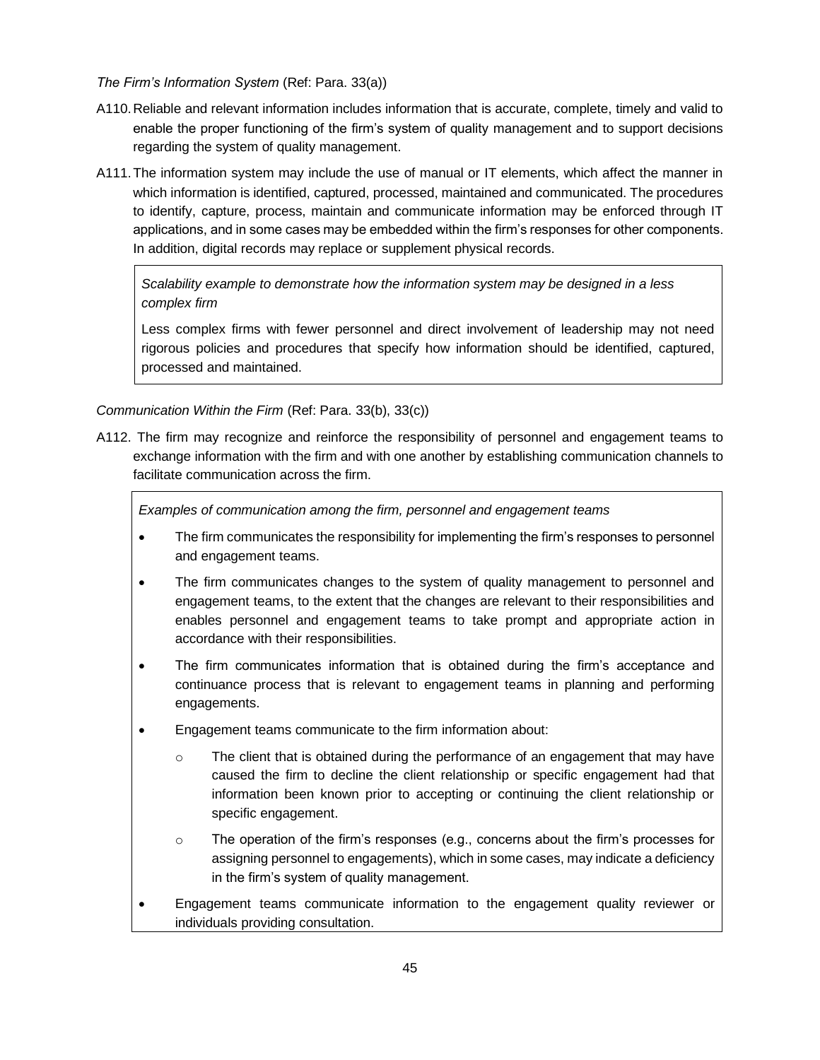*The Firm's Information System* (Ref: Para. 33(a))

A110. Reliable and relevant information includes information that is accurate, complete, timely and valid to enable the proper functioning of the firm's system of quality management and to support decisions regarding the system of quality management.

A111. The information system may include the use of manual or IT elements, which affect the manner in which information is identified, captured, processed, maintained and communicated. The procedures to identify, capture, process, maintain and communicate information may be enforced through IT applications, and in some cases may be embedded within the firm's responses for other components. In addition, digital records may replace or supplement physical records.

> *Scalability example to demonstrate how the information system may be designed in a less complex firm*
>
> Less complex firms with fewer personnel and direct involvement of leadership may not need rigorous policies and procedures that specify how information should be identified, captured, processed and maintained.

*Communication Within the Firm* (Ref: Para. 33(b), 33(c))

A112. The firm may recognize and reinforce the responsibility of personnel and engagement teams to exchange information with the firm and with one another by establishing communication channels to facilitate communication across the firm.

> *Examples of communication among the firm, personnel and engagement teams*
>
> - The firm communicates the responsibility for implementing the firm's responses to personnel and engagement teams.
> - The firm communicates changes to the system of quality management to personnel and engagement teams, to the extent that the changes are relevant to their responsibilities and enables personnel and engagement teams to take prompt and appropriate action in accordance with their responsibilities.
> - The firm communicates information that is obtained during the firm's acceptance and continuance process that is relevant to engagement teams in planning and performing engagements.
> - Engagement teams communicate to the firm information about:
>     - The client that is obtained during the performance of an engagement that may have caused the firm to decline the client relationship or specific engagement had that information been known prior to accepting or continuing the client relationship or specific engagement.
>     - The operation of the firm's responses (e.g., concerns about the firm's processes for assigning personnel to engagements), which in some cases, may indicate a deficiency in the firm's system of quality management.
> - Engagement teams communicate information to the engagement quality reviewer or individuals providing consultation.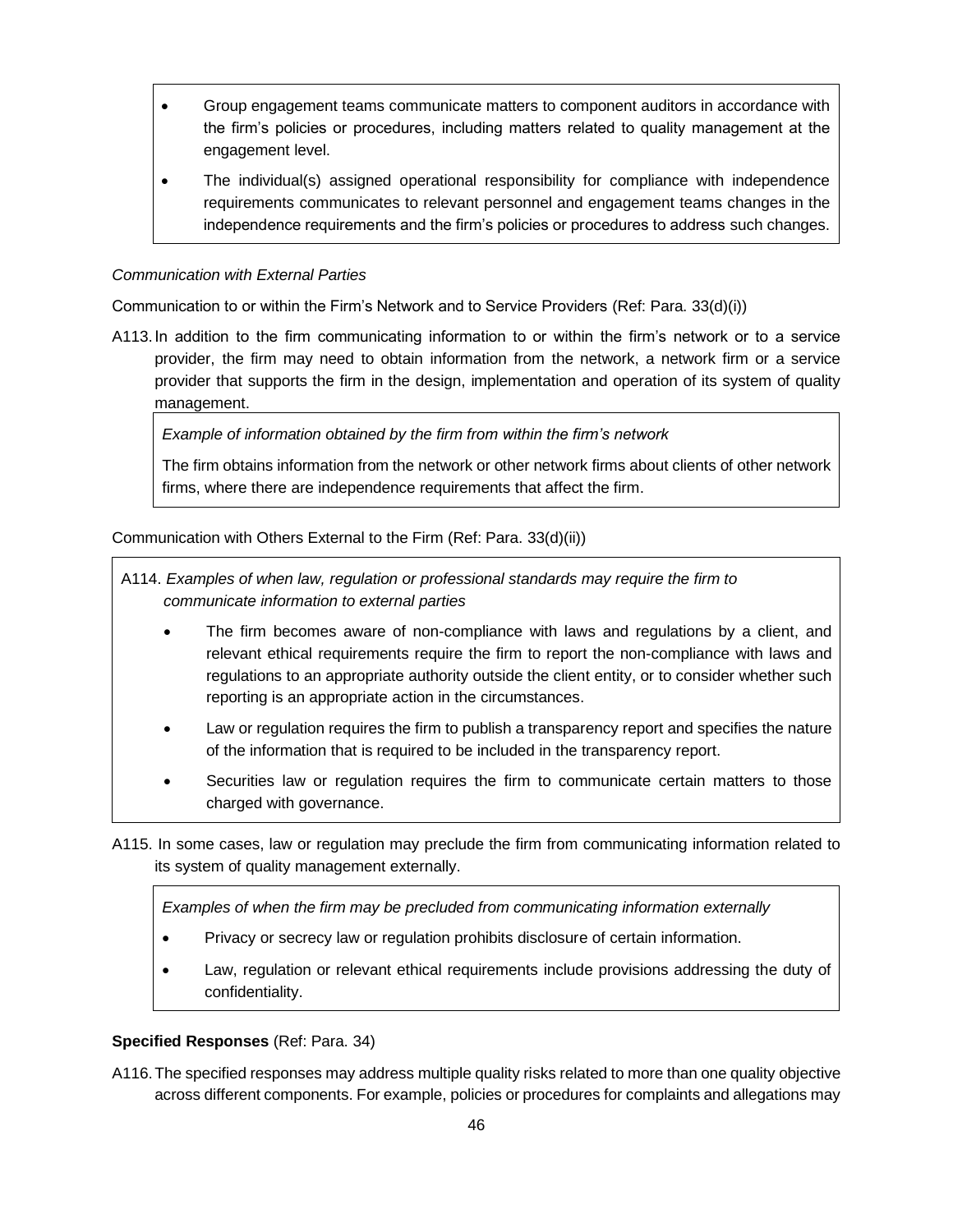- Group engagement teams communicate matters to component auditors in accordance with the firm's policies or procedures, including matters related to quality management at the engagement level.
- The individual(s) assigned operational responsibility for compliance with independence requirements communicates to relevant personnel and engagement teams changes in the independence requirements and the firm's policies or procedures to address such changes.

*Communication with External Parties*

Communication to or within the Firm's Network and to Service Providers (Ref: Para. 33(d)(i))

A113. In addition to the firm communicating information to or within the firm's network or to a service provider, the firm may need to obtain information from the network, a network firm or a service provider that supports the firm in the design, implementation and operation of its system of quality management.

*Example of information obtained by the firm from within the firm's network*

The firm obtains information from the network or other network firms about clients of other network firms, where there are independence requirements that affect the firm.

Communication with Others External to the Firm (Ref: Para. 33(d)(ii))

A114. *Examples of when law, regulation or professional standards may require the firm to communicate information to external parties*

- The firm becomes aware of non-compliance with laws and regulations by a client, and relevant ethical requirements require the firm to report the non-compliance with laws and regulations to an appropriate authority outside the client entity, or to consider whether such reporting is an appropriate action in the circumstances.
- Law or regulation requires the firm to publish a transparency report and specifies the nature of the information that is required to be included in the transparency report.
- Securities law or regulation requires the firm to communicate certain matters to those charged with governance.

A115. In some cases, law or regulation may preclude the firm from communicating information related to its system of quality management externally.

*Examples of when the firm may be precluded from communicating information externally*

- Privacy or secrecy law or regulation prohibits disclosure of certain information.
- Law, regulation or relevant ethical requirements include provisions addressing the duty of confidentiality.

**Specified Responses** (Ref: Para. 34)

A116. The specified responses may address multiple quality risks related to more than one quality objective across different components. For example, policies or procedures for complaints and allegations may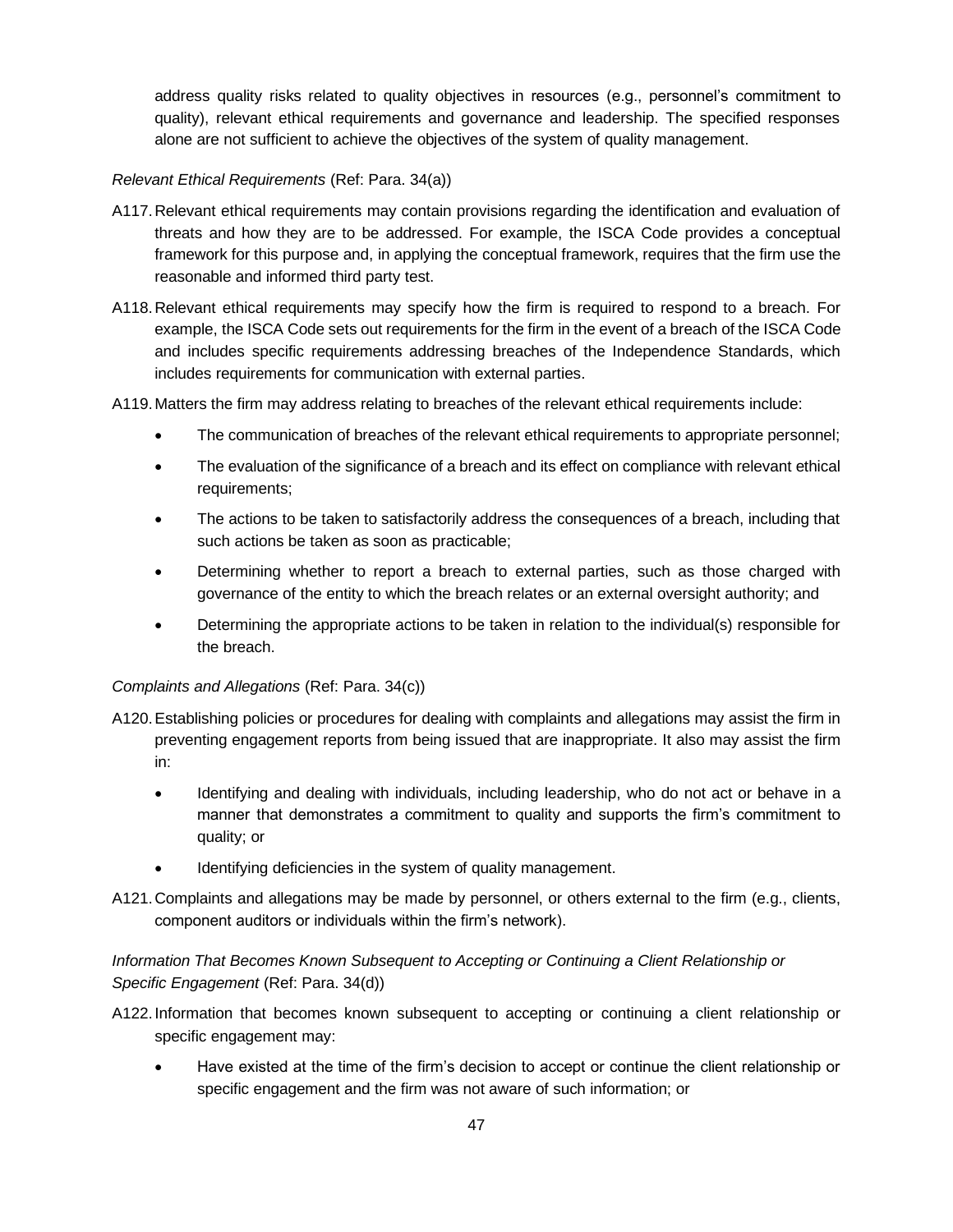address quality risks related to quality objectives in resources (e.g., personnel's commitment to quality), relevant ethical requirements and governance and leadership. The specified responses alone are not sufficient to achieve the objectives of the system of quality management.

*Relevant Ethical Requirements* (Ref: Para. 34(a))

A117. Relevant ethical requirements may contain provisions regarding the identification and evaluation of threats and how they are to be addressed. For example, the ISCA Code provides a conceptual framework for this purpose and, in applying the conceptual framework, requires that the firm use the reasonable and informed third party test.

A118. Relevant ethical requirements may specify how the firm is required to respond to a breach. For example, the ISCA Code sets out requirements for the firm in the event of a breach of the ISCA Code and includes specific requirements addressing breaches of the Independence Standards, which includes requirements for communication with external parties.

A119. Matters the firm may address relating to breaches of the relevant ethical requirements include:

- The communication of breaches of the relevant ethical requirements to appropriate personnel;
- The evaluation of the significance of a breach and its effect on compliance with relevant ethical requirements;
- The actions to be taken to satisfactorily address the consequences of a breach, including that such actions be taken as soon as practicable;
- Determining whether to report a breach to external parties, such as those charged with governance of the entity to which the breach relates or an external oversight authority; and
- Determining the appropriate actions to be taken in relation to the individual(s) responsible for the breach.

*Complaints and Allegations* (Ref: Para. 34(c))

A120. Establishing policies or procedures for dealing with complaints and allegations may assist the firm in preventing engagement reports from being issued that are inappropriate. It also may assist the firm in:

- Identifying and dealing with individuals, including leadership, who do not act or behave in a manner that demonstrates a commitment to quality and supports the firm's commitment to quality; or
- Identifying deficiencies in the system of quality management.

A121. Complaints and allegations may be made by personnel, or others external to the firm (e.g., clients, component auditors or individuals within the firm's network).

*Information That Becomes Known Subsequent to Accepting or Continuing a Client Relationship or Specific Engagement* (Ref: Para. 34(d))

A122. Information that becomes known subsequent to accepting or continuing a client relationship or specific engagement may:

- Have existed at the time of the firm's decision to accept or continue the client relationship or specific engagement and the firm was not aware of such information; or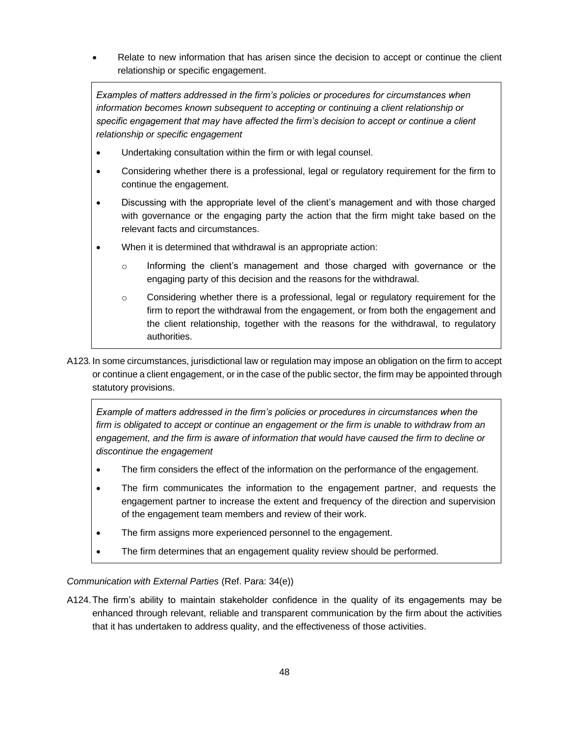- Relate to new information that has arisen since the decision to accept or continue the client relationship or specific engagement.

> *Examples of matters addressed in the firm's policies or procedures for circumstances when information becomes known subsequent to accepting or continuing a client relationship or specific engagement that may have affected the firm's decision to accept or continue a client relationship or specific engagement*
>
> - Undertaking consultation within the firm or with legal counsel.
> - Considering whether there is a professional, legal or regulatory requirement for the firm to continue the engagement.
> - Discussing with the appropriate level of the client's management and with those charged with governance or the engaging party the action that the firm might take based on the relevant facts and circumstances.
> - When it is determined that withdrawal is an appropriate action:
>     - Informing the client's management and those charged with governance or the engaging party of this decision and the reasons for the withdrawal.
>     - Considering whether there is a professional, legal or regulatory requirement for the firm to report the withdrawal from the engagement, or from both the engagement and the client relationship, together with the reasons for the withdrawal, to regulatory authorities.

A123. In some circumstances, jurisdictional law or regulation may impose an obligation on the firm to accept or continue a client engagement, or in the case of the public sector, the firm may be appointed through statutory provisions.

> *Example of matters addressed in the firm's policies or procedures in circumstances when the firm is obligated to accept or continue an engagement or the firm is unable to withdraw from an engagement, and the firm is aware of information that would have caused the firm to decline or discontinue the engagement*
>
> - The firm considers the effect of the information on the performance of the engagement.
> - The firm communicates the information to the engagement partner, and requests the engagement partner to increase the extent and frequency of the direction and supervision of the engagement team members and review of their work.
> - The firm assigns more experienced personnel to the engagement.
> - The firm determines that an engagement quality review should be performed.

*Communication with External Parties* (Ref. Para: 34(e))

A124. The firm's ability to maintain stakeholder confidence in the quality of its engagements may be enhanced through relevant, reliable and transparent communication by the firm about the activities that it has undertaken to address quality, and the effectiveness of those activities.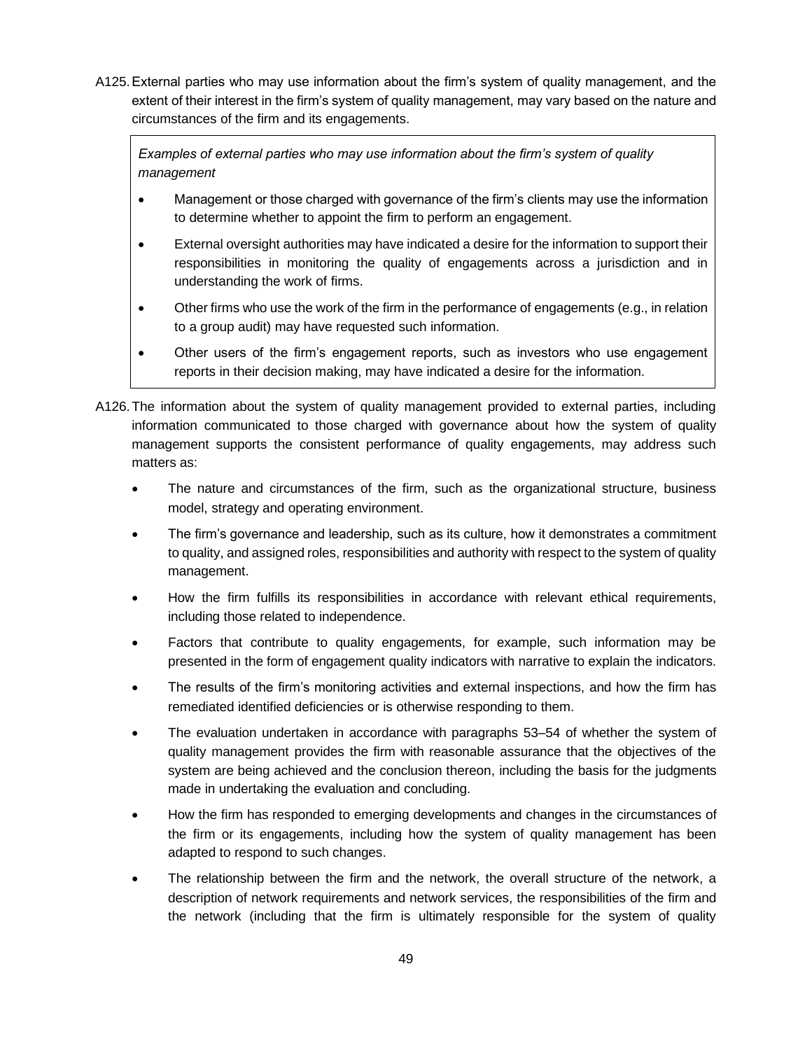A125. External parties who may use information about the firm's system of quality management, and the extent of their interest in the firm's system of quality management, may vary based on the nature and circumstances of the firm and its engagements.

> *Examples of external parties who may use information about the firm's system of quality management*
>
> - Management or those charged with governance of the firm's clients may use the information to determine whether to appoint the firm to perform an engagement.
> - External oversight authorities may have indicated a desire for the information to support their responsibilities in monitoring the quality of engagements across a jurisdiction and in understanding the work of firms.
> - Other firms who use the work of the firm in the performance of engagements (e.g., in relation to a group audit) may have requested such information.
> - Other users of the firm's engagement reports, such as investors who use engagement reports in their decision making, may have indicated a desire for the information.

A126. The information about the system of quality management provided to external parties, including information communicated to those charged with governance about how the system of quality management supports the consistent performance of quality engagements, may address such matters as:

- The nature and circumstances of the firm, such as the organizational structure, business model, strategy and operating environment.
- The firm's governance and leadership, such as its culture, how it demonstrates a commitment to quality, and assigned roles, responsibilities and authority with respect to the system of quality management.
- How the firm fulfills its responsibilities in accordance with relevant ethical requirements, including those related to independence.
- Factors that contribute to quality engagements, for example, such information may be presented in the form of engagement quality indicators with narrative to explain the indicators.
- The results of the firm's monitoring activities and external inspections, and how the firm has remediated identified deficiencies or is otherwise responding to them.
- The evaluation undertaken in accordance with paragraphs 53–54 of whether the system of quality management provides the firm with reasonable assurance that the objectives of the system are being achieved and the conclusion thereon, including the basis for the judgments made in undertaking the evaluation and concluding.
- How the firm has responded to emerging developments and changes in the circumstances of the firm or its engagements, including how the system of quality management has been adapted to respond to such changes.
- The relationship between the firm and the network, the overall structure of the network, a description of network requirements and network services, the responsibilities of the firm and the network (including that the firm is ultimately responsible for the system of quality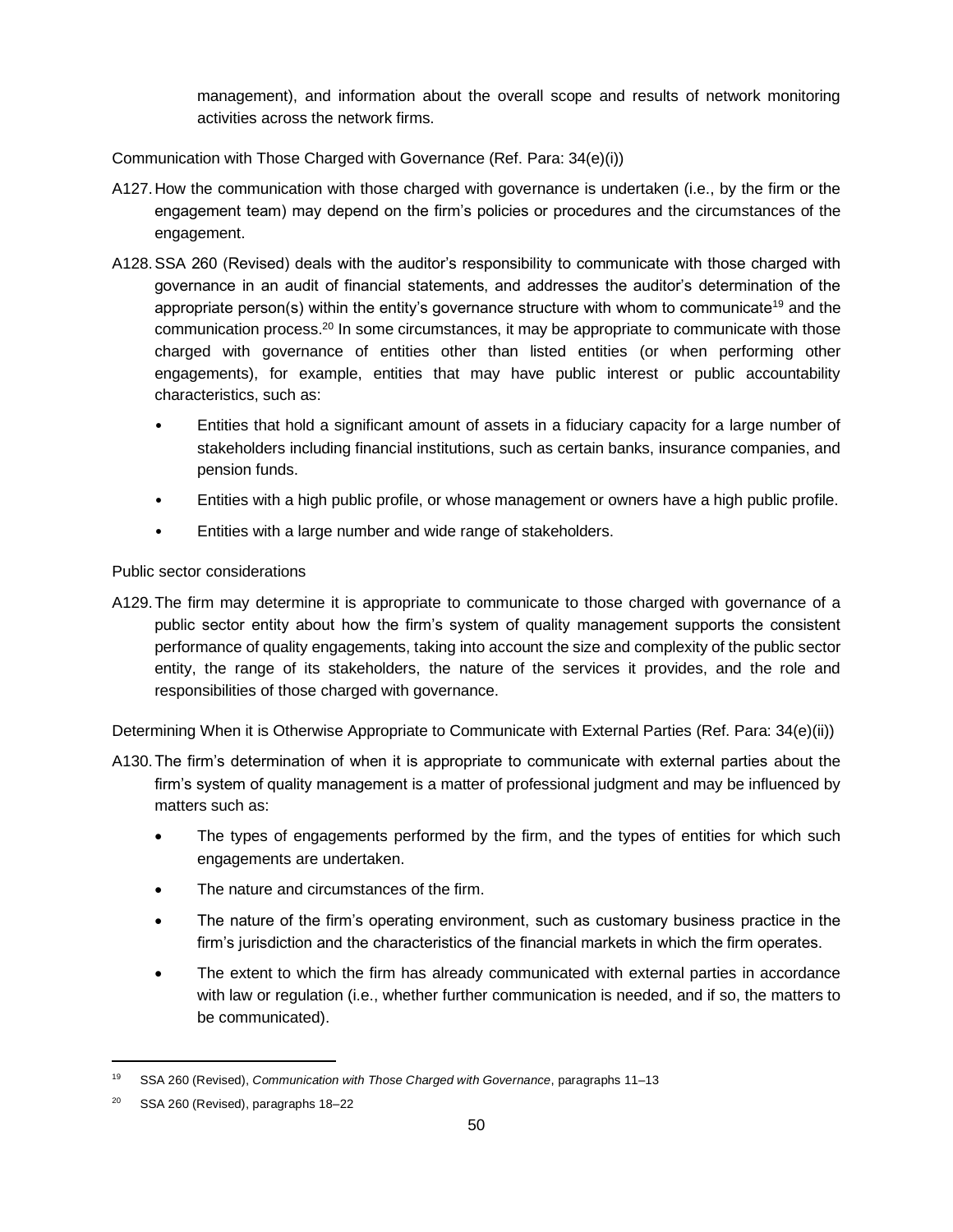management), and information about the overall scope and results of network monitoring activities across the network firms.

Communication with Those Charged with Governance (Ref. Para: 34(e)(i))

A127. How the communication with those charged with governance is undertaken (i.e., by the firm or the engagement team) may depend on the firm's policies or procedures and the circumstances of the engagement.

A128. SSA 260 (Revised) deals with the auditor's responsibility to communicate with those charged with governance in an audit of financial statements, and addresses the auditor's determination of the appropriate person(s) within the entity's governance structure with whom to communicate[19] and the communication process.[20] In some circumstances, it may be appropriate to communicate with those charged with governance of entities other than listed entities (or when performing other engagements), for example, entities that may have public interest or public accountability characteristics, such as:

- Entities that hold a significant amount of assets in a fiduciary capacity for a large number of stakeholders including financial institutions, such as certain banks, insurance companies, and pension funds.
- Entities with a high public profile, or whose management or owners have a high public profile.
- Entities with a large number and wide range of stakeholders.

Public sector considerations

A129. The firm may determine it is appropriate to communicate to those charged with governance of a public sector entity about how the firm's system of quality management supports the consistent performance of quality engagements, taking into account the size and complexity of the public sector entity, the range of its stakeholders, the nature of the services it provides, and the role and responsibilities of those charged with governance.

Determining When it is Otherwise Appropriate to Communicate with External Parties (Ref. Para: 34(e)(ii))

A130. The firm's determination of when it is appropriate to communicate with external parties about the firm's system of quality management is a matter of professional judgment and may be influenced by matters such as:

- The types of engagements performed by the firm, and the types of entities for which such engagements are undertaken.
- The nature and circumstances of the firm.
- The nature of the firm's operating environment, such as customary business practice in the firm's jurisdiction and the characteristics of the financial markets in which the firm operates.
- The extent to which the firm has already communicated with external parties in accordance with law or regulation (i.e., whether further communication is needed, and if so, the matters to be communicated).

---

[19] SSA 260 (Revised), *Communication with Those Charged with Governance*, paragraphs 11–13

[20] SSA 260 (Revised), paragraphs 18–22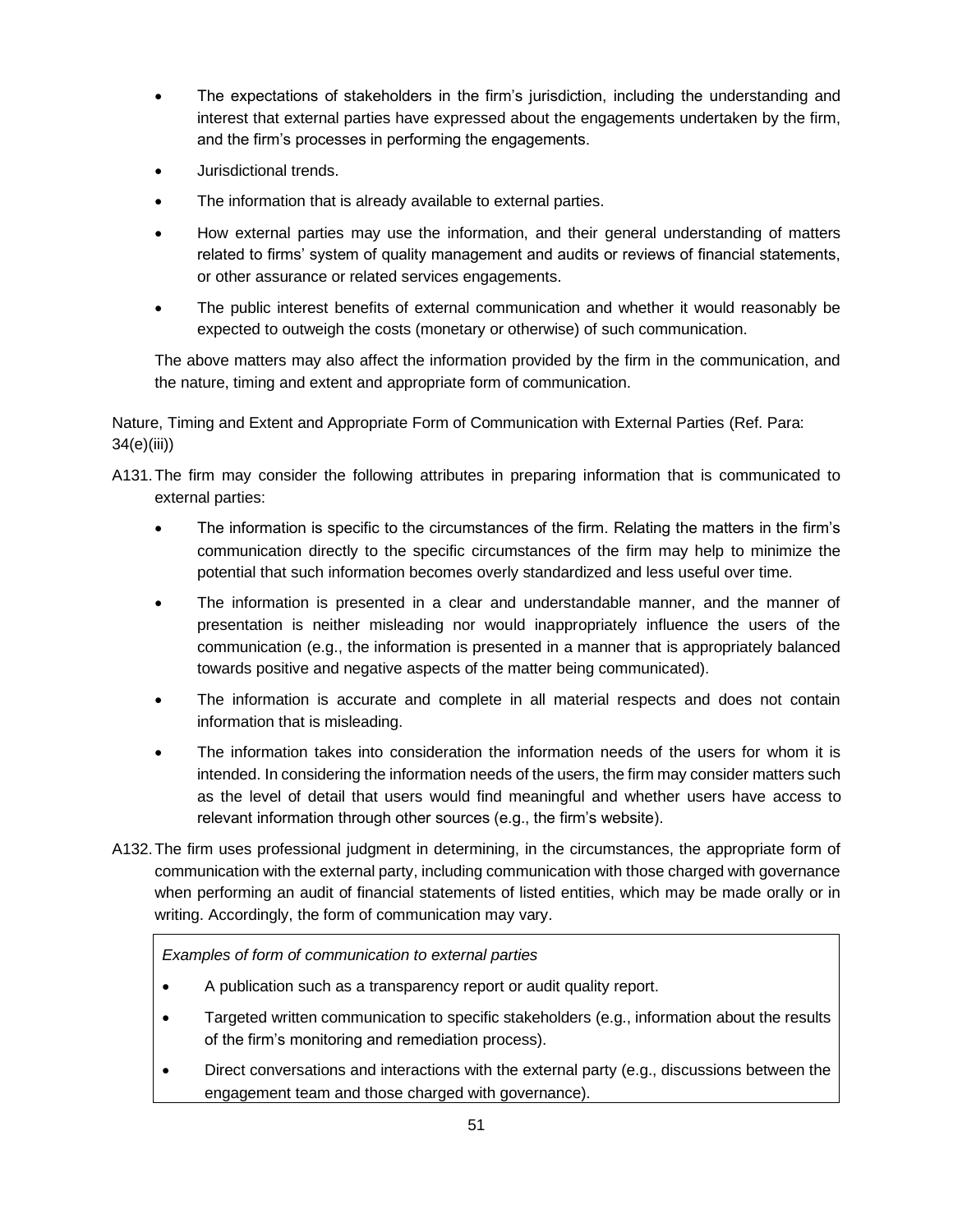- The expectations of stakeholders in the firm's jurisdiction, including the understanding and interest that external parties have expressed about the engagements undertaken by the firm, and the firm's processes in performing the engagements.
- Jurisdictional trends.
- The information that is already available to external parties.
- How external parties may use the information, and their general understanding of matters related to firms' system of quality management and audits or reviews of financial statements, or other assurance or related services engagements.
- The public interest benefits of external communication and whether it would reasonably be expected to outweigh the costs (monetary or otherwise) of such communication.

The above matters may also affect the information provided by the firm in the communication, and the nature, timing and extent and appropriate form of communication.

Nature, Timing and Extent and Appropriate Form of Communication with External Parties (Ref. Para: 34(e)(iii))

A131. The firm may consider the following attributes in preparing information that is communicated to external parties:

- The information is specific to the circumstances of the firm. Relating the matters in the firm's communication directly to the specific circumstances of the firm may help to minimize the potential that such information becomes overly standardized and less useful over time.
- The information is presented in a clear and understandable manner, and the manner of presentation is neither misleading nor would inappropriately influence the users of the communication (e.g., the information is presented in a manner that is appropriately balanced towards positive and negative aspects of the matter being communicated).
- The information is accurate and complete in all material respects and does not contain information that is misleading.
- The information takes into consideration the information needs of the users for whom it is intended. In considering the information needs of the users, the firm may consider matters such as the level of detail that users would find meaningful and whether users have access to relevant information through other sources (e.g., the firm's website).

A132. The firm uses professional judgment in determining, in the circumstances, the appropriate form of communication with the external party, including communication with those charged with governance when performing an audit of financial statements of listed entities, which may be made orally or in writing. Accordingly, the form of communication may vary.

*Examples of form of communication to external parties*

- A publication such as a transparency report or audit quality report.
- Targeted written communication to specific stakeholders (e.g., information about the results of the firm's monitoring and remediation process).
- Direct conversations and interactions with the external party (e.g., discussions between the engagement team and those charged with governance).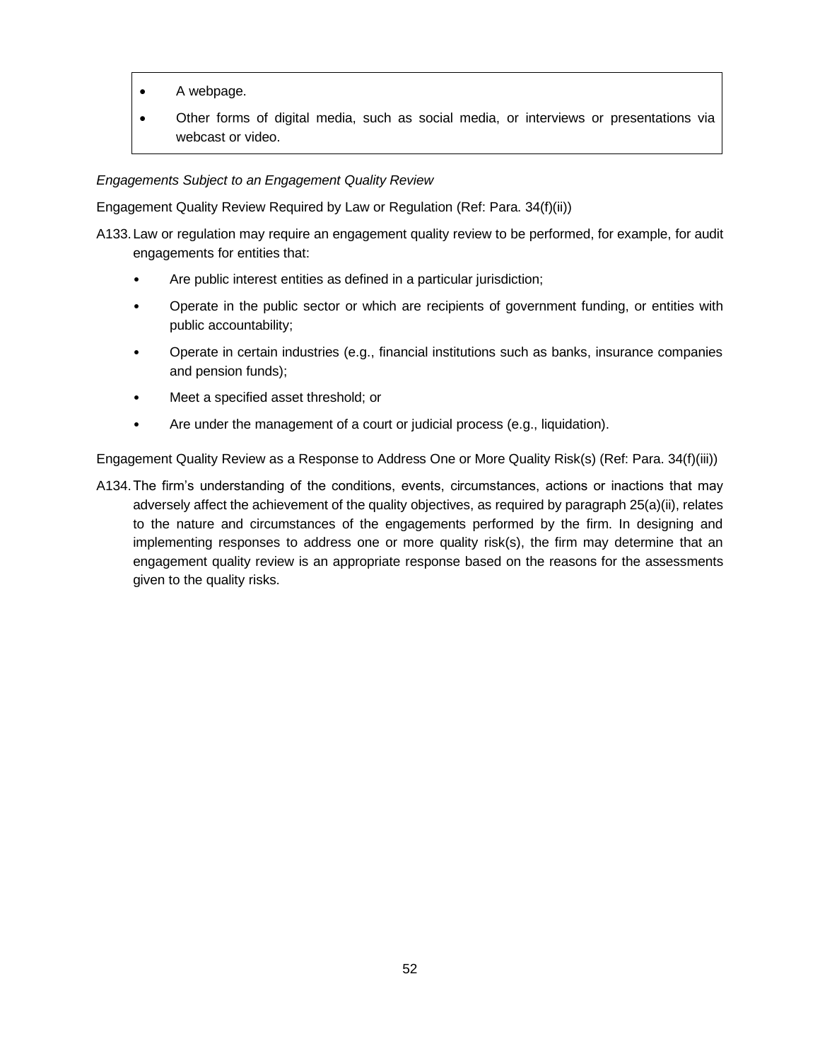- A webpage.
- Other forms of digital media, such as social media, or interviews or presentations via webcast or video.

*Engagements Subject to an Engagement Quality Review*

Engagement Quality Review Required by Law or Regulation (Ref: Para. 34(f)(ii))

A133. Law or regulation may require an engagement quality review to be performed, for example, for audit engagements for entities that:

- Are public interest entities as defined in a particular jurisdiction;
- Operate in the public sector or which are recipients of government funding, or entities with public accountability;
- Operate in certain industries (e.g., financial institutions such as banks, insurance companies and pension funds);
- Meet a specified asset threshold; or
- Are under the management of a court or judicial process (e.g., liquidation).

Engagement Quality Review as a Response to Address One or More Quality Risk(s) (Ref: Para. 34(f)(iii))

A134. The firm's understanding of the conditions, events, circumstances, actions or inactions that may adversely affect the achievement of the quality objectives, as required by paragraph 25(a)(ii), relates to the nature and circumstances of the engagements performed by the firm. In designing and implementing responses to address one or more quality risk(s), the firm may determine that an engagement quality review is an appropriate response based on the reasons for the assessments given to the quality risks.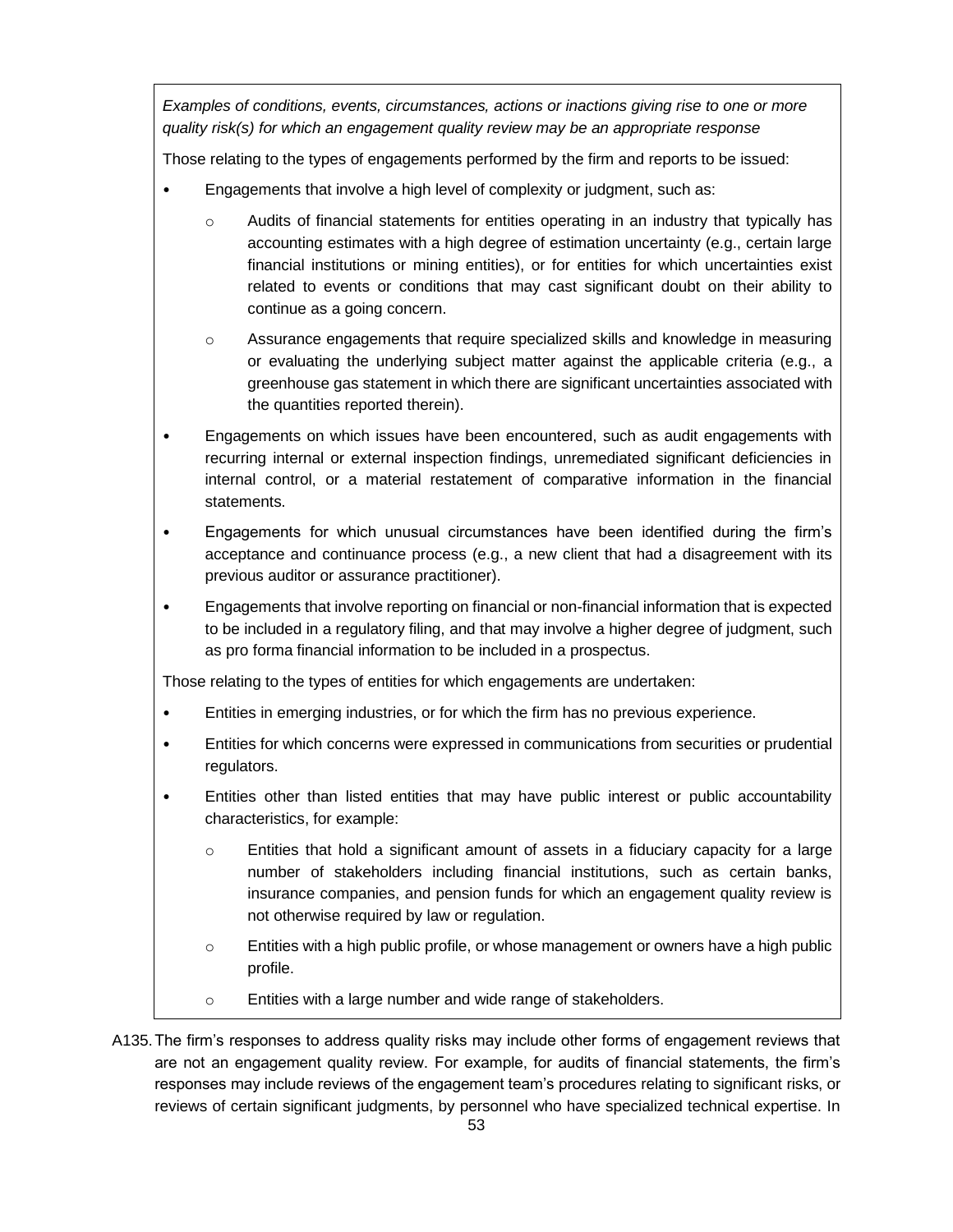*Examples of conditions, events, circumstances, actions or inactions giving rise to one or more quality risk(s) for which an engagement quality review may be an appropriate response*

Those relating to the types of engagements performed by the firm and reports to be issued:

- Engagements that involve a high level of complexity or judgment, such as:
  - Audits of financial statements for entities operating in an industry that typically has accounting estimates with a high degree of estimation uncertainty (e.g., certain large financial institutions or mining entities), or for entities for which uncertainties exist related to events or conditions that may cast significant doubt on their ability to continue as a going concern.
  - Assurance engagements that require specialized skills and knowledge in measuring or evaluating the underlying subject matter against the applicable criteria (e.g., a greenhouse gas statement in which there are significant uncertainties associated with the quantities reported therein).
- Engagements on which issues have been encountered, such as audit engagements with recurring internal or external inspection findings, unremediated significant deficiencies in internal control, or a material restatement of comparative information in the financial statements.
- Engagements for which unusual circumstances have been identified during the firm's acceptance and continuance process (e.g., a new client that had a disagreement with its previous auditor or assurance practitioner).
- Engagements that involve reporting on financial or non-financial information that is expected to be included in a regulatory filing, and that may involve a higher degree of judgment, such as pro forma financial information to be included in a prospectus.

Those relating to the types of entities for which engagements are undertaken:

- Entities in emerging industries, or for which the firm has no previous experience.
- Entities for which concerns were expressed in communications from securities or prudential regulators.
- Entities other than listed entities that may have public interest or public accountability characteristics, for example:
  - Entities that hold a significant amount of assets in a fiduciary capacity for a large number of stakeholders including financial institutions, such as certain banks, insurance companies, and pension funds for which an engagement quality review is not otherwise required by law or regulation.
  - Entities with a high public profile, or whose management or owners have a high public profile.
  - Entities with a large number and wide range of stakeholders.

A135. The firm's responses to address quality risks may include other forms of engagement reviews that are not an engagement quality review. For example, for audits of financial statements, the firm's responses may include reviews of the engagement team's procedures relating to significant risks, or reviews of certain significant judgments, by personnel who have specialized technical expertise. In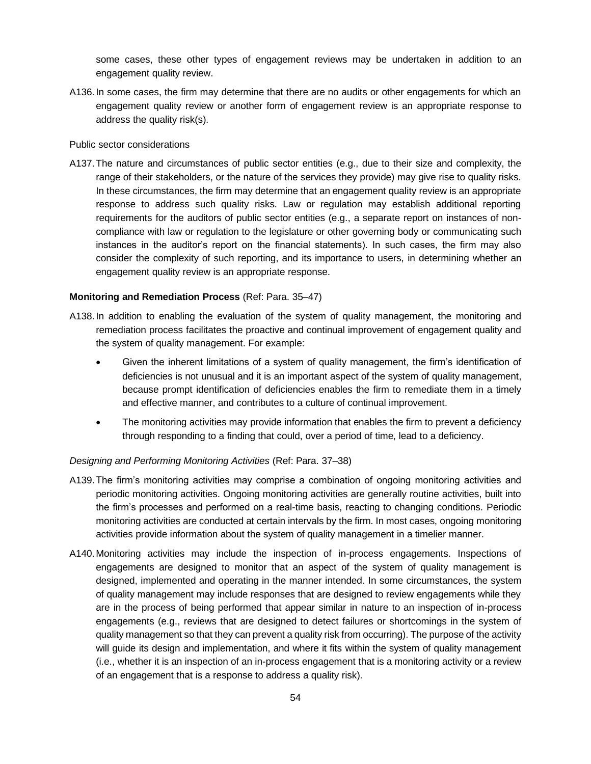some cases, these other types of engagement reviews may be undertaken in addition to an engagement quality review.

A136. In some cases, the firm may determine that there are no audits or other engagements for which an engagement quality review or another form of engagement review is an appropriate response to address the quality risk(s).

Public sector considerations

A137. The nature and circumstances of public sector entities (e.g., due to their size and complexity, the range of their stakeholders, or the nature of the services they provide) may give rise to quality risks. In these circumstances, the firm may determine that an engagement quality review is an appropriate response to address such quality risks. Law or regulation may establish additional reporting requirements for the auditors of public sector entities (e.g., a separate report on instances of non-compliance with law or regulation to the legislature or other governing body or communicating such instances in the auditor's report on the financial statements). In such cases, the firm may also consider the complexity of such reporting, and its importance to users, in determining whether an engagement quality review is an appropriate response.

**Monitoring and Remediation Process** (Ref: Para. 35–47)

A138. In addition to enabling the evaluation of the system of quality management, the monitoring and remediation process facilitates the proactive and continual improvement of engagement quality and the system of quality management. For example:

- Given the inherent limitations of a system of quality management, the firm's identification of deficiencies is not unusual and it is an important aspect of the system of quality management, because prompt identification of deficiencies enables the firm to remediate them in a timely and effective manner, and contributes to a culture of continual improvement.
- The monitoring activities may provide information that enables the firm to prevent a deficiency through responding to a finding that could, over a period of time, lead to a deficiency.

*Designing and Performing Monitoring Activities* (Ref: Para. 37–38)

A139. The firm's monitoring activities may comprise a combination of ongoing monitoring activities and periodic monitoring activities. Ongoing monitoring activities are generally routine activities, built into the firm's processes and performed on a real-time basis, reacting to changing conditions. Periodic monitoring activities are conducted at certain intervals by the firm. In most cases, ongoing monitoring activities provide information about the system of quality management in a timelier manner.

A140. Monitoring activities may include the inspection of in-process engagements. Inspections of engagements are designed to monitor that an aspect of the system of quality management is designed, implemented and operating in the manner intended. In some circumstances, the system of quality management may include responses that are designed to review engagements while they are in the process of being performed that appear similar in nature to an inspection of in-process engagements (e.g., reviews that are designed to detect failures or shortcomings in the system of quality management so that they can prevent a quality risk from occurring). The purpose of the activity will guide its design and implementation, and where it fits within the system of quality management (i.e., whether it is an inspection of an in-process engagement that is a monitoring activity or a review of an engagement that is a response to address a quality risk).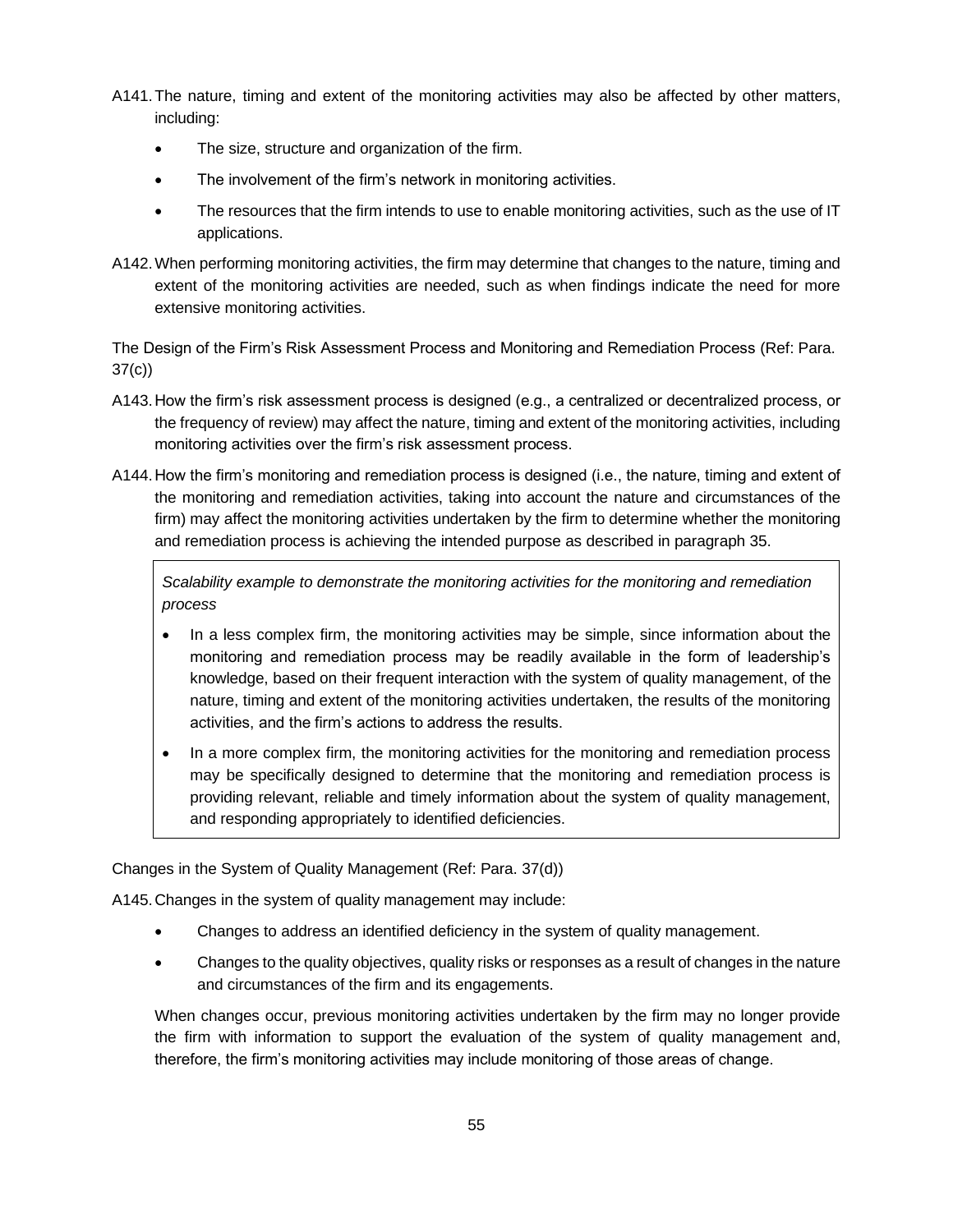A141. The nature, timing and extent of the monitoring activities may also be affected by other matters, including:

- The size, structure and organization of the firm.
- The involvement of the firm's network in monitoring activities.
- The resources that the firm intends to use to enable monitoring activities, such as the use of IT applications.

A142. When performing monitoring activities, the firm may determine that changes to the nature, timing and extent of the monitoring activities are needed, such as when findings indicate the need for more extensive monitoring activities.

The Design of the Firm's Risk Assessment Process and Monitoring and Remediation Process (Ref: Para. 37(c))

A143. How the firm's risk assessment process is designed (e.g., a centralized or decentralized process, or the frequency of review) may affect the nature, timing and extent of the monitoring activities, including monitoring activities over the firm's risk assessment process.

A144. How the firm's monitoring and remediation process is designed (i.e., the nature, timing and extent of the monitoring and remediation activities, taking into account the nature and circumstances of the firm) may affect the monitoring activities undertaken by the firm to determine whether the monitoring and remediation process is achieving the intended purpose as described in paragraph 35.

> *Scalability example to demonstrate the monitoring activities for the monitoring and remediation process*
>
> - In a less complex firm, the monitoring activities may be simple, since information about the monitoring and remediation process may be readily available in the form of leadership's knowledge, based on their frequent interaction with the system of quality management, of the nature, timing and extent of the monitoring activities undertaken, the results of the monitoring activities, and the firm's actions to address the results.
> - In a more complex firm, the monitoring activities for the monitoring and remediation process may be specifically designed to determine that the monitoring and remediation process is providing relevant, reliable and timely information about the system of quality management, and responding appropriately to identified deficiencies.

Changes in the System of Quality Management (Ref: Para. 37(d))

A145. Changes in the system of quality management may include:

- Changes to address an identified deficiency in the system of quality management.
- Changes to the quality objectives, quality risks or responses as a result of changes in the nature and circumstances of the firm and its engagements.

When changes occur, previous monitoring activities undertaken by the firm may no longer provide the firm with information to support the evaluation of the system of quality management and, therefore, the firm's monitoring activities may include monitoring of those areas of change.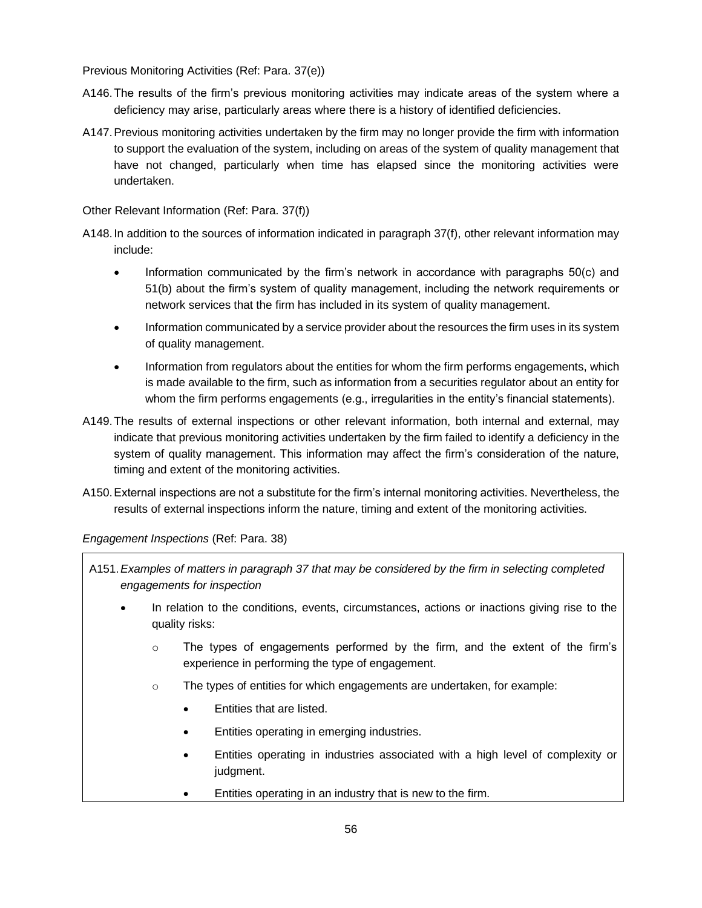Previous Monitoring Activities (Ref: Para. 37(e))

A146. The results of the firm's previous monitoring activities may indicate areas of the system where a deficiency may arise, particularly areas where there is a history of identified deficiencies.

A147. Previous monitoring activities undertaken by the firm may no longer provide the firm with information to support the evaluation of the system, including on areas of the system of quality management that have not changed, particularly when time has elapsed since the monitoring activities were undertaken.

Other Relevant Information (Ref: Para. 37(f))

A148. In addition to the sources of information indicated in paragraph 37(f), other relevant information may include:

- Information communicated by the firm's network in accordance with paragraphs 50(c) and 51(b) about the firm's system of quality management, including the network requirements or network services that the firm has included in its system of quality management.
- Information communicated by a service provider about the resources the firm uses in its system of quality management.
- Information from regulators about the entities for whom the firm performs engagements, which is made available to the firm, such as information from a securities regulator about an entity for whom the firm performs engagements (e.g., irregularities in the entity's financial statements).

A149. The results of external inspections or other relevant information, both internal and external, may indicate that previous monitoring activities undertaken by the firm failed to identify a deficiency in the system of quality management. This information may affect the firm's consideration of the nature, timing and extent of the monitoring activities.

A150. External inspections are not a substitute for the firm's internal monitoring activities. Nevertheless, the results of external inspections inform the nature, timing and extent of the monitoring activities.

*Engagement Inspections* (Ref: Para. 38)

A151. *Examples of matters in paragraph 37 that may be considered by the firm in selecting completed engagements for inspection*

- In relation to the conditions, events, circumstances, actions or inactions giving rise to the quality risks:
    - The types of engagements performed by the firm, and the extent of the firm's experience in performing the type of engagement.
    - The types of entities for which engagements are undertaken, for example:
        - Entities that are listed.
        - Entities operating in emerging industries.
        - Entities operating in industries associated with a high level of complexity or judgment.
        - Entities operating in an industry that is new to the firm.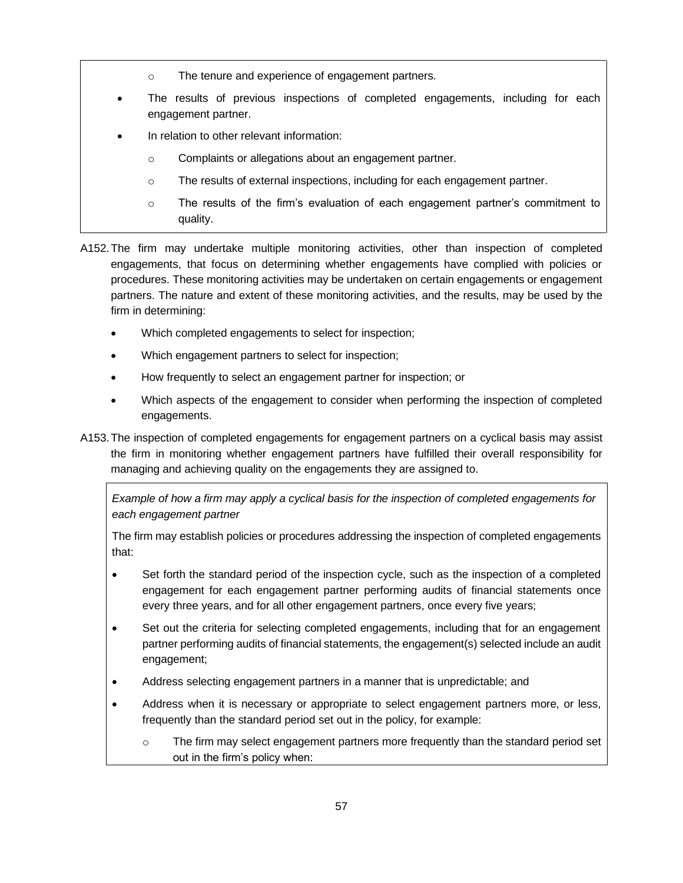- The tenure and experience of engagement partners.

- The results of previous inspections of completed engagements, including for each engagement partner.
- In relation to other relevant information:
  - Complaints or allegations about an engagement partner.
  - The results of external inspections, including for each engagement partner.
  - The results of the firm's evaluation of each engagement partner's commitment to quality.

A152. The firm may undertake multiple monitoring activities, other than inspection of completed engagements, that focus on determining whether engagements have complied with policies or procedures. These monitoring activities may be undertaken on certain engagements or engagement partners. The nature and extent of these monitoring activities, and the results, may be used by the firm in determining:

- Which completed engagements to select for inspection;
- Which engagement partners to select for inspection;
- How frequently to select an engagement partner for inspection; or
- Which aspects of the engagement to consider when performing the inspection of completed engagements.

A153. The inspection of completed engagements for engagement partners on a cyclical basis may assist the firm in monitoring whether engagement partners have fulfilled their overall responsibility for managing and achieving quality on the engagements they are assigned to.

*Example of how a firm may apply a cyclical basis for the inspection of completed engagements for each engagement partner*

The firm may establish policies or procedures addressing the inspection of completed engagements that:

- Set forth the standard period of the inspection cycle, such as the inspection of a completed engagement for each engagement partner performing audits of financial statements once every three years, and for all other engagement partners, once every five years;
- Set out the criteria for selecting completed engagements, including that for an engagement partner performing audits of financial statements, the engagement(s) selected include an audit engagement;
- Address selecting engagement partners in a manner that is unpredictable; and
- Address when it is necessary or appropriate to select engagement partners more, or less, frequently than the standard period set out in the policy, for example:
  - The firm may select engagement partners more frequently than the standard period set out in the firm's policy when: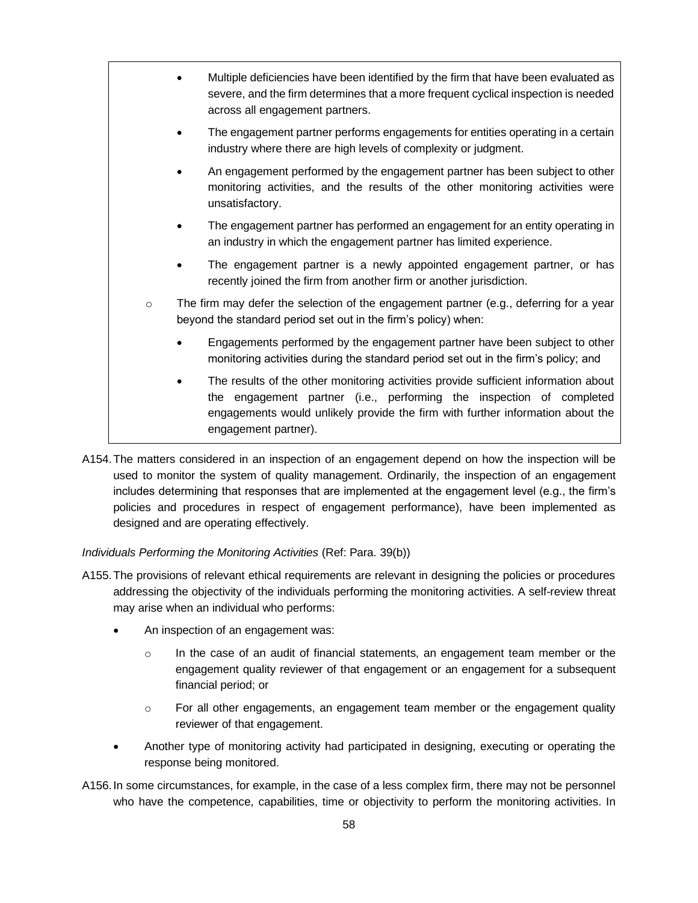- Multiple deficiencies have been identified by the firm that have been evaluated as severe, and the firm determines that a more frequent cyclical inspection is needed across all engagement partners.
- The engagement partner performs engagements for entities operating in a certain industry where there are high levels of complexity or judgment.
- An engagement performed by the engagement partner has been subject to other monitoring activities, and the results of the other monitoring activities were unsatisfactory.
- The engagement partner has performed an engagement for an entity operating in an industry in which the engagement partner has limited experience.
- The engagement partner is a newly appointed engagement partner, or has recently joined the firm from another firm or another jurisdiction.

  - The firm may defer the selection of the engagement partner (e.g., deferring for a year beyond the standard period set out in the firm's policy) when:
    - Engagements performed by the engagement partner have been subject to other monitoring activities during the standard period set out in the firm's policy; and
    - The results of the other monitoring activities provide sufficient information about the engagement partner (i.e., performing the inspection of completed engagements would unlikely provide the firm with further information about the engagement partner).

A154. The matters considered in an inspection of an engagement depend on how the inspection will be used to monitor the system of quality management. Ordinarily, the inspection of an engagement includes determining that responses that are implemented at the engagement level (e.g., the firm's policies and procedures in respect of engagement performance), have been implemented as designed and are operating effectively.

*Individuals Performing the Monitoring Activities* (Ref: Para. 39(b))

A155. The provisions of relevant ethical requirements are relevant in designing the policies or procedures addressing the objectivity of the individuals performing the monitoring activities. A self-review threat may arise when an individual who performs:

- An inspection of an engagement was:
  - In the case of an audit of financial statements, an engagement team member or the engagement quality reviewer of that engagement or an engagement for a subsequent financial period; or
  - For all other engagements, an engagement team member or the engagement quality reviewer of that engagement.
- Another type of monitoring activity had participated in designing, executing or operating the response being monitored.

A156. In some circumstances, for example, in the case of a less complex firm, there may not be personnel who have the competence, capabilities, time or objectivity to perform the monitoring activities. In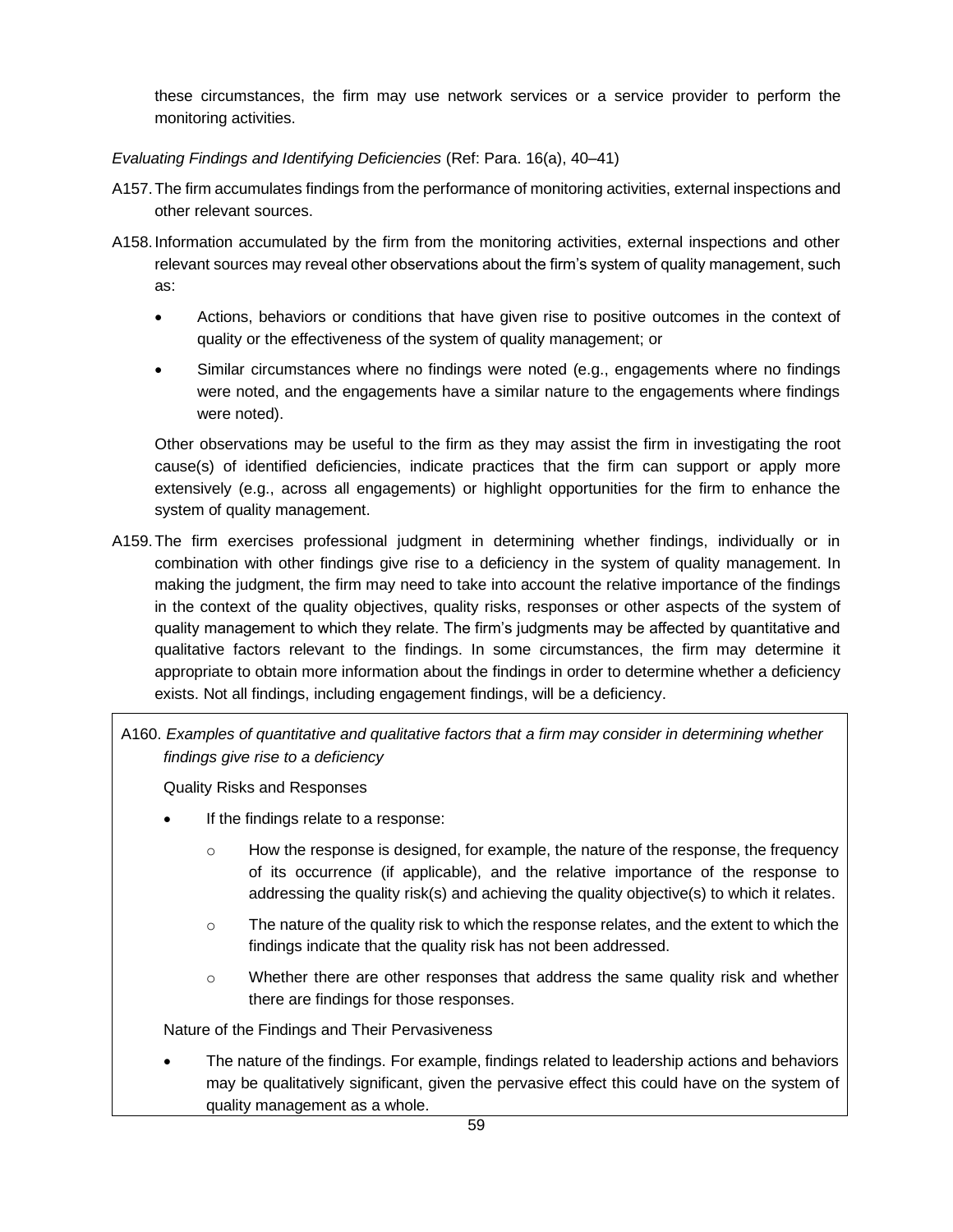these circumstances, the firm may use network services or a service provider to perform the monitoring activities.

*Evaluating Findings and Identifying Deficiencies* (Ref: Para. 16(a), 40–41)

A157. The firm accumulates findings from the performance of monitoring activities, external inspections and other relevant sources.

A158. Information accumulated by the firm from the monitoring activities, external inspections and other relevant sources may reveal other observations about the firm's system of quality management, such as:

- Actions, behaviors or conditions that have given rise to positive outcomes in the context of quality or the effectiveness of the system of quality management; or
- Similar circumstances where no findings were noted (e.g., engagements where no findings were noted, and the engagements have a similar nature to the engagements where findings were noted).

Other observations may be useful to the firm as they may assist the firm in investigating the root cause(s) of identified deficiencies, indicate practices that the firm can support or apply more extensively (e.g., across all engagements) or highlight opportunities for the firm to enhance the system of quality management.

A159. The firm exercises professional judgment in determining whether findings, individually or in combination with other findings give rise to a deficiency in the system of quality management. In making the judgment, the firm may need to take into account the relative importance of the findings in the context of the quality objectives, quality risks, responses or other aspects of the system of quality management to which they relate. The firm's judgments may be affected by quantitative and qualitative factors relevant to the findings. In some circumstances, the firm may determine it appropriate to obtain more information about the findings in order to determine whether a deficiency exists. Not all findings, including engagement findings, will be a deficiency.

A160. *Examples of quantitative and qualitative factors that a firm may consider in determining whether findings give rise to a deficiency*

Quality Risks and Responses

- If the findings relate to a response:
  - How the response is designed, for example, the nature of the response, the frequency of its occurrence (if applicable), and the relative importance of the response to addressing the quality risk(s) and achieving the quality objective(s) to which it relates.
  - The nature of the quality risk to which the response relates, and the extent to which the findings indicate that the quality risk has not been addressed.
  - Whether there are other responses that address the same quality risk and whether there are findings for those responses.

Nature of the Findings and Their Pervasiveness

- The nature of the findings. For example, findings related to leadership actions and behaviors may be qualitatively significant, given the pervasive effect this could have on the system of quality management as a whole.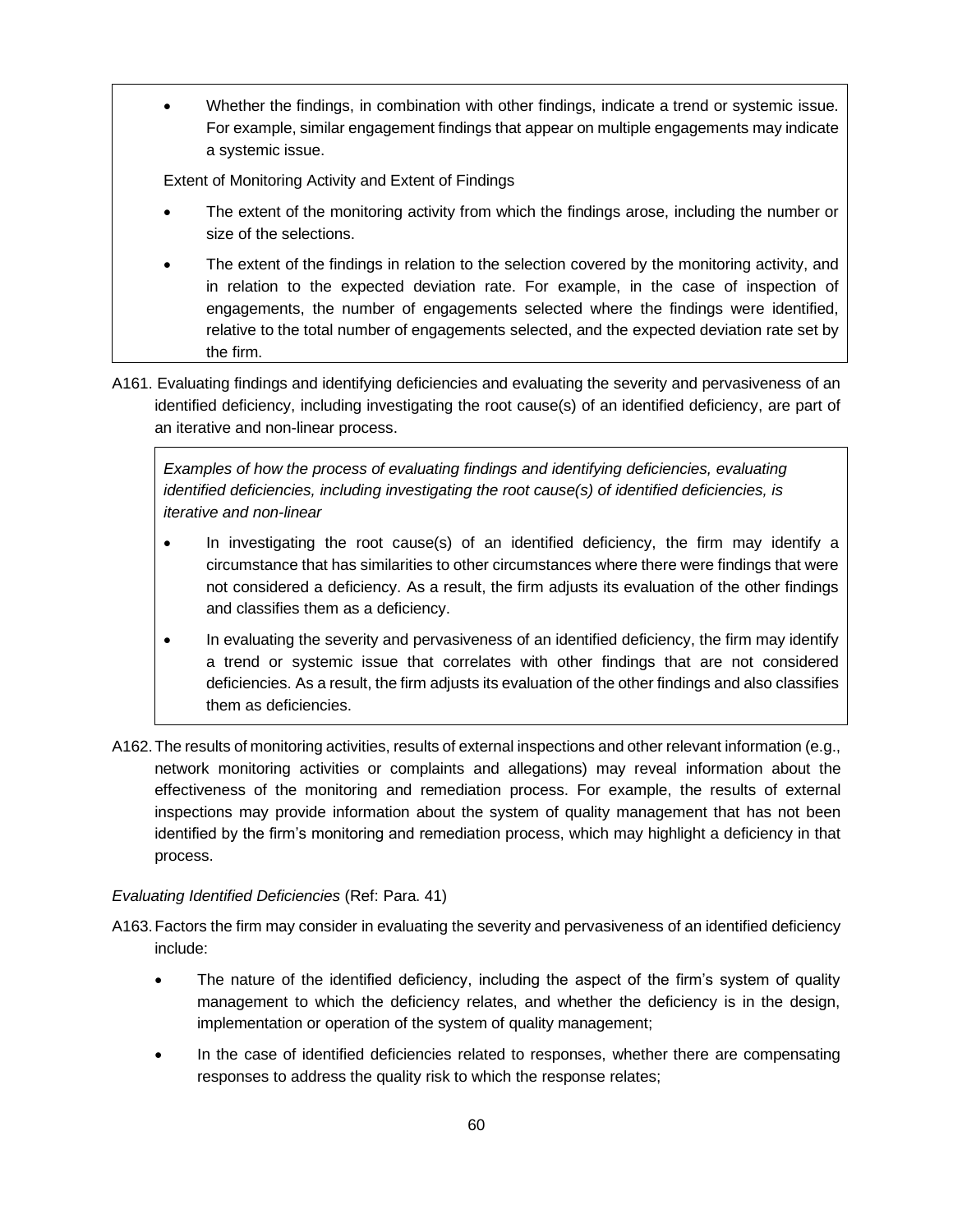- Whether the findings, in combination with other findings, indicate a trend or systemic issue. For example, similar engagement findings that appear on multiple engagements may indicate a systemic issue.

Extent of Monitoring Activity and Extent of Findings

- The extent of the monitoring activity from which the findings arose, including the number or size of the selections.
- The extent of the findings in relation to the selection covered by the monitoring activity, and in relation to the expected deviation rate. For example, in the case of inspection of engagements, the number of engagements selected where the findings were identified, relative to the total number of engagements selected, and the expected deviation rate set by the firm.

A161. Evaluating findings and identifying deficiencies and evaluating the severity and pervasiveness of an identified deficiency, including investigating the root cause(s) of an identified deficiency, are part of an iterative and non-linear process.

*Examples of how the process of evaluating findings and identifying deficiencies, evaluating identified deficiencies, including investigating the root cause(s) of identified deficiencies, is iterative and non-linear*

- In investigating the root cause(s) of an identified deficiency, the firm may identify a circumstance that has similarities to other circumstances where there were findings that were not considered a deficiency. As a result, the firm adjusts its evaluation of the other findings and classifies them as a deficiency.
- In evaluating the severity and pervasiveness of an identified deficiency, the firm may identify a trend or systemic issue that correlates with other findings that are not considered deficiencies. As a result, the firm adjusts its evaluation of the other findings and also classifies them as deficiencies.

A162. The results of monitoring activities, results of external inspections and other relevant information (e.g., network monitoring activities or complaints and allegations) may reveal information about the effectiveness of the monitoring and remediation process. For example, the results of external inspections may provide information about the system of quality management that has not been identified by the firm's monitoring and remediation process, which may highlight a deficiency in that process.

*Evaluating Identified Deficiencies* (Ref: Para. 41)

A163. Factors the firm may consider in evaluating the severity and pervasiveness of an identified deficiency include:

- The nature of the identified deficiency, including the aspect of the firm's system of quality management to which the deficiency relates, and whether the deficiency is in the design, implementation or operation of the system of quality management;
- In the case of identified deficiencies related to responses, whether there are compensating responses to address the quality risk to which the response relates;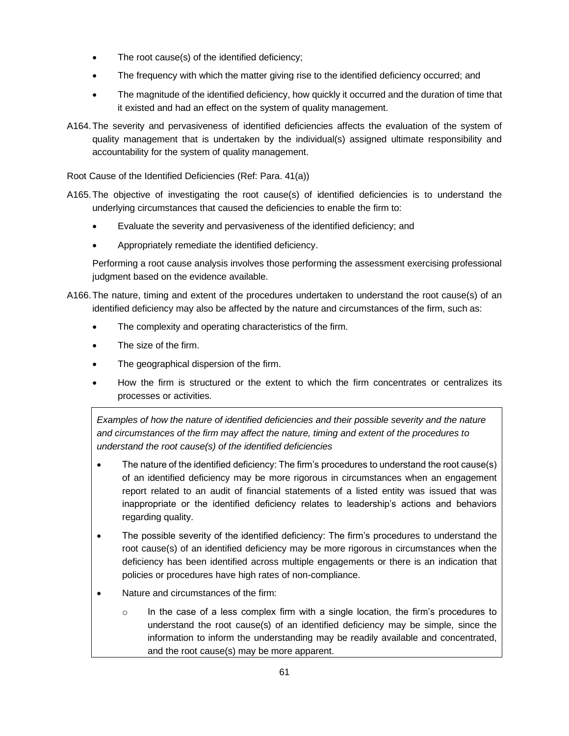- The root cause(s) of the identified deficiency;
- The frequency with which the matter giving rise to the identified deficiency occurred; and
- The magnitude of the identified deficiency, how quickly it occurred and the duration of time that it existed and had an effect on the system of quality management.

A164. The severity and pervasiveness of identified deficiencies affects the evaluation of the system of quality management that is undertaken by the individual(s) assigned ultimate responsibility and accountability for the system of quality management.

Root Cause of the Identified Deficiencies (Ref: Para. 41(a))

A165. The objective of investigating the root cause(s) of identified deficiencies is to understand the underlying circumstances that caused the deficiencies to enable the firm to:

- Evaluate the severity and pervasiveness of the identified deficiency; and
- Appropriately remediate the identified deficiency.

Performing a root cause analysis involves those performing the assessment exercising professional judgment based on the evidence available.

A166. The nature, timing and extent of the procedures undertaken to understand the root cause(s) of an identified deficiency may also be affected by the nature and circumstances of the firm, such as:

- The complexity and operating characteristics of the firm.
- The size of the firm.
- The geographical dispersion of the firm.
- How the firm is structured or the extent to which the firm concentrates or centralizes its processes or activities.

*Examples of how the nature of identified deficiencies and their possible severity and the nature and circumstances of the firm may affect the nature, timing and extent of the procedures to understand the root cause(s) of the identified deficiencies*

- The nature of the identified deficiency: The firm's procedures to understand the root cause(s) of an identified deficiency may be more rigorous in circumstances when an engagement report related to an audit of financial statements of a listed entity was issued that was inappropriate or the identified deficiency relates to leadership's actions and behaviors regarding quality.
- The possible severity of the identified deficiency: The firm's procedures to understand the root cause(s) of an identified deficiency may be more rigorous in circumstances when the deficiency has been identified across multiple engagements or there is an indication that policies or procedures have high rates of non-compliance.
- Nature and circumstances of the firm:
  - In the case of a less complex firm with a single location, the firm's procedures to understand the root cause(s) of an identified deficiency may be simple, since the information to inform the understanding may be readily available and concentrated, and the root cause(s) may be more apparent.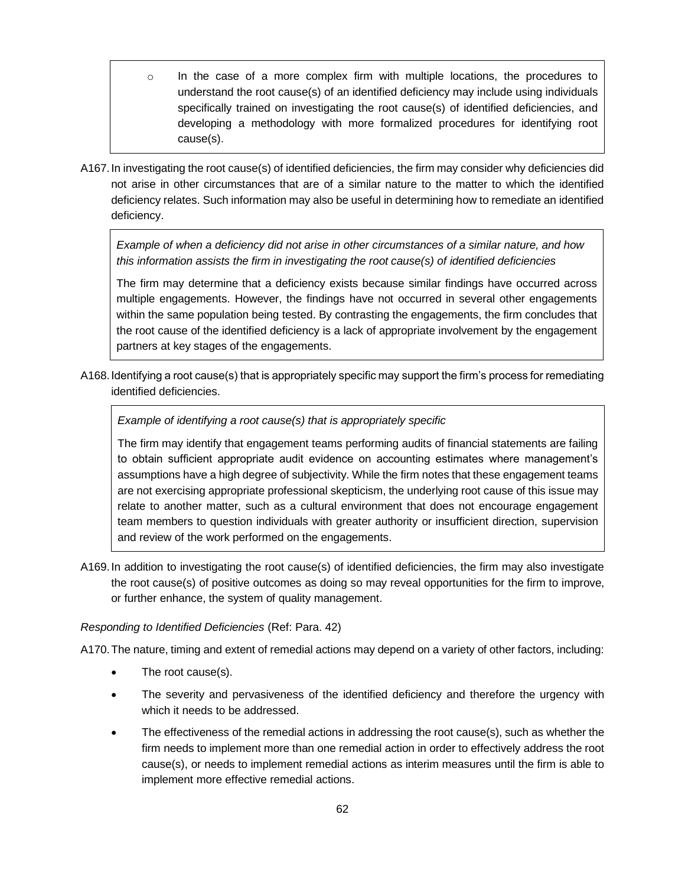- In the case of a more complex firm with multiple locations, the procedures to understand the root cause(s) of an identified deficiency may include using individuals specifically trained on investigating the root cause(s) of identified deficiencies, and developing a methodology with more formalized procedures for identifying root cause(s).

A167. In investigating the root cause(s) of identified deficiencies, the firm may consider why deficiencies did not arise in other circumstances that are of a similar nature to the matter to which the identified deficiency relates. Such information may also be useful in determining how to remediate an identified deficiency.

> *Example of when a deficiency did not arise in other circumstances of a similar nature, and how this information assists the firm in investigating the root cause(s) of identified deficiencies*
>
> The firm may determine that a deficiency exists because similar findings have occurred across multiple engagements. However, the findings have not occurred in several other engagements within the same population being tested. By contrasting the engagements, the firm concludes that the root cause of the identified deficiency is a lack of appropriate involvement by the engagement partners at key stages of the engagements.

A168. Identifying a root cause(s) that is appropriately specific may support the firm's process for remediating identified deficiencies.

> *Example of identifying a root cause(s) that is appropriately specific*
>
> The firm may identify that engagement teams performing audits of financial statements are failing to obtain sufficient appropriate audit evidence on accounting estimates where management's assumptions have a high degree of subjectivity. While the firm notes that these engagement teams are not exercising appropriate professional skepticism, the underlying root cause of this issue may relate to another matter, such as a cultural environment that does not encourage engagement team members to question individuals with greater authority or insufficient direction, supervision and review of the work performed on the engagements.

A169. In addition to investigating the root cause(s) of identified deficiencies, the firm may also investigate the root cause(s) of positive outcomes as doing so may reveal opportunities for the firm to improve, or further enhance, the system of quality management.

*Responding to Identified Deficiencies* (Ref: Para. 42)

A170. The nature, timing and extent of remedial actions may depend on a variety of other factors, including:

- The root cause(s).
- The severity and pervasiveness of the identified deficiency and therefore the urgency with which it needs to be addressed.
- The effectiveness of the remedial actions in addressing the root cause(s), such as whether the firm needs to implement more than one remedial action in order to effectively address the root cause(s), or needs to implement remedial actions as interim measures until the firm is able to implement more effective remedial actions.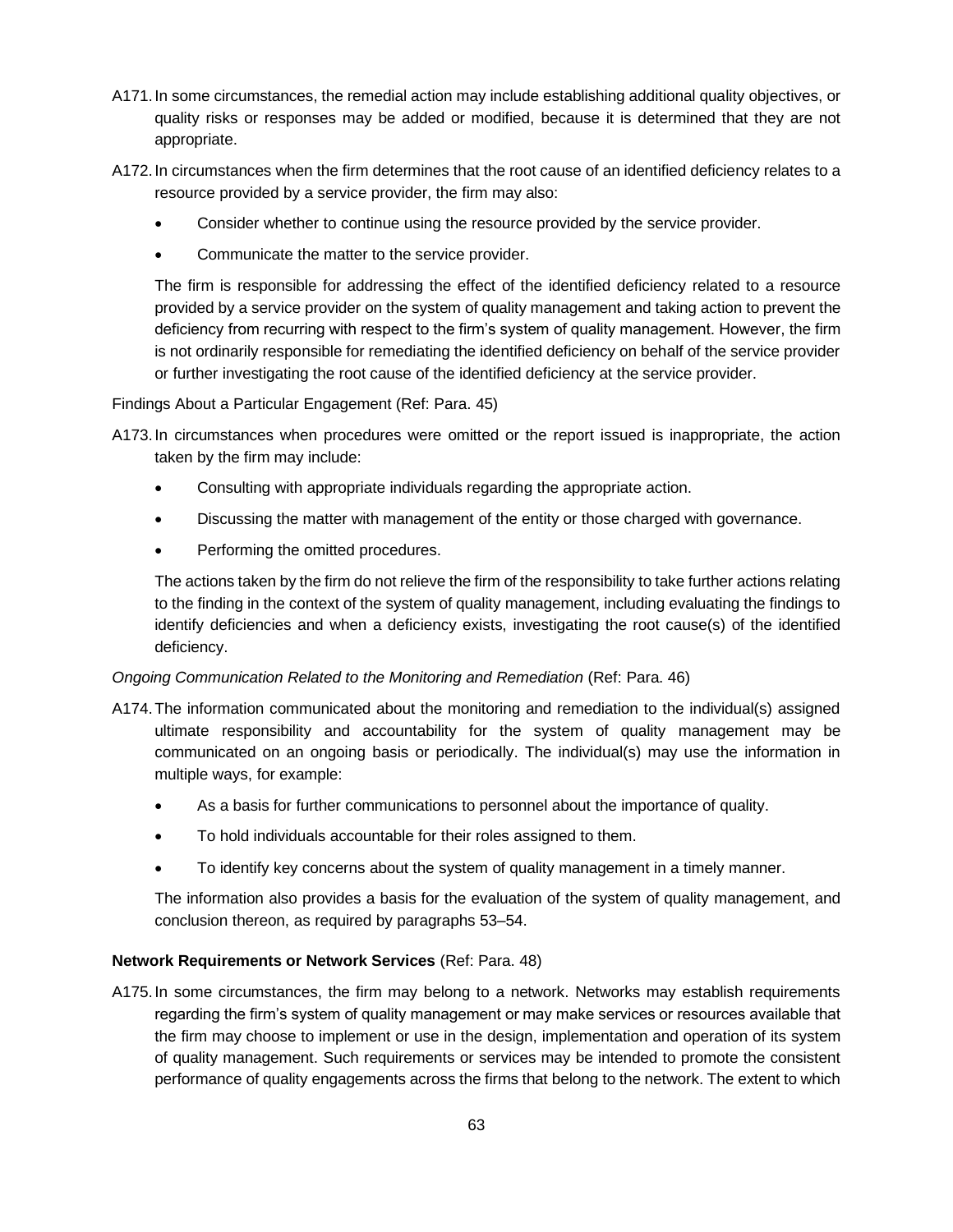A171. In some circumstances, the remedial action may include establishing additional quality objectives, or quality risks or responses may be added or modified, because it is determined that they are not appropriate.

A172. In circumstances when the firm determines that the root cause of an identified deficiency relates to a resource provided by a service provider, the firm may also:

- Consider whether to continue using the resource provided by the service provider.
- Communicate the matter to the service provider.

The firm is responsible for addressing the effect of the identified deficiency related to a resource provided by a service provider on the system of quality management and taking action to prevent the deficiency from recurring with respect to the firm's system of quality management. However, the firm is not ordinarily responsible for remediating the identified deficiency on behalf of the service provider or further investigating the root cause of the identified deficiency at the service provider.

Findings About a Particular Engagement (Ref: Para. 45)

A173. In circumstances when procedures were omitted or the report issued is inappropriate, the action taken by the firm may include:

- Consulting with appropriate individuals regarding the appropriate action.
- Discussing the matter with management of the entity or those charged with governance.
- Performing the omitted procedures.

The actions taken by the firm do not relieve the firm of the responsibility to take further actions relating to the finding in the context of the system of quality management, including evaluating the findings to identify deficiencies and when a deficiency exists, investigating the root cause(s) of the identified deficiency.

*Ongoing Communication Related to the Monitoring and Remediation* (Ref: Para. 46)

A174. The information communicated about the monitoring and remediation to the individual(s) assigned ultimate responsibility and accountability for the system of quality management may be communicated on an ongoing basis or periodically. The individual(s) may use the information in multiple ways, for example:

- As a basis for further communications to personnel about the importance of quality.
- To hold individuals accountable for their roles assigned to them.
- To identify key concerns about the system of quality management in a timely manner.

The information also provides a basis for the evaluation of the system of quality management, and conclusion thereon, as required by paragraphs 53–54.

**Network Requirements or Network Services** (Ref: Para. 48)

A175. In some circumstances, the firm may belong to a network. Networks may establish requirements regarding the firm's system of quality management or may make services or resources available that the firm may choose to implement or use in the design, implementation and operation of its system of quality management. Such requirements or services may be intended to promote the consistent performance of quality engagements across the firms that belong to the network. The extent to which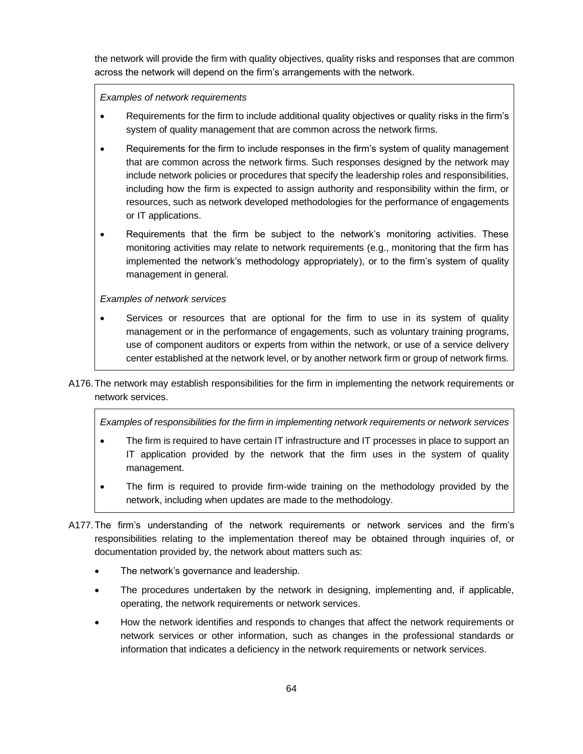the network will provide the firm with quality objectives, quality risks and responses that are common across the network will depend on the firm's arrangements with the network.

> *Examples of network requirements*
>
> - Requirements for the firm to include additional quality objectives or quality risks in the firm's system of quality management that are common across the network firms.
> - Requirements for the firm to include responses in the firm's system of quality management that are common across the network firms. Such responses designed by the network may include network policies or procedures that specify the leadership roles and responsibilities, including how the firm is expected to assign authority and responsibility within the firm, or resources, such as network developed methodologies for the performance of engagements or IT applications.
> - Requirements that the firm be subject to the network's monitoring activities. These monitoring activities may relate to network requirements (e.g., monitoring that the firm has implemented the network's methodology appropriately), or to the firm's system of quality management in general.
>
> *Examples of network services*
>
> - Services or resources that are optional for the firm to use in its system of quality management or in the performance of engagements, such as voluntary training programs, use of component auditors or experts from within the network, or use of a service delivery center established at the network level, or by another network firm or group of network firms.

A176. The network may establish responsibilities for the firm in implementing the network requirements or network services.

> *Examples of responsibilities for the firm in implementing network requirements or network services*
>
> - The firm is required to have certain IT infrastructure and IT processes in place to support an IT application provided by the network that the firm uses in the system of quality management.
> - The firm is required to provide firm-wide training on the methodology provided by the network, including when updates are made to the methodology.

A177. The firm's understanding of the network requirements or network services and the firm's responsibilities relating to the implementation thereof may be obtained through inquiries of, or documentation provided by, the network about matters such as:

- The network's governance and leadership.
- The procedures undertaken by the network in designing, implementing and, if applicable, operating, the network requirements or network services.
- How the network identifies and responds to changes that affect the network requirements or network services or other information, such as changes in the professional standards or information that indicates a deficiency in the network requirements or network services.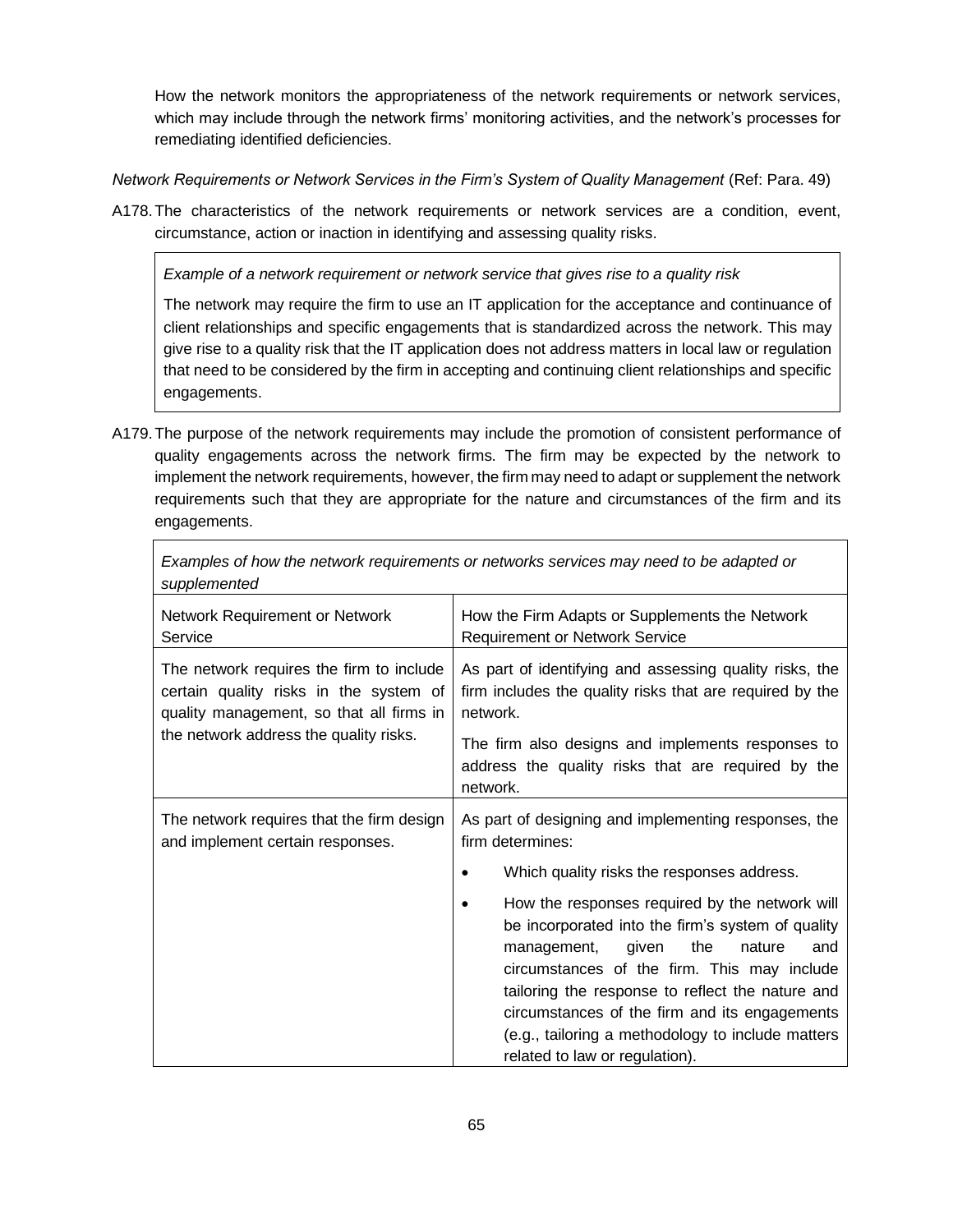How the network monitors the appropriateness of the network requirements or network services, which may include through the network firms' monitoring activities, and the network's processes for remediating identified deficiencies.

*Network Requirements or Network Services in the Firm's System of Quality Management* (Ref: Para. 49)

A178. The characteristics of the network requirements or network services are a condition, event, circumstance, action or inaction in identifying and assessing quality risks.

> *Example of a network requirement or network service that gives rise to a quality risk*
>
> The network may require the firm to use an IT application for the acceptance and continuance of client relationships and specific engagements that is standardized across the network. This may give rise to a quality risk that the IT application does not address matters in local law or regulation that need to be considered by the firm in accepting and continuing client relationships and specific engagements.

A179. The purpose of the network requirements may include the promotion of consistent performance of quality engagements across the network firms. The firm may be expected by the network to implement the network requirements, however, the firm may need to adapt or supplement the network requirements such that they are appropriate for the nature and circumstances of the firm and its engagements.

*Examples of how the network requirements or networks services may need to be adapted or supplemented*

| Network Requirement or Network Service | How the Firm Adapts or Supplements the Network Requirement or Network Service |
|---|---|
| The network requires the firm to include certain quality risks in the system of quality management, so that all firms in the network address the quality risks. | As part of identifying and assessing quality risks, the firm includes the quality risks that are required by the network.<br><br>The firm also designs and implements responses to address the quality risks that are required by the network. |
| The network requires that the firm design and implement certain responses. | As part of designing and implementing responses, the firm determines:<br><br>• Which quality risks the responses address.<br><br>• How the responses required by the network will be incorporated into the firm's system of quality management, given the nature and circumstances of the firm. This may include tailoring the response to reflect the nature and circumstances of the firm and its engagements (e.g., tailoring a methodology to include matters related to law or regulation). |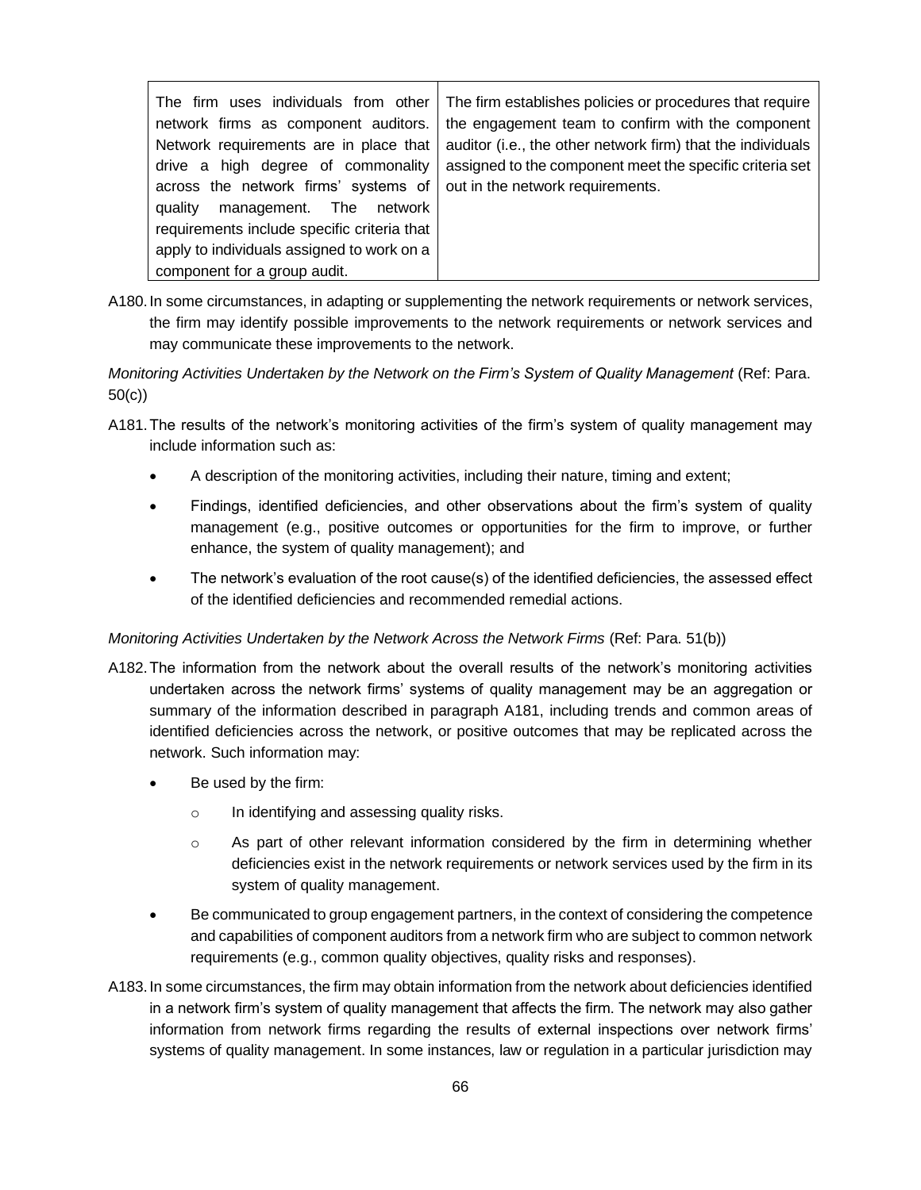| | |
|---|---|
| The firm uses individuals from other network firms as component auditors. Network requirements are in place that drive a high degree of commonality across the network firms' systems of quality management. The network requirements include specific criteria that apply to individuals assigned to work on a component for a group audit. | The firm establishes policies or procedures that require the engagement team to confirm with the component auditor (i.e., the other network firm) that the individuals assigned to the component meet the specific criteria set out in the network requirements. |

A180. In some circumstances, in adapting or supplementing the network requirements or network services, the firm may identify possible improvements to the network requirements or network services and may communicate these improvements to the network.

*Monitoring Activities Undertaken by the Network on the Firm's System of Quality Management* (Ref: Para. 50(c))

A181. The results of the network's monitoring activities of the firm's system of quality management may include information such as:

- A description of the monitoring activities, including their nature, timing and extent;
- Findings, identified deficiencies, and other observations about the firm's system of quality management (e.g., positive outcomes or opportunities for the firm to improve, or further enhance, the system of quality management); and
- The network's evaluation of the root cause(s) of the identified deficiencies, the assessed effect of the identified deficiencies and recommended remedial actions.

*Monitoring Activities Undertaken by the Network Across the Network Firms* (Ref: Para. 51(b))

A182. The information from the network about the overall results of the network's monitoring activities undertaken across the network firms' systems of quality management may be an aggregation or summary of the information described in paragraph A181, including trends and common areas of identified deficiencies across the network, or positive outcomes that may be replicated across the network. Such information may:

- Be used by the firm:
  - In identifying and assessing quality risks.
  - As part of other relevant information considered by the firm in determining whether deficiencies exist in the network requirements or network services used by the firm in its system of quality management.
- Be communicated to group engagement partners, in the context of considering the competence and capabilities of component auditors from a network firm who are subject to common network requirements (e.g., common quality objectives, quality risks and responses).

A183. In some circumstances, the firm may obtain information from the network about deficiencies identified in a network firm's system of quality management that affects the firm. The network may also gather information from network firms regarding the results of external inspections over network firms' systems of quality management. In some instances, law or regulation in a particular jurisdiction may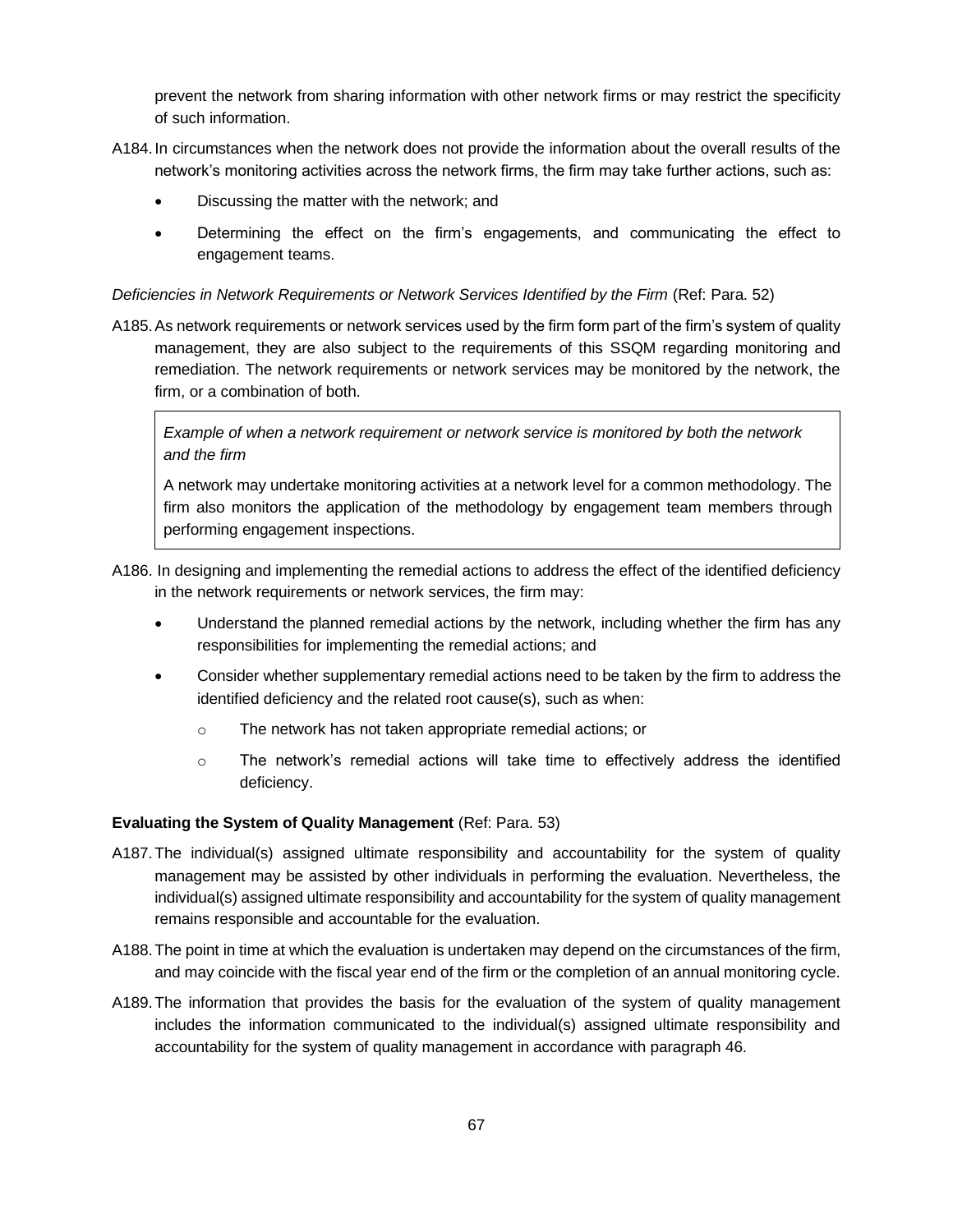prevent the network from sharing information with other network firms or may restrict the specificity of such information.

A184. In circumstances when the network does not provide the information about the overall results of the network's monitoring activities across the network firms, the firm may take further actions, such as:

- Discussing the matter with the network; and
- Determining the effect on the firm's engagements, and communicating the effect to engagement teams.

*Deficiencies in Network Requirements or Network Services Identified by the Firm* (Ref: Para. 52)

A185. As network requirements or network services used by the firm form part of the firm's system of quality management, they are also subject to the requirements of this SSQM regarding monitoring and remediation. The network requirements or network services may be monitored by the network, the firm, or a combination of both.

> *Example of when a network requirement or network service is monitored by both the network and the firm*
>
> A network may undertake monitoring activities at a network level for a common methodology. The firm also monitors the application of the methodology by engagement team members through performing engagement inspections.

A186. In designing and implementing the remedial actions to address the effect of the identified deficiency in the network requirements or network services, the firm may:

- Understand the planned remedial actions by the network, including whether the firm has any responsibilities for implementing the remedial actions; and
- Consider whether supplementary remedial actions need to be taken by the firm to address the identified deficiency and the related root cause(s), such as when:
  - The network has not taken appropriate remedial actions; or
  - The network's remedial actions will take time to effectively address the identified deficiency.

**Evaluating the System of Quality Management** (Ref: Para. 53)

A187. The individual(s) assigned ultimate responsibility and accountability for the system of quality management may be assisted by other individuals in performing the evaluation. Nevertheless, the individual(s) assigned ultimate responsibility and accountability for the system of quality management remains responsible and accountable for the evaluation.

A188. The point in time at which the evaluation is undertaken may depend on the circumstances of the firm, and may coincide with the fiscal year end of the firm or the completion of an annual monitoring cycle.

A189. The information that provides the basis for the evaluation of the system of quality management includes the information communicated to the individual(s) assigned ultimate responsibility and accountability for the system of quality management in accordance with paragraph 46.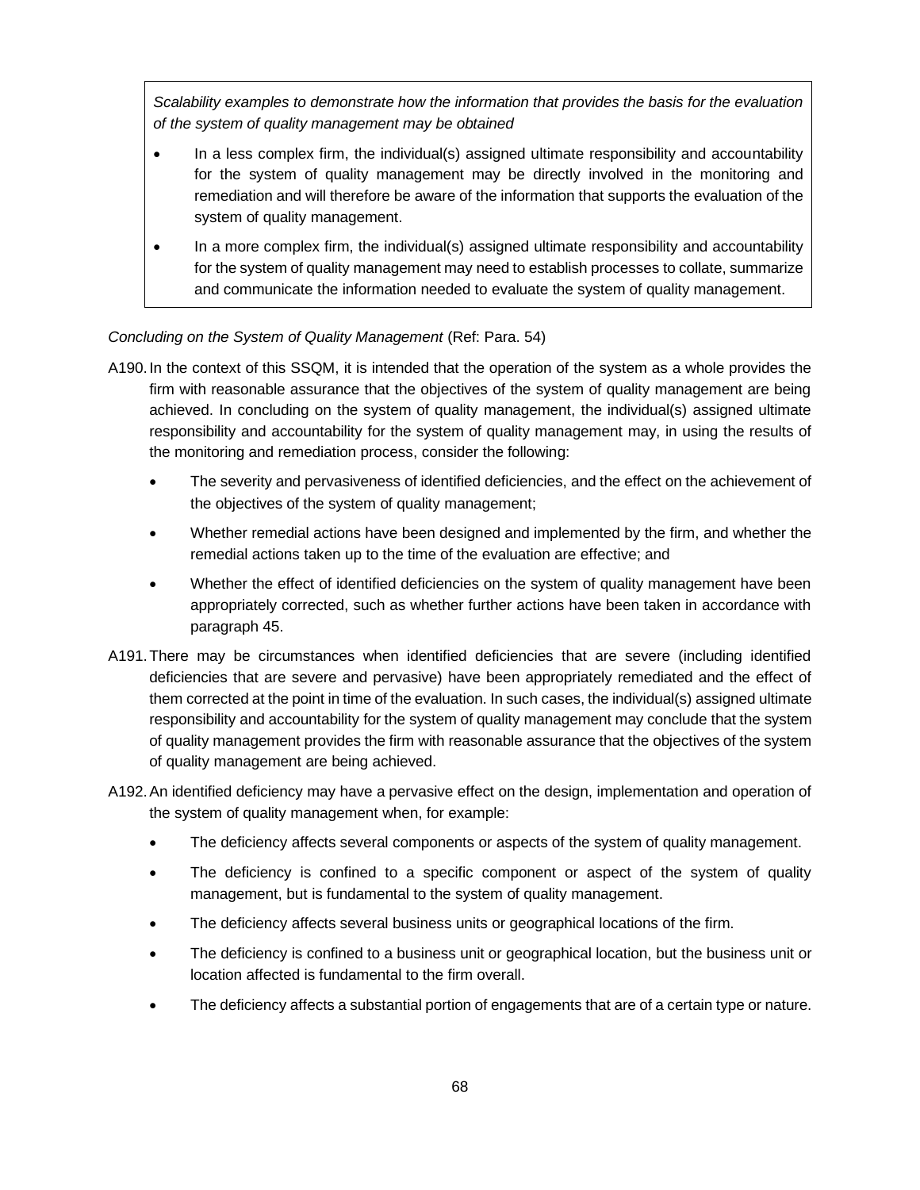> *Scalability examples to demonstrate how the information that provides the basis for the evaluation of the system of quality management may be obtained*
>
> - In a less complex firm, the individual(s) assigned ultimate responsibility and accountability for the system of quality management may be directly involved in the monitoring and remediation and will therefore be aware of the information that supports the evaluation of the system of quality management.
> - In a more complex firm, the individual(s) assigned ultimate responsibility and accountability for the system of quality management may need to establish processes to collate, summarize and communicate the information needed to evaluate the system of quality management.

*Concluding on the System of Quality Management* (Ref: Para. 54)

A190. In the context of this SSQM, it is intended that the operation of the system as a whole provides the firm with reasonable assurance that the objectives of the system of quality management are being achieved. In concluding on the system of quality management, the individual(s) assigned ultimate responsibility and accountability for the system of quality management may, in using the results of the monitoring and remediation process, consider the following:

- The severity and pervasiveness of identified deficiencies, and the effect on the achievement of the objectives of the system of quality management;
- Whether remedial actions have been designed and implemented by the firm, and whether the remedial actions taken up to the time of the evaluation are effective; and
- Whether the effect of identified deficiencies on the system of quality management have been appropriately corrected, such as whether further actions have been taken in accordance with paragraph 45.

A191. There may be circumstances when identified deficiencies that are severe (including identified deficiencies that are severe and pervasive) have been appropriately remediated and the effect of them corrected at the point in time of the evaluation. In such cases, the individual(s) assigned ultimate responsibility and accountability for the system of quality management may conclude that the system of quality management provides the firm with reasonable assurance that the objectives of the system of quality management are being achieved.

A192. An identified deficiency may have a pervasive effect on the design, implementation and operation of the system of quality management when, for example:

- The deficiency affects several components or aspects of the system of quality management.
- The deficiency is confined to a specific component or aspect of the system of quality management, but is fundamental to the system of quality management.
- The deficiency affects several business units or geographical locations of the firm.
- The deficiency is confined to a business unit or geographical location, but the business unit or location affected is fundamental to the firm overall.
- The deficiency affects a substantial portion of engagements that are of a certain type or nature.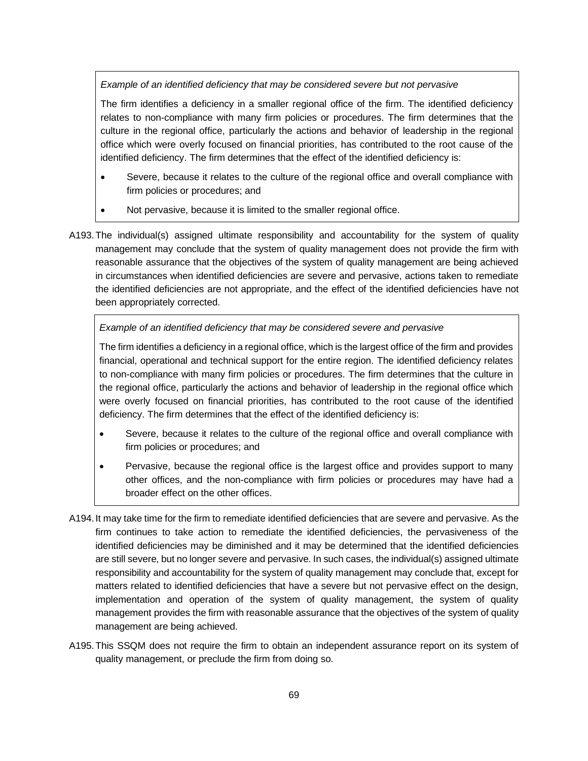> *Example of an identified deficiency that may be considered severe but not pervasive*
>
> The firm identifies a deficiency in a smaller regional office of the firm. The identified deficiency relates to non-compliance with many firm policies or procedures. The firm determines that the culture in the regional office, particularly the actions and behavior of leadership in the regional office which were overly focused on financial priorities, has contributed to the root cause of the identified deficiency. The firm determines that the effect of the identified deficiency is:
>
> - Severe, because it relates to the culture of the regional office and overall compliance with firm policies or procedures; and
> - Not pervasive, because it is limited to the smaller regional office.

A193. The individual(s) assigned ultimate responsibility and accountability for the system of quality management may conclude that the system of quality management does not provide the firm with reasonable assurance that the objectives of the system of quality management are being achieved in circumstances when identified deficiencies are severe and pervasive, actions taken to remediate the identified deficiencies are not appropriate, and the effect of the identified deficiencies have not been appropriately corrected.

> *Example of an identified deficiency that may be considered severe and pervasive*
>
> The firm identifies a deficiency in a regional office, which is the largest office of the firm and provides financial, operational and technical support for the entire region. The identified deficiency relates to non-compliance with many firm policies or procedures. The firm determines that the culture in the regional office, particularly the actions and behavior of leadership in the regional office which were overly focused on financial priorities, has contributed to the root cause of the identified deficiency. The firm determines that the effect of the identified deficiency is:
>
> - Severe, because it relates to the culture of the regional office and overall compliance with firm policies or procedures; and
> - Pervasive, because the regional office is the largest office and provides support to many other offices, and the non-compliance with firm policies or procedures may have had a broader effect on the other offices.

A194. It may take time for the firm to remediate identified deficiencies that are severe and pervasive. As the firm continues to take action to remediate the identified deficiencies, the pervasiveness of the identified deficiencies may be diminished and it may be determined that the identified deficiencies are still severe, but no longer severe and pervasive. In such cases, the individual(s) assigned ultimate responsibility and accountability for the system of quality management may conclude that, except for matters related to identified deficiencies that have a severe but not pervasive effect on the design, implementation and operation of the system of quality management, the system of quality management provides the firm with reasonable assurance that the objectives of the system of quality management are being achieved.

A195. This SSQM does not require the firm to obtain an independent assurance report on its system of quality management, or preclude the firm from doing so.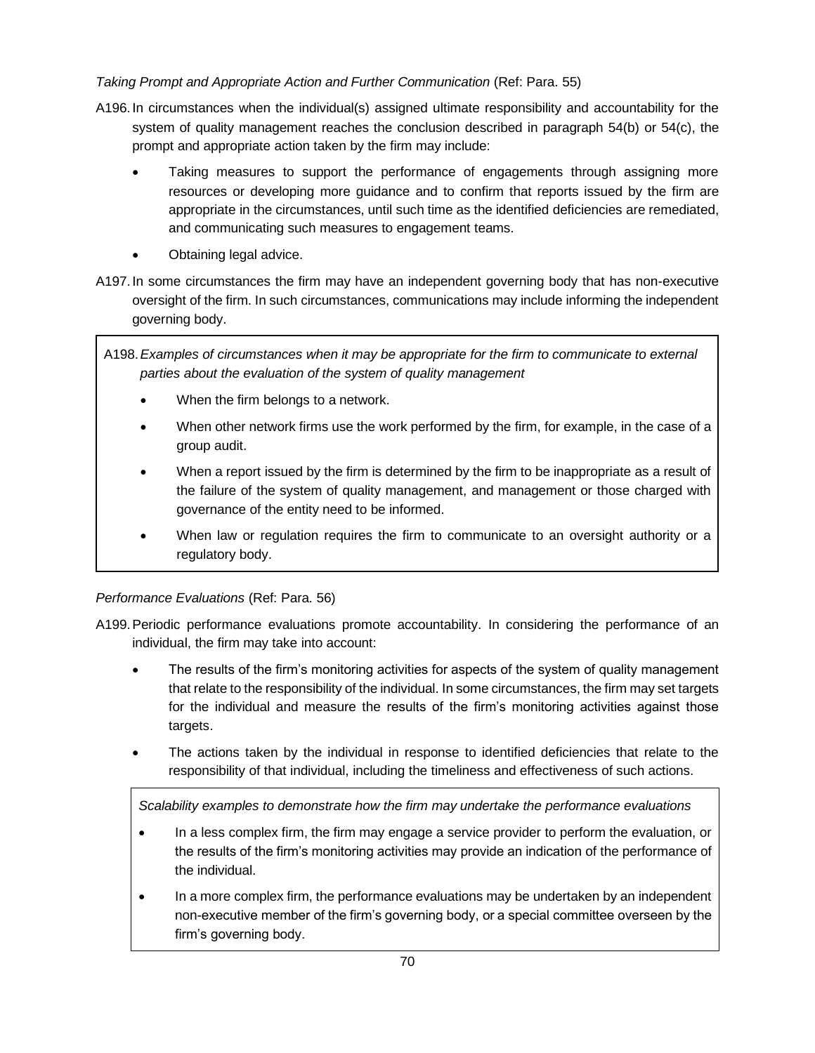*Taking Prompt and Appropriate Action and Further Communication* (Ref: Para. 55)

A196. In circumstances when the individual(s) assigned ultimate responsibility and accountability for the system of quality management reaches the conclusion described in paragraph 54(b) or 54(c), the prompt and appropriate action taken by the firm may include:

- Taking measures to support the performance of engagements through assigning more resources or developing more guidance and to confirm that reports issued by the firm are appropriate in the circumstances, until such time as the identified deficiencies are remediated, and communicating such measures to engagement teams.
- Obtaining legal advice.

A197. In some circumstances the firm may have an independent governing body that has non-executive oversight of the firm. In such circumstances, communications may include informing the independent governing body.

A198. *Examples of circumstances when it may be appropriate for the firm to communicate to external parties about the evaluation of the system of quality management*

- When the firm belongs to a network.
- When other network firms use the work performed by the firm, for example, in the case of a group audit.
- When a report issued by the firm is determined by the firm to be inappropriate as a result of the failure of the system of quality management, and management or those charged with governance of the entity need to be informed.
- When law or regulation requires the firm to communicate to an oversight authority or a regulatory body.

*Performance Evaluations* (Ref: Para. 56)

A199. Periodic performance evaluations promote accountability. In considering the performance of an individual, the firm may take into account:

- The results of the firm's monitoring activities for aspects of the system of quality management that relate to the responsibility of the individual. In some circumstances, the firm may set targets for the individual and measure the results of the firm's monitoring activities against those targets.
- The actions taken by the individual in response to identified deficiencies that relate to the responsibility of that individual, including the timeliness and effectiveness of such actions.

*Scalability examples to demonstrate how the firm may undertake the performance evaluations*

- In a less complex firm, the firm may engage a service provider to perform the evaluation, or the results of the firm's monitoring activities may provide an indication of the performance of the individual.
- In a more complex firm, the performance evaluations may be undertaken by an independent non-executive member of the firm's governing body, or a special committee overseen by the firm's governing body.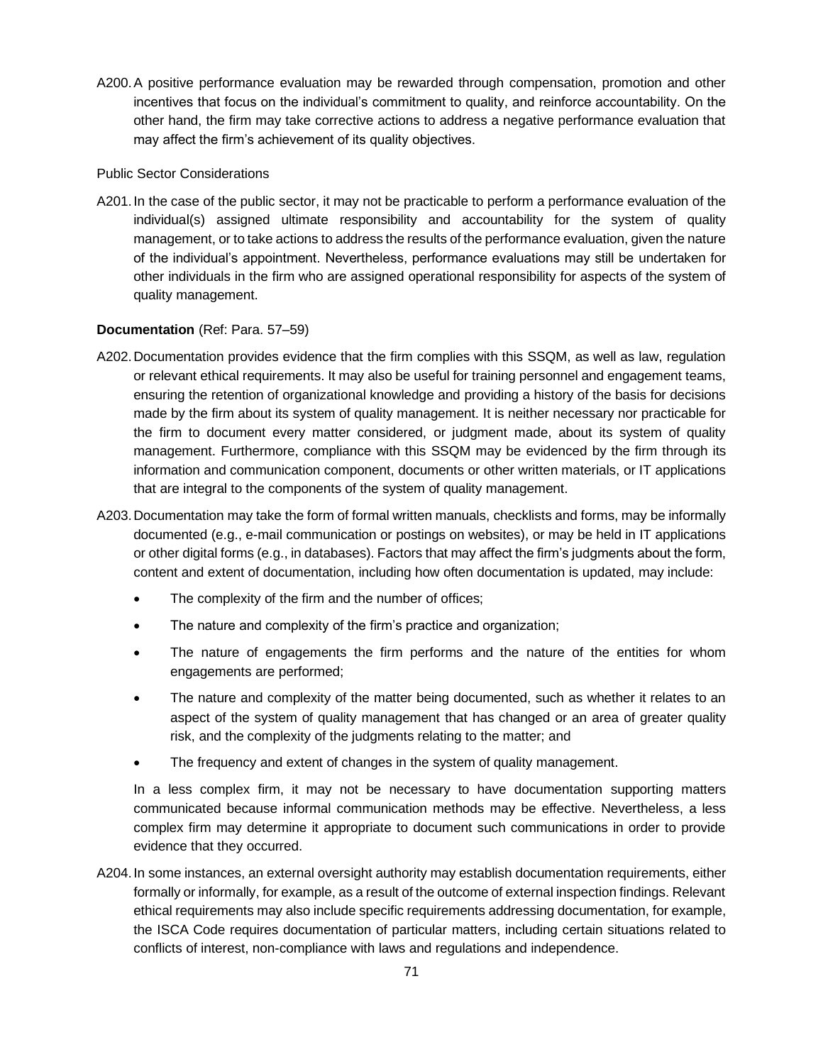A200. A positive performance evaluation may be rewarded through compensation, promotion and other incentives that focus on the individual's commitment to quality, and reinforce accountability. On the other hand, the firm may take corrective actions to address a negative performance evaluation that may affect the firm's achievement of its quality objectives.

Public Sector Considerations

A201. In the case of the public sector, it may not be practicable to perform a performance evaluation of the individual(s) assigned ultimate responsibility and accountability for the system of quality management, or to take actions to address the results of the performance evaluation, given the nature of the individual's appointment. Nevertheless, performance evaluations may still be undertaken for other individuals in the firm who are assigned operational responsibility for aspects of the system of quality management.

**Documentation** (Ref: Para. 57–59)

A202. Documentation provides evidence that the firm complies with this SSQM, as well as law, regulation or relevant ethical requirements. It may also be useful for training personnel and engagement teams, ensuring the retention of organizational knowledge and providing a history of the basis for decisions made by the firm about its system of quality management. It is neither necessary nor practicable for the firm to document every matter considered, or judgment made, about its system of quality management. Furthermore, compliance with this SSQM may be evidenced by the firm through its information and communication component, documents or other written materials, or IT applications that are integral to the components of the system of quality management.

A203. Documentation may take the form of formal written manuals, checklists and forms, may be informally documented (e.g., e-mail communication or postings on websites), or may be held in IT applications or other digital forms (e.g., in databases). Factors that may affect the firm's judgments about the form, content and extent of documentation, including how often documentation is updated, may include:

- The complexity of the firm and the number of offices;
- The nature and complexity of the firm's practice and organization;
- The nature of engagements the firm performs and the nature of the entities for whom engagements are performed;
- The nature and complexity of the matter being documented, such as whether it relates to an aspect of the system of quality management that has changed or an area of greater quality risk, and the complexity of the judgments relating to the matter; and
- The frequency and extent of changes in the system of quality management.

In a less complex firm, it may not be necessary to have documentation supporting matters communicated because informal communication methods may be effective. Nevertheless, a less complex firm may determine it appropriate to document such communications in order to provide evidence that they occurred.

A204. In some instances, an external oversight authority may establish documentation requirements, either formally or informally, for example, as a result of the outcome of external inspection findings. Relevant ethical requirements may also include specific requirements addressing documentation, for example, the ISCA Code requires documentation of particular matters, including certain situations related to conflicts of interest, non-compliance with laws and regulations and independence.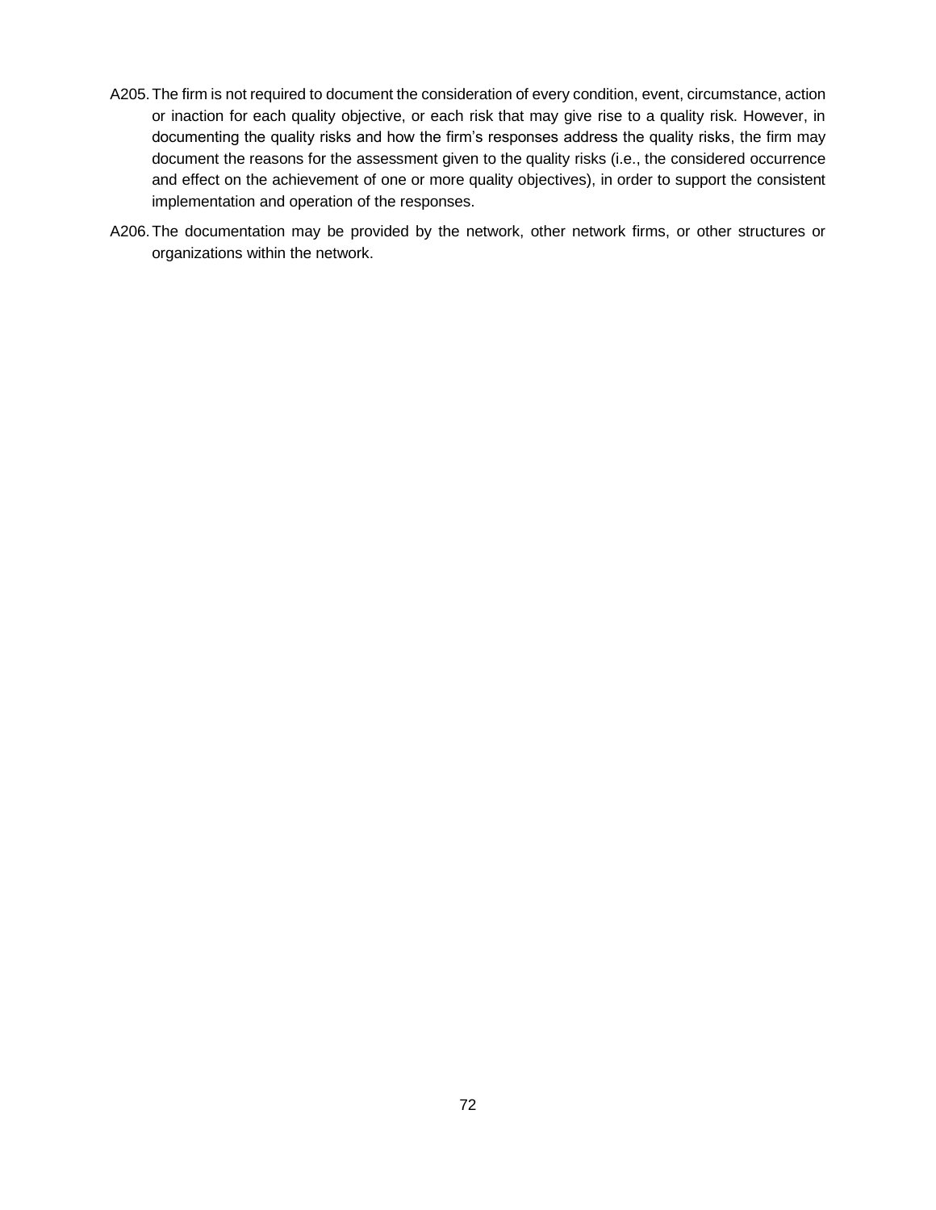A205. The firm is not required to document the consideration of every condition, event, circumstance, action or inaction for each quality objective, or each risk that may give rise to a quality risk. However, in documenting the quality risks and how the firm's responses address the quality risks, the firm may document the reasons for the assessment given to the quality risks (i.e., the considered occurrence and effect on the achievement of one or more quality objectives), in order to support the consistent implementation and operation of the responses.

A206. The documentation may be provided by the network, other network firms, or other structures or organizations within the network.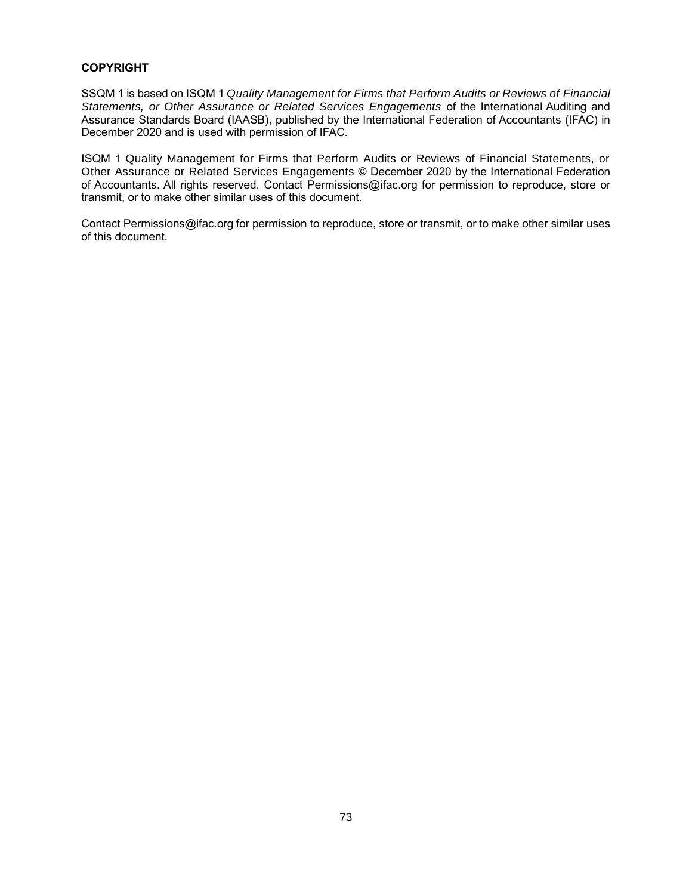**COPYRIGHT**

SSQM 1 is based on ISQM 1 *Quality Management for Firms that Perform Audits or Reviews of Financial Statements, or Other Assurance or Related Services Engagements* of the International Auditing and Assurance Standards Board (IAASB), published by the International Federation of Accountants (IFAC) in December 2020 and is used with permission of IFAC.

ISQM 1 Quality Management for Firms that Perform Audits or Reviews of Financial Statements, or Other Assurance or Related Services Engagements © December 2020 by the International Federation of Accountants. All rights reserved. Contact Permissions@ifac.org for permission to reproduce, store or transmit, or to make other similar uses of this document.

Contact Permissions@ifac.org for permission to reproduce, store or transmit, or to make other similar uses of this document.